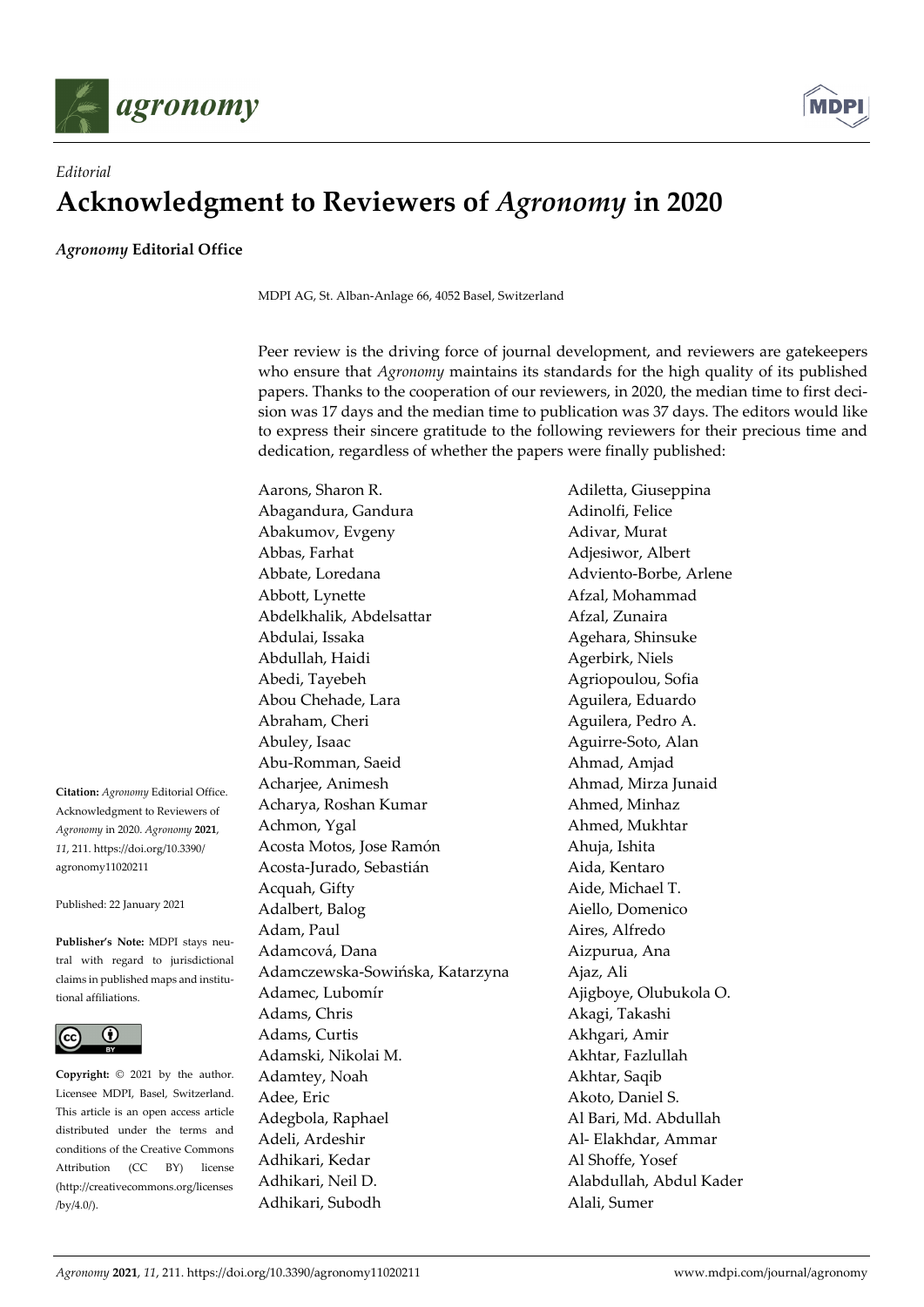*Editorial*

# Acknowledgment to Reviewers of *Agronomy* in 2020

***Agronomy* Editorial Office**

MDPI AG, St. Alban-Anlage 66, 4052 Basel, Switzerland

**Citation:** *Agronomy* Editorial Office. Acknowledgment to Reviewers of *Agronomy* in 2020. *Agronomy* **2021**, *11*, 211. https://doi.org/10.3390/agronomy11020211

Published: 22 January 2021

**Publisher's Note:** MDPI stays neutral with regard to jurisdictional claims in published maps and institutional affiliations.

**Copyright:** © 2021 by the author. Licensee MDPI, Basel, Switzerland. This article is an open access article distributed under the terms and conditions of the Creative Commons Attribution (CC BY) license (http://creativecommons.org/licenses/by/4.0/).

Peer review is the driving force of journal development, and reviewers are gatekeepers who ensure that *Agronomy* maintains its standards for the high quality of its published papers. Thanks to the cooperation of our reviewers, in 2020, the median time to first decision was 17 days and the median time to publication was 37 days. The editors would like to express their sincere gratitude to the following reviewers for their precious time and dedication, regardless of whether the papers were finally published:

Aarons, Sharon R.
Abagandura, Gandura
Abakumov, Evgeny
Abbas, Farhat
Abbate, Loredana
Abbott, Lynette
Abdelkhalik, Abdelsattar
Abdulai, Issaka
Abdullah, Haidi
Abedi, Tayebeh
Abou Chehade, Lara
Abraham, Cheri
Abuley, Isaac
Abu-Romman, Saeid
Acharjee, Animesh
Acharya, Roshan Kumar
Achmon, Ygal
Acosta Motos, Jose Ramón
Acosta-Jurado, Sebastián
Acquah, Gifty
Adalbert, Balog
Adam, Paul
Adamcová, Dana
Adamczewska-Sowińska, Katarzyna
Adamec, Lubomír
Adams, Chris
Adams, Curtis
Adamski, Nikolai M.
Adamtey, Noah
Adee, Eric
Adegbola, Raphael
Adeli, Ardeshir
Adhikari, Kedar
Adhikari, Neil D.
Adhikari, Subodh
Adiletta, Giuseppina
Adinolfi, Felice
Adivar, Murat
Adjesiwor, Albert
Adviento-Borbe, Arlene
Afzal, Mohammad
Afzal, Zunaira
Agehara, Shinsuke
Agerbirk, Niels
Agriopoulou, Sofia
Aguilera, Eduardo
Aguilera, Pedro A.
Aguirre-Soto, Alan
Ahmad, Amjad
Ahmad, Mirza Junaid
Ahmed, Minhaz
Ahmed, Mukhtar
Ahuja, Ishita
Aida, Kentaro
Aide, Michael T.
Aiello, Domenico
Aires, Alfredo
Aizpurua, Ana
Ajaz, Ali
Ajigboye, Olubukola O.
Akagi, Takashi
Akhgari, Amir
Akhtar, Fazlullah
Akhtar, Saqib
Akoto, Daniel S.
Al Bari, Md. Abdullah
Al- Elakhdar, Ammar
Al Shoffe, Yosef
Alabdullah, Abdul Kader
Alali, Sumer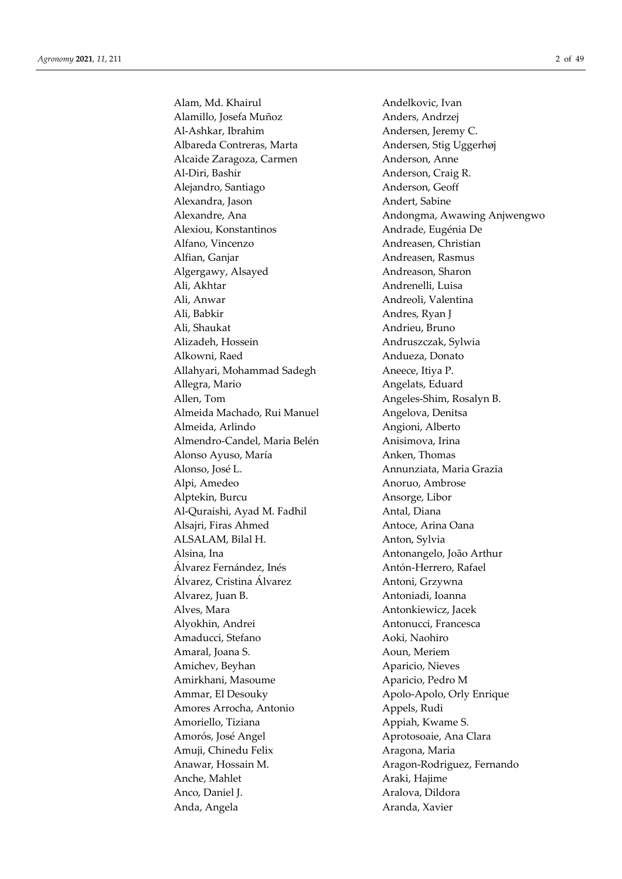Alam, Md. Khairul
Alamillo, Josefa Muñoz
Al-Ashkar, Ibrahim
Albareda Contreras, Marta
Alcaide Zaragoza, Carmen
Al-Diri, Bashir
Alejandro, Santiago
Alexandra, Jason
Alexandre, Ana
Alexiou, Konstantinos
Alfano, Vincenzo
Alfian, Ganjar
Algergawy, Alsayed
Ali, Akhtar
Ali, Anwar
Ali, Babkir
Ali, Shaukat
Alizadeh, Hossein
Alkowni, Raed
Allahyari, Mohammad Sadegh
Allegra, Mario
Allen, Tom
Almeida Machado, Rui Manuel
Almeida, Arlindo
Almendro-Candel, Maria Belén
Alonso Ayuso, María
Alonso, José L.
Alpi, Amedeo
Alptekin, Burcu
Al-Quraishi, Ayad M. Fadhil
Alsajri, Firas Ahmed
ALSALAM, Bilal H.
Alsina, Ina
Álvarez Fernández, Inés
Álvarez, Cristina Álvarez
Alvarez, Juan B.
Alves, Mara
Alyokhin, Andrei
Amaducci, Stefano
Amaral, Joana S.
Amichev, Beyhan
Amirkhani, Masoume
Ammar, El Desouky
Amores Arrocha, Antonio
Amoriello, Tiziana
Amorós, José Angel
Amuji, Chinedu Felix
Anawar, Hossain M.
Anche, Mahlet
Anco, Daniel J.
Anda, Angela
Andelkovic, Ivan
Anders, Andrzej
Andersen, Jeremy C.
Andersen, Stig Uggerhøj
Anderson, Anne
Anderson, Craig R.
Anderson, Geoff
Andert, Sabine
Andongma, Awawing Anjwengwo
Andrade, Eugénia De
Andreasen, Christian
Andreasen, Rasmus
Andreason, Sharon
Andrenelli, Luisa
Andreoli, Valentina
Andres, Ryan J
Andrieu, Bruno
Andruszczak, Sylwia
Andueza, Donato
Aneece, Itiya P.
Angelats, Eduard
Angeles-Shim, Rosalyn B.
Angelova, Denitsa
Angioni, Alberto
Anisimova, Irina
Anken, Thomas
Annunziata, Maria Grazia
Anoruo, Ambrose
Ansorge, Libor
Antal, Diana
Antoce, Arina Oana
Anton, Sylvia
Antonangelo, João Arthur
Antón-Herrero, Rafael
Antoni, Grzywna
Antoniadi, Ioanna
Antonkiewicz, Jacek
Antonucci, Francesca
Aoki, Naohiro
Aoun, Meriem
Aparicio, Nieves
Aparicio, Pedro M
Apolo-Apolo, Orly Enrique
Appels, Rudi
Appiah, Kwame S.
Aprotosoaie, Ana Clara
Aragona, Maria
Aragon-Rodriguez, Fernando
Araki, Hajime
Aralova, Dildora
Aranda, Xavier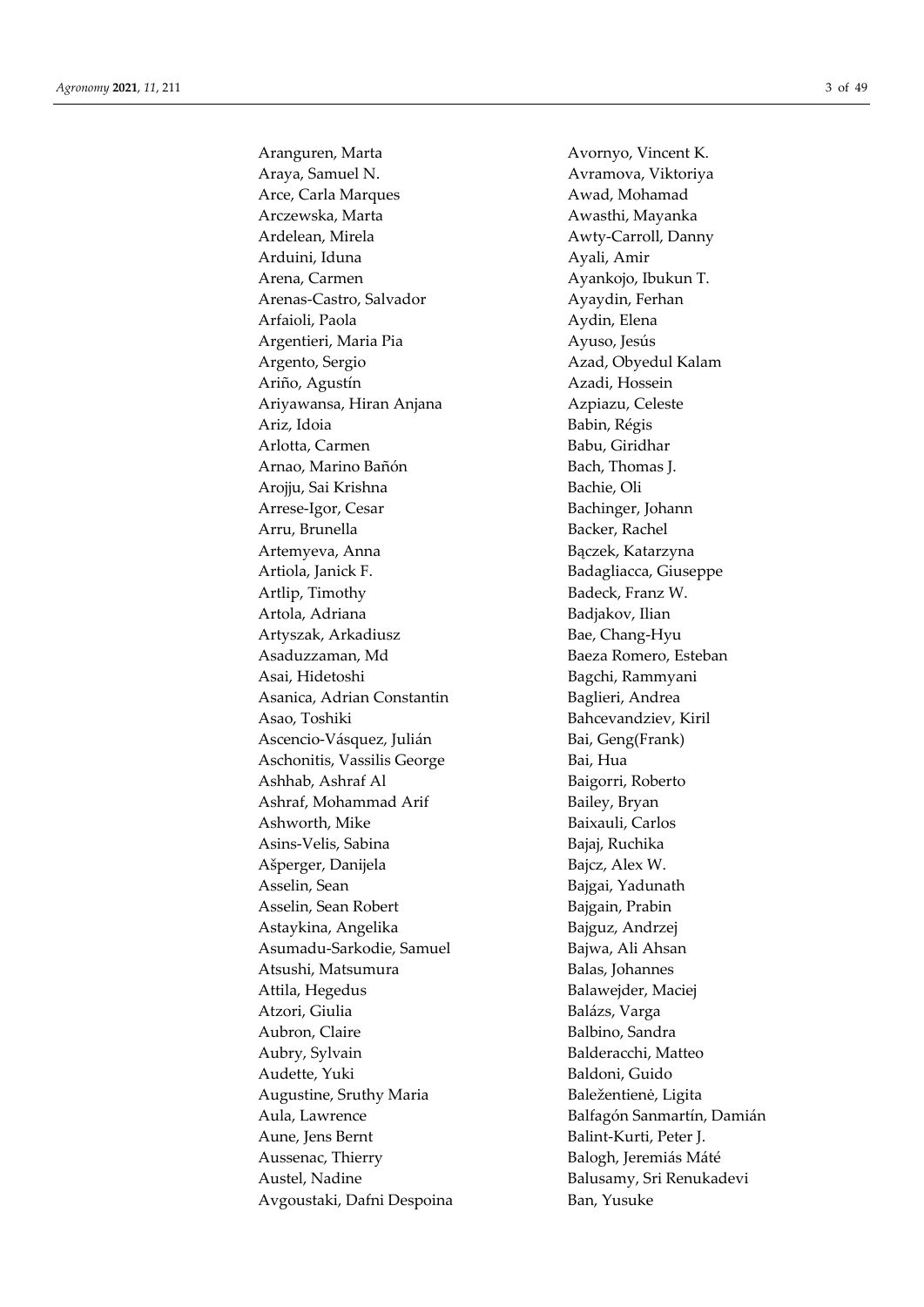Aranguren, Marta
Araya, Samuel N.
Arce, Carla Marques
Arczewska, Marta
Ardelean, Mirela
Arduini, Iduna
Arena, Carmen
Arenas-Castro, Salvador
Arfaioli, Paola
Argentieri, Maria Pia
Argento, Sergio
Ariño, Agustín
Ariyawansa, Hiran Anjana
Ariz, Idoia
Arlotta, Carmen
Arnao, Marino Bañón
Arojju, Sai Krishna
Arrese-Igor, Cesar
Arru, Brunella
Artemyeva, Anna
Artiola, Janick F.
Artlip, Timothy
Artola, Adriana
Artyszak, Arkadiusz
Asaduzzaman, Md
Asai, Hidetoshi
Asanica, Adrian Constantin
Asao, Toshiki
Ascencio-Vásquez, Julián
Aschonitis, Vassilis George
Ashhab, Ashraf Al
Ashraf, Mohammad Arif
Ashworth, Mike
Asins-Velis, Sabina
Ašperger, Danijela
Asselin, Sean
Asselin, Sean Robert
Astaykina, Angelika
Asumadu-Sarkodie, Samuel
Atsushi, Matsumura
Attila, Hegedus
Atzori, Giulia
Aubron, Claire
Aubry, Sylvain
Audette, Yuki
Augustine, Sruthy Maria
Aula, Lawrence
Aune, Jens Bernt
Aussenac, Thierry
Austel, Nadine
Avgoustaki, Dafni Despoina
Avornyo, Vincent K.
Avramova, Viktoriya
Awad, Mohamad
Awasthi, Mayanka
Awty-Carroll, Danny
Ayali, Amir
Ayankojo, Ibukun T.
Ayaydin, Ferhan
Aydin, Elena
Ayuso, Jesús
Azad, Obyedul Kalam
Azadi, Hossein
Azpiazu, Celeste
Babin, Régis
Babu, Giridhar
Bach, Thomas J.
Bachie, Oli
Bachinger, Johann
Backer, Rachel
Bączek, Katarzyna
Badagliacca, Giuseppe
Badeck, Franz W.
Badjakov, Ilian
Bae, Chang-Hyu
Baeza Romero, Esteban
Bagchi, Rammyani
Baglieri, Andrea
Bahcevandziev, Kiril
Bai, Geng(Frank)
Bai, Hua
Baigorri, Roberto
Bailey, Bryan
Baixauli, Carlos
Bajaj, Ruchika
Bajcz, Alex W.
Bajgai, Yadunath
Bajgain, Prabin
Bajguz, Andrzej
Bajwa, Ali Ahsan
Balas, Johannes
Balawejder, Maciej
Balázs, Varga
Balbino, Sandra
Balderacchi, Matteo
Baldoni, Guido
Baležentienė, Ligita
Balfagón Sanmartín, Damián
Balint-Kurti, Peter J.
Balogh, Jeremiás Máté
Balusamy, Sri Renukadevi
Ban, Yusuke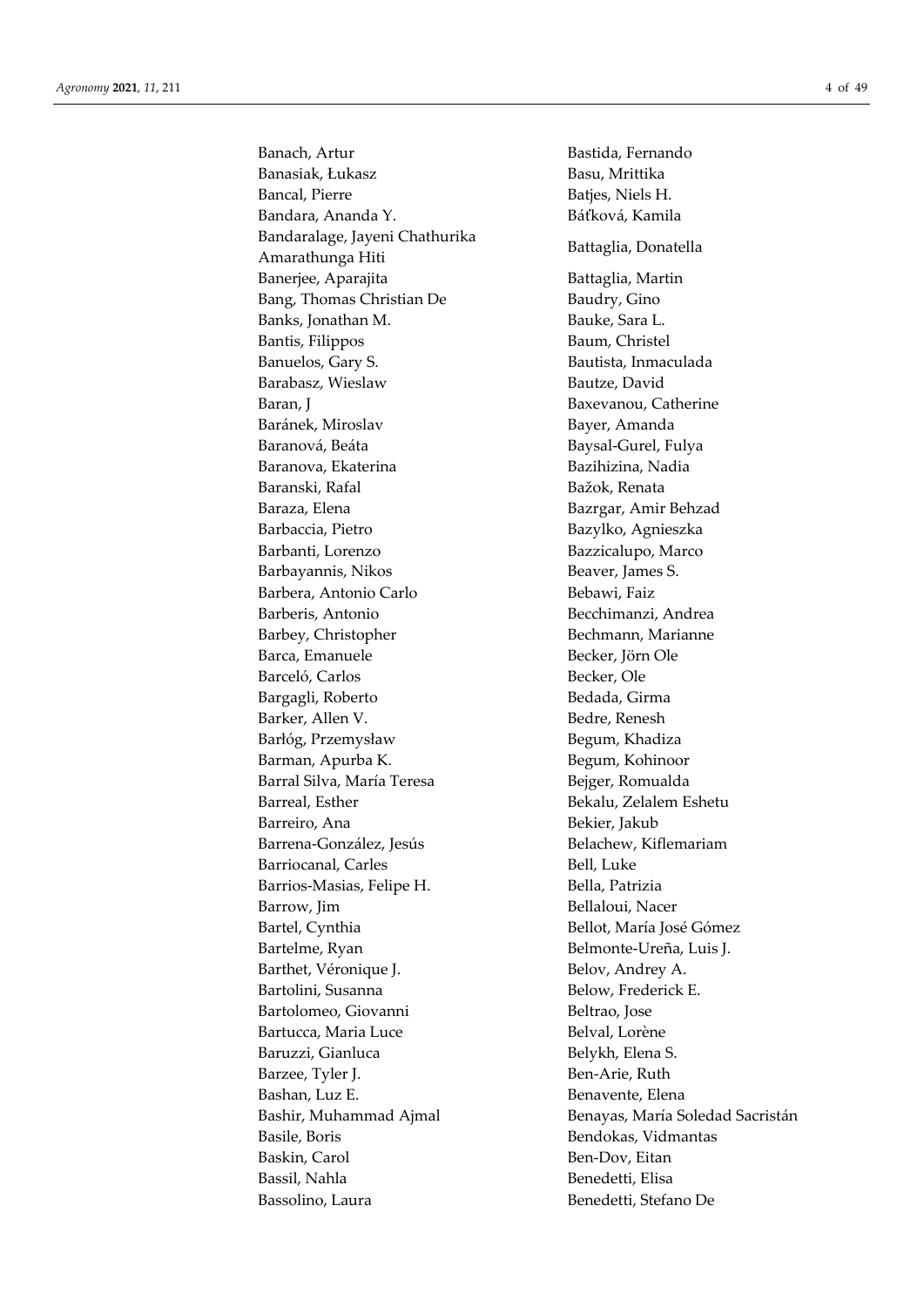Banach, Artur
Banasiak, Łukasz
Bancal, Pierre
Bandara, Ananda Y.
Bandaralage, Jayeni Chathurika Amarathunga Hiti
Banerjee, Aparajita
Bang, Thomas Christian De
Banks, Jonathan M.
Bantis, Filippos
Banuelos, Gary S.
Barabasz, Wieslaw
Baran, J
Baránek, Miroslav
Baranová, Beáta
Baranova, Ekaterina
Baranski, Rafal
Baraza, Elena
Barbaccia, Pietro
Barbanti, Lorenzo
Barbayannis, Nikos
Barbera, Antonio Carlo
Barberis, Antonio
Barbey, Christopher
Barca, Emanuele
Barceló, Carlos
Bargagli, Roberto
Barker, Allen V.
Barłóg, Przemysław
Barman, Apurba K.
Barral Silva, María Teresa
Barreal, Esther
Barreiro, Ana
Barrena-González, Jesús
Barriocanal, Carles
Barrios-Masias, Felipe H.
Barrow, Jim
Bartel, Cynthia
Bartelme, Ryan
Barthet, Véronique J.
Bartolini, Susanna
Bartolomeo, Giovanni
Bartucca, Maria Luce
Baruzzi, Gianluca
Barzee, Tyler J.
Bashan, Luz E.
Bashir, Muhammad Ajmal
Basile, Boris
Baskin, Carol
Bassil, Nahla
Bassolino, Laura
Bastida, Fernando
Basu, Mrittika
Batjes, Niels H.
Báťková, Kamila
Battaglia, Donatella
Battaglia, Martin
Baudry, Gino
Bauke, Sara L.
Baum, Christel
Bautista, Inmaculada
Bautze, David
Baxevanou, Catherine
Bayer, Amanda
Baysal-Gurel, Fulya
Bazihizina, Nadia
Bažok, Renata
Bazrgar, Amir Behzad
Bazylko, Agnieszka
Bazzicalupo, Marco
Beaver, James S.
Bebawi, Faiz
Becchimanzi, Andrea
Bechmann, Marianne
Becker, Jörn Ole
Becker, Ole
Bedada, Girma
Bedre, Renesh
Begum, Khadiza
Begum, Kohinoor
Bejger, Romualda
Bekalu, Zelalem Eshetu
Bekier, Jakub
Belachew, Kiflemariam
Bell, Luke
Bella, Patrizia
Bellaloui, Nacer
Bellot, María José Gómez
Belmonte-Ureña, Luis J.
Belov, Andrey A.
Below, Frederick E.
Beltrao, Jose
Belval, Lorène
Belykh, Elena S.
Ben-Arie, Ruth
Benavente, Elena
Benayas, María Soledad Sacristán
Bendokas, Vidmantas
Ben-Dov, Eitan
Benedetti, Elisa
Benedetti, Stefano De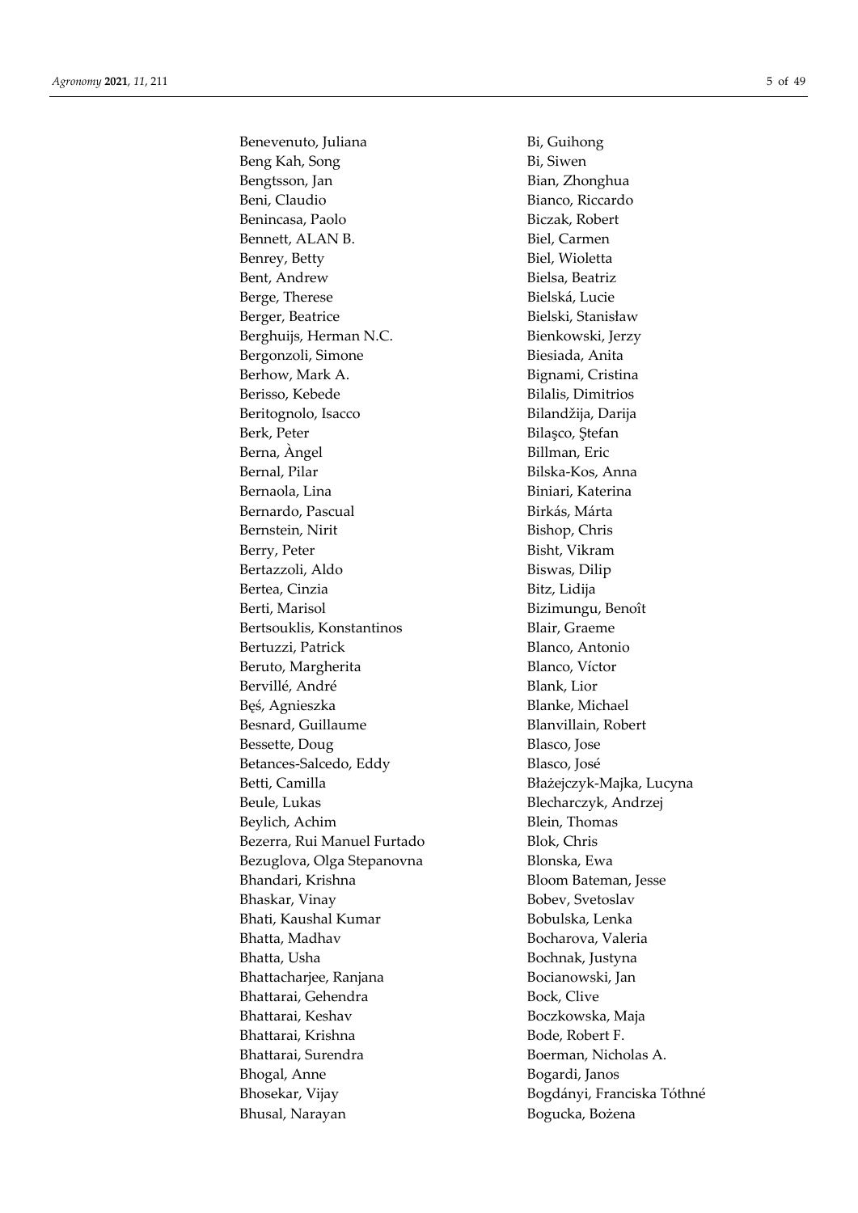Benevenuto, Juliana
Beng Kah, Song
Bengtsson, Jan
Beni, Claudio
Benincasa, Paolo
Bennett, ALAN B.
Benrey, Betty
Bent, Andrew
Berge, Therese
Berger, Beatrice
Berghuijs, Herman N.C.
Bergonzoli, Simone
Berhow, Mark A.
Berisso, Kebede
Beritognolo, Isacco
Berk, Peter
Berna, Àngel
Bernal, Pilar
Bernaola, Lina
Bernardo, Pascual
Bernstein, Nirit
Berry, Peter
Bertazzoli, Aldo
Bertea, Cinzia
Berti, Marisol
Bertsouklis, Konstantinos
Bertuzzi, Patrick
Beruto, Margherita
Bervillé, André
Bęś, Agnieszka
Besnard, Guillaume
Bessette, Doug
Betances-Salcedo, Eddy
Betti, Camilla
Beule, Lukas
Beylich, Achim
Bezerra, Rui Manuel Furtado
Bezuglova, Olga Stepanovna
Bhandari, Krishna
Bhaskar, Vinay
Bhati, Kaushal Kumar
Bhatta, Madhav
Bhatta, Usha
Bhattacharjee, Ranjana
Bhattarai, Gehendra
Bhattarai, Keshav
Bhattarai, Krishna
Bhattarai, Surendra
Bhogal, Anne
Bhosekar, Vijay
Bhusal, Narayan
Bi, Guihong
Bi, Siwen
Bian, Zhonghua
Bianco, Riccardo
Biczak, Robert
Biel, Carmen
Biel, Wioletta
Bielsa, Beatriz
Bielská, Lucie
Bielski, Stanisław
Bienkowski, Jerzy
Biesiada, Anita
Bignami, Cristina
Bilalis, Dimitrios
Bilandžija, Darija
Bilaşco, Ştefan
Billman, Eric
Bilska-Kos, Anna
Biniari, Katerina
Birkás, Márta
Bishop, Chris
Bisht, Vikram
Biswas, Dilip
Bitz, Lidija
Bizimungu, Benoît
Blair, Graeme
Blanco, Antonio
Blanco, Víctor
Blank, Lior
Blanke, Michael
Blanvillain, Robert
Blasco, Jose
Blasco, José
Błażejczyk-Majka, Lucyna
Blecharczyk, Andrzej
Blein, Thomas
Blok, Chris
Blonska, Ewa
Bloom Bateman, Jesse
Bobev, Svetoslav
Bobulska, Lenka
Bocharova, Valeria
Bochnak, Justyna
Bocianowski, Jan
Bock, Clive
Boczkowska, Maja
Bode, Robert F.
Boerman, Nicholas A.
Bogardi, Janos
Bogdányi, Franciska Tóthné
Bogucka, Bożena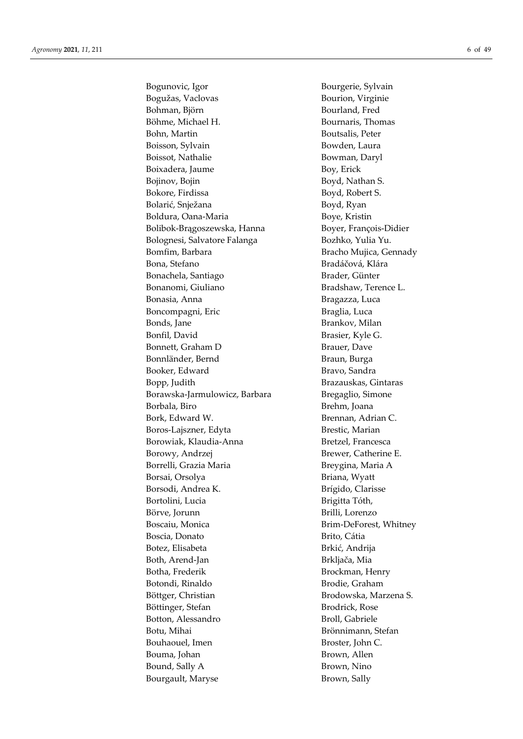Bogunovic, Igor
Bogužas, Vaclovas
Bohman, Björn
Böhme, Michael H.
Bohn, Martin
Boisson, Sylvain
Boissot, Nathalie
Boixadera, Jaume
Bojinov, Bojin
Bokore, Firdissa
Bolarić, Snježana
Boldura, Oana-Maria
Bolibok-Brągoszewska, Hanna
Bolognesi, Salvatore Falanga
Bomfim, Barbara
Bona, Stefano
Bonachela, Santiago
Bonanomi, Giuliano
Bonasia, Anna
Boncompagni, Eric
Bonds, Jane
Bonfil, David
Bonnett, Graham D
Bonnländer, Bernd
Booker, Edward
Bopp, Judith
Borawska-Jarmulowicz, Barbara
Borbala, Biro
Bork, Edward W.
Boros-Lajszner, Edyta
Borowiak, Klaudia-Anna
Borowy, Andrzej
Borrelli, Grazia Maria
Borsai, Orsolya
Borsodi, Andrea K.
Bortolini, Lucia
Börve, Jorunn
Boscaiu, Monica
Boscia, Donato
Botez, Elisabeta
Both, Arend-Jan
Botha, Frederik
Botondi, Rinaldo
Böttger, Christian
Böttinger, Stefan
Botton, Alessandro
Botu, Mihai
Bouhaouel, Imen
Bouma, Johan
Bound, Sally A
Bourgault, Maryse
Bourgerie, Sylvain
Bourion, Virginie
Bourland, Fred
Bournaris, Thomas
Boutsalis, Peter
Bowden, Laura
Bowman, Daryl
Boy, Erick
Boyd, Nathan S.
Boyd, Robert S.
Boyd, Ryan
Boye, Kristin
Boyer, François-Didier
Bozhko, Yulia Yu.
Bracho Mujica, Gennady
Bradáčová, Klára
Brader, Günter
Bradshaw, Terence L.
Bragazza, Luca
Braglia, Luca
Brankov, Milan
Brasier, Kyle G.
Brauer, Dave
Braun, Burga
Bravo, Sandra
Brazauskas, Gintaras
Bregaglio, Simone
Brehm, Joana
Brennan, Adrian C.
Brestic, Marian
Bretzel, Francesca
Brewer, Catherine E.
Breygina, Maria A
Briana, Wyatt
Brígido, Clarisse
Brigitta Tóth,
Brilli, Lorenzo
Brim-DeForest, Whitney
Brito, Cátia
Brkić, Andrija
Brkljača, Mia
Brockman, Henry
Brodie, Graham
Brodowska, Marzena S.
Brodrick, Rose
Broll, Gabriele
Brönnimann, Stefan
Broster, John C.
Brown, Allen
Brown, Nino
Brown, Sally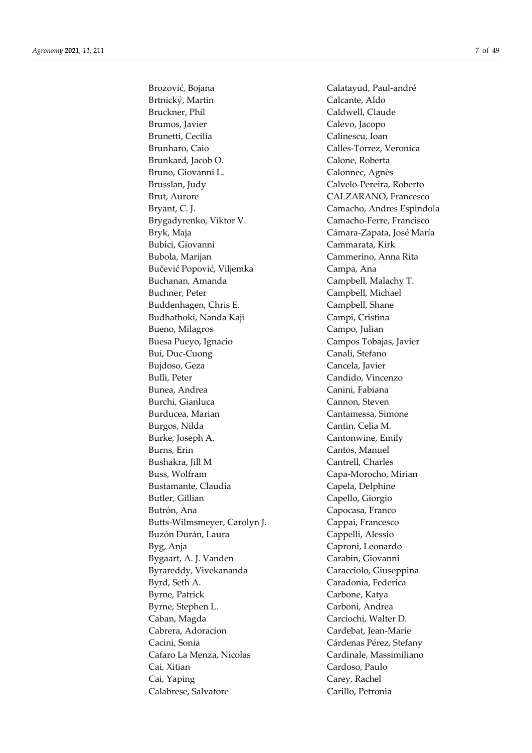Brozović, Bojana
Brtnický, Martin
Bruckner, Phil
Brumos, Javier
Brunetti, Cecilia
Brunharo, Caio
Brunkard, Jacob O.
Bruno, Giovanni L.
Brusslan, Judy
Brut, Aurore
Bryant, C. J.
Brygadyrenko, Viktor V.
Bryk, Maja
Bubici, Giovanni
Bubola, Marijan
Bučević Popović, Viljemka
Buchanan, Amanda
Buchner, Peter
Buddenhagen, Chris E.
Budhathoki, Nanda Kaji
Bueno, Milagros
Buesa Pueyo, Ignacio
Bui, Duc-Cuong
Bujdoso, Geza
Bulli, Peter
Bunea, Andrea
Burchi, Gianluca
Burducea, Marian
Burgos, Nilda
Burke, Joseph A.
Burns, Erin
Bushakra, Jill M
Buss, Wolfram
Bustamante, Claudia
Butler, Gillian
Butrón, Ana
Butts-Wilmsmeyer, Carolyn J.
Buzón Durán, Laura
Byg, Anja
Bygaart, A. J. Vanden
Byrareddy, Vivekananda
Byrd, Seth A.
Byrne, Patrick
Byrne, Stephen L.
Caban, Magda
Cabrera, Adoracion
Cacini, Sonia
Cafaro La Menza, Nicolas
Cai, Xitian
Cai, Yaping
Calabrese, Salvatore
Calatayud, Paul-andré
Calcante, Aldo
Caldwell, Claude
Calevo, Jacopo
Calinescu, Ioan
Calles-Torrez, Veronica
Calone, Roberta
Calonnec, Agnès
Calvelo-Pereira, Roberto
CALZARANO, Francesco
Camacho, Andres Espindola
Camacho-Ferre, Francisco
Cámara-Zapata, José María
Cammarata, Kirk
Cammerino, Anna Rita
Campa, Ana
Campbell, Malachy T.
Campbell, Michael
Campbell, Shane
Campi, Cristina
Campo, Julian
Campos Tobajas, Javier
Canali, Stefano
Cancela, Javier
Candido, Vincenzo
Canini, Fabiana
Cannon, Steven
Cantamessa, Simone
Cantin, Celia M.
Cantonwine, Emily
Cantos, Manuel
Cantrell, Charles
Capa-Morocho, Mirian
Capela, Delphine
Capello, Giorgio
Capocasa, Franco
Cappai, Francesco
Cappelli, Alessio
Caproni, Leonardo
Carabin, Giovanni
Caracciolo, Giuseppina
Caradonia, Federica
Carbone, Katya
Carboni, Andrea
Carciochi, Walter D.
Cardebat, Jean-Marie
Cárdenas Pérez, Stefany
Cardinale, Massimiliano
Cardoso, Paulo
Carey, Rachel
Carillo, Petronia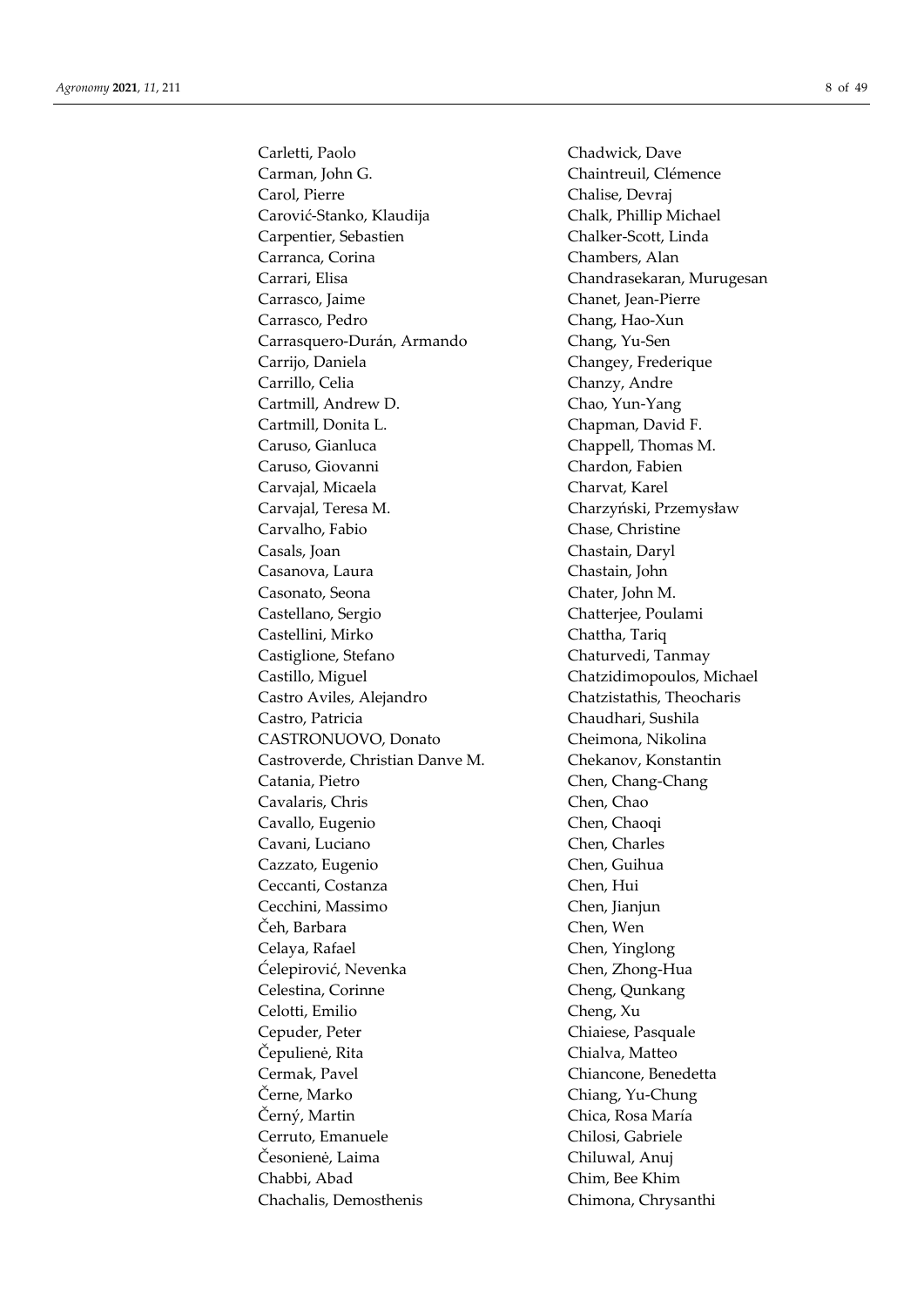Carletti, Paolo
Carman, John G.
Carol, Pierre
Carović-Stanko, Klaudija
Carpentier, Sebastien
Carranca, Corina
Carrari, Elisa
Carrasco, Jaime
Carrasco, Pedro
Carrasquero-Durán, Armando
Carrijo, Daniela
Carrillo, Celia
Cartmill, Andrew D.
Cartmill, Donita L.
Caruso, Gianluca
Caruso, Giovanni
Carvajal, Micaela
Carvajal, Teresa M.
Carvalho, Fabio
Casals, Joan
Casanova, Laura
Casonato, Seona
Castellano, Sergio
Castellini, Mirko
Castiglione, Stefano
Castillo, Miguel
Castro Aviles, Alejandro
Castro, Patricia
CASTRONUOVO, Donato
Castroverde, Christian Danve M.
Catania, Pietro
Cavalaris, Chris
Cavallo, Eugenio
Cavani, Luciano
Cazzato, Eugenio
Ceccanti, Costanza
Cecchini, Massimo
Čeh, Barbara
Celaya, Rafael
Ćelepirović, Nevenka
Celestina, Corinne
Celotti, Emilio
Cepuder, Peter
Čepulienė, Rita
Cermak, Pavel
Černe, Marko
Černý, Martin
Cerruto, Emanuele
Česonienė, Laima
Chabbi, Abad
Chachalis, Demosthenis
Chadwick, Dave
Chaintreuil, Clémence
Chalise, Devraj
Chalk, Phillip Michael
Chalker-Scott, Linda
Chambers, Alan
Chandrasekaran, Murugesan
Chanet, Jean-Pierre
Chang, Hao-Xun
Chang, Yu-Sen
Changey, Frederique
Chanzy, Andre
Chao, Yun-Yang
Chapman, David F.
Chappell, Thomas M.
Chardon, Fabien
Charvat, Karel
Charzyński, Przemysław
Chase, Christine
Chastain, Daryl
Chastain, John
Chater, John M.
Chatterjee, Poulami
Chattha, Tariq
Chaturvedi, Tanmay
Chatzidimopoulos, Michael
Chatzistathis, Theocharis
Chaudhari, Sushila
Cheimona, Nikolina
Chekanov, Konstantin
Chen, Chang-Chang
Chen, Chao
Chen, Chaoqi
Chen, Charles
Chen, Guihua
Chen, Hui
Chen, Jianjun
Chen, Wen
Chen, Yinglong
Chen, Zhong-Hua
Cheng, Qunkang
Cheng, Xu
Chiaiese, Pasquale
Chialva, Matteo
Chiancone, Benedetta
Chiang, Yu-Chung
Chica, Rosa María
Chilosi, Gabriele
Chiluwal, Anuj
Chim, Bee Khim
Chimona, Chrysanthi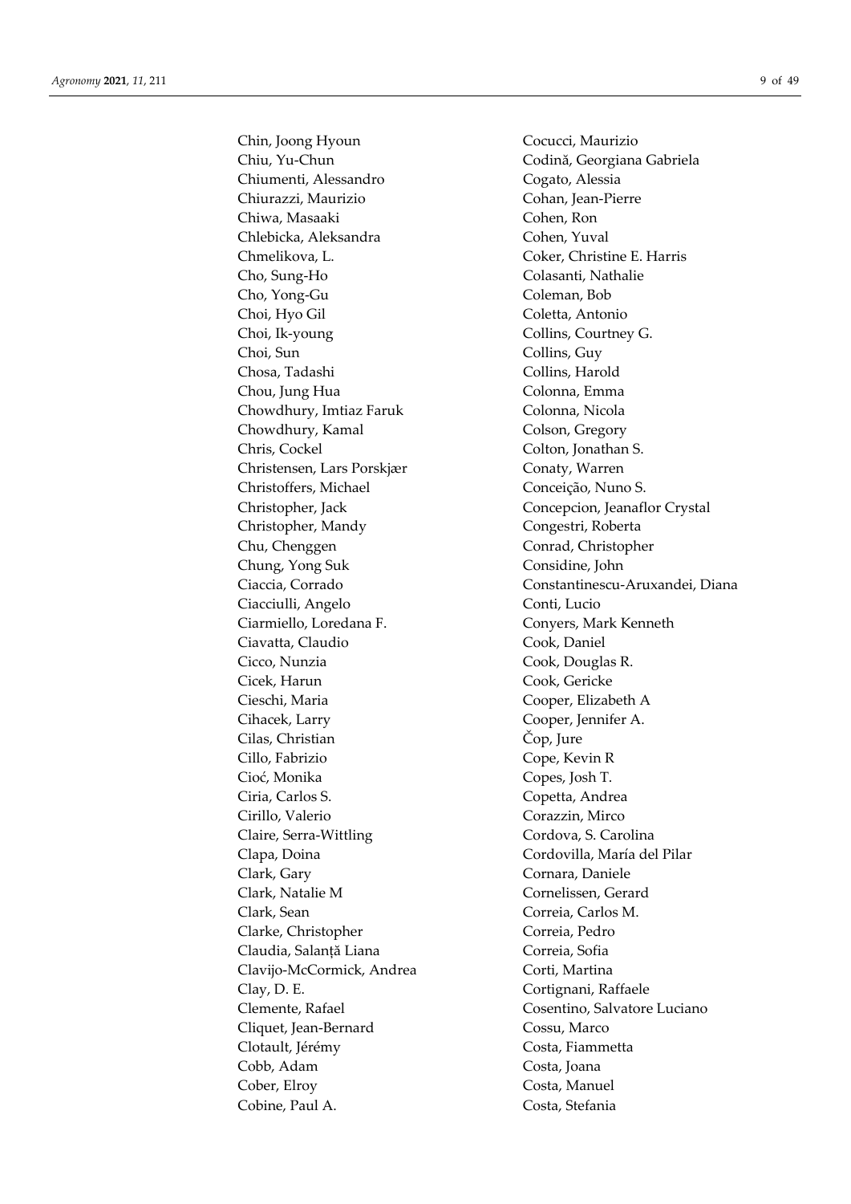Chin, Joong Hyoun
Chiu, Yu-Chun
Chiumenti, Alessandro
Chiurazzi, Maurizio
Chiwa, Masaaki
Chlebicka, Aleksandra
Chmelikova, L.
Cho, Sung-Ho
Cho, Yong-Gu
Choi, Hyo Gil
Choi, Ik-young
Choi, Sun
Chosa, Tadashi
Chou, Jung Hua
Chowdhury, Imtiaz Faruk
Chowdhury, Kamal
Chris, Cockel
Christensen, Lars Porskjær
Christoffers, Michael
Christopher, Jack
Christopher, Mandy
Chu, Chenggen
Chung, Yong Suk
Ciaccia, Corrado
Ciacciulli, Angelo
Ciarmiello, Loredana F.
Ciavatta, Claudio
Cicco, Nunzia
Cicek, Harun
Cieschi, Maria
Cihacek, Larry
Cilas, Christian
Cillo, Fabrizio
Cioć, Monika
Ciria, Carlos S.
Cirillo, Valerio
Claire, Serra-Wittling
Clapa, Doina
Clark, Gary
Clark, Natalie M
Clark, Sean
Clarke, Christopher
Claudia, Salanță Liana
Clavijo-McCormick, Andrea
Clay, D. E.
Clemente, Rafael
Cliquet, Jean-Bernard
Clotault, Jérémy
Cobb, Adam
Cober, Elroy
Cobine, Paul A.
Cocucci, Maurizio
Codină, Georgiana Gabriela
Cogato, Alessia
Cohan, Jean-Pierre
Cohen, Ron
Cohen, Yuval
Coker, Christine E. Harris
Colasanti, Nathalie
Coleman, Bob
Coletta, Antonio
Collins, Courtney G.
Collins, Guy
Collins, Harold
Colonna, Emma
Colonna, Nicola
Colson, Gregory
Colton, Jonathan S.
Conaty, Warren
Conceição, Nuno S.
Concepcion, Jeanaflor Crystal
Congestri, Roberta
Conrad, Christopher
Considine, John
Constantinescu-Aruxandei, Diana
Conti, Lucio
Conyers, Mark Kenneth
Cook, Daniel
Cook, Douglas R.
Cook, Gericke
Cooper, Elizabeth A
Cooper, Jennifer A.
Čop, Jure
Cope, Kevin R
Copes, Josh T.
Copetta, Andrea
Corazzin, Mirco
Cordova, S. Carolina
Cordovilla, María del Pilar
Cornara, Daniele
Cornelissen, Gerard
Correia, Carlos M.
Correia, Pedro
Correia, Sofia
Corti, Martina
Cortignani, Raffaele
Cosentino, Salvatore Luciano
Cossu, Marco
Costa, Fiammetta
Costa, Joana
Costa, Manuel
Costa, Stefania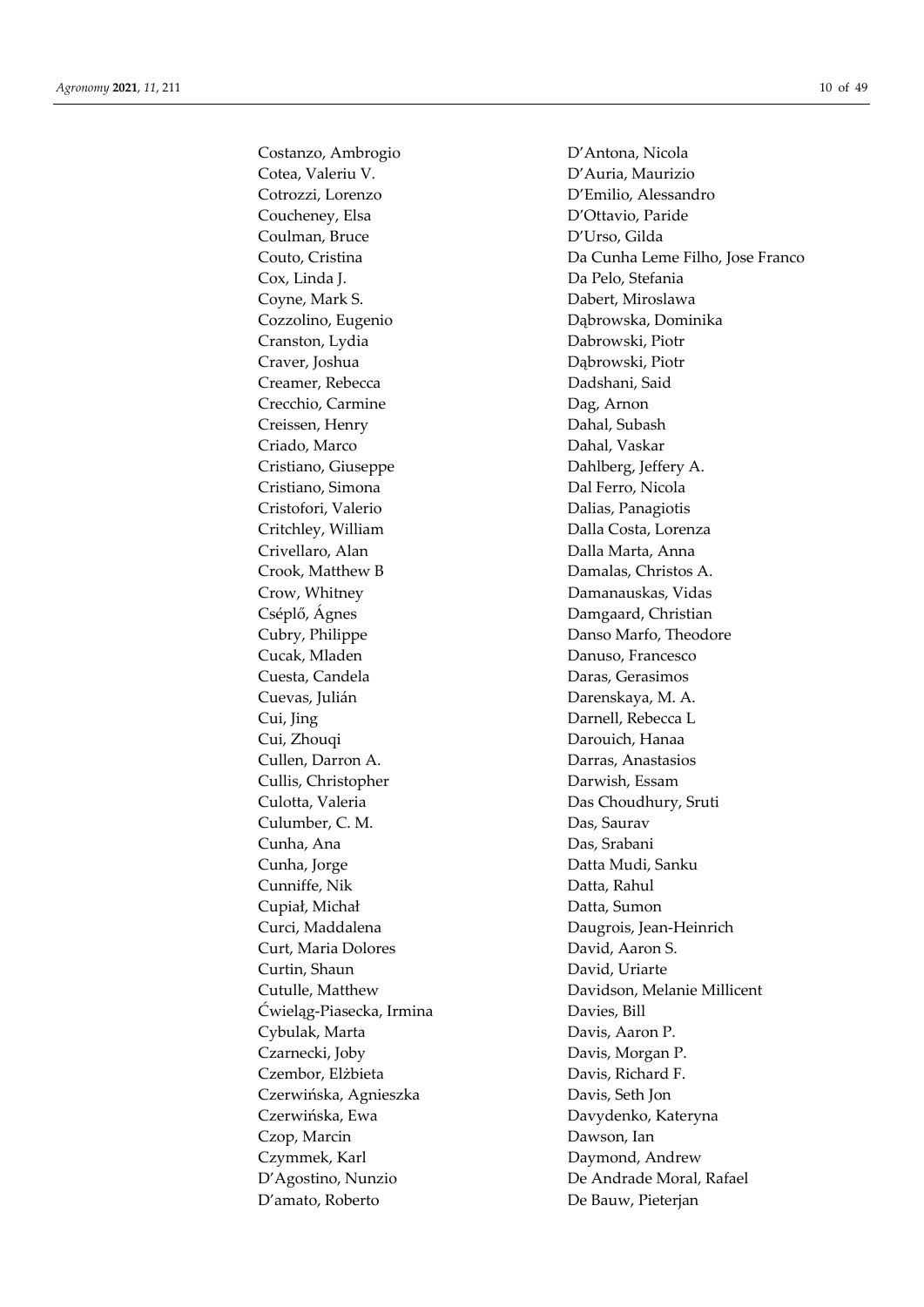Costanzo, Ambrogio
Cotea, Valeriu V.
Cotrozzi, Lorenzo
Coucheney, Elsa
Coulman, Bruce
Couto, Cristina
Cox, Linda J.
Coyne, Mark S.
Cozzolino, Eugenio
Cranston, Lydia
Craver, Joshua
Creamer, Rebecca
Crecchio, Carmine
Creissen, Henry
Criado, Marco
Cristiano, Giuseppe
Cristiano, Simona
Cristofori, Valerio
Critchley, William
Crivellaro, Alan
Crook, Matthew B
Crow, Whitney
Cséplő, Ágnes
Cubry, Philippe
Cucak, Mladen
Cuesta, Candela
Cuevas, Julián
Cui, Jing
Cui, Zhouqi
Cullen, Darron A.
Cullis, Christopher
Culotta, Valeria
Culumber, C. M.
Cunha, Ana
Cunha, Jorge
Cunniffe, Nik
Cupiał, Michał
Curci, Maddalena
Curt, Maria Dolores
Curtin, Shaun
Cutulle, Matthew
Ćwieląg-Piasecka, Irmina
Cybulak, Marta
Czarnecki, Joby
Czembor, Elżbieta
Czerwińska, Agnieszka
Czerwińska, Ewa
Czop, Marcin
Czymmek, Karl
D'Agostino, Nunzio
D'amato, Roberto
D'Antona, Nicola
D'Auria, Maurizio
D'Emilio, Alessandro
D'Ottavio, Paride
D'Urso, Gilda
Da Cunha Leme Filho, Jose Franco
Da Pelo, Stefania
Dabert, Miroslawa
Dąbrowska, Dominika
Dabrowski, Piotr
Dąbrowski, Piotr
Dadshani, Said
Dag, Arnon
Dahal, Subash
Dahal, Vaskar
Dahlberg, Jeffery A.
Dal Ferro, Nicola
Dalias, Panagiotis
Dalla Costa, Lorenza
Dalla Marta, Anna
Damalas, Christos A.
Damanauskas, Vidas
Damgaard, Christian
Danso Marfo, Theodore
Danuso, Francesco
Daras, Gerasimos
Darenskaya, M. A.
Darnell, Rebecca L
Darouich, Hanaa
Darras, Anastasios
Darwish, Essam
Das Choudhury, Sruti
Das, Saurav
Das, Srabani
Datta Mudi, Sanku
Datta, Rahul
Datta, Sumon
Daugrois, Jean-Heinrich
David, Aaron S.
David, Uriarte
Davidson, Melanie Millicent
Davies, Bill
Davis, Aaron P.
Davis, Morgan P.
Davis, Richard F.
Davis, Seth Jon
Davydenko, Kateryna
Dawson, Ian
Daymond, Andrew
De Andrade Moral, Rafael
De Bauw, Pieterjan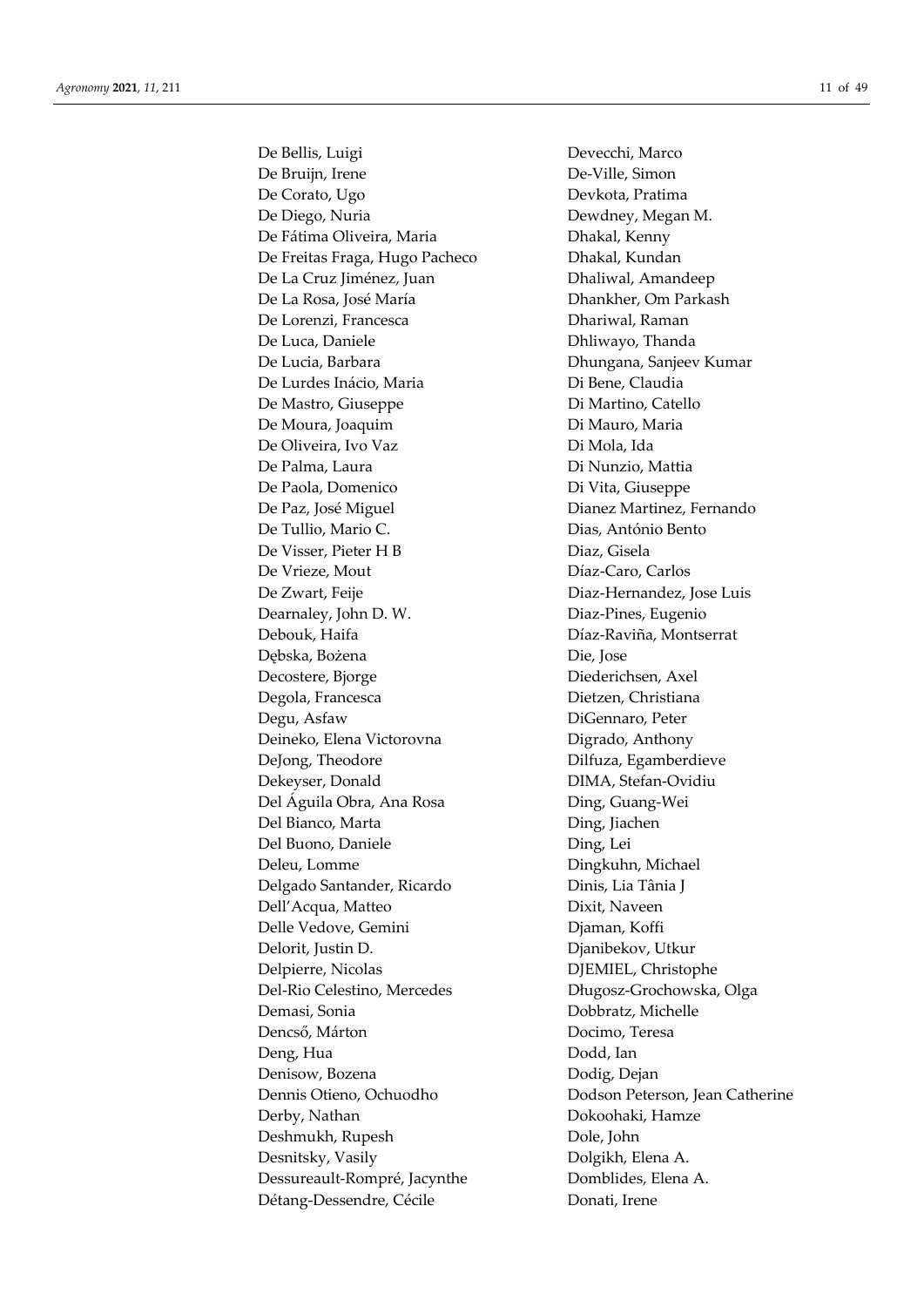De Bellis, Luigi
De Bruijn, Irene
De Corato, Ugo
De Diego, Nuria
De Fátima Oliveira, Maria
De Freitas Fraga, Hugo Pacheco
De La Cruz Jiménez, Juan
De La Rosa, José María
De Lorenzi, Francesca
De Luca, Daniele
De Lucia, Barbara
De Lurdes Inácio, Maria
De Mastro, Giuseppe
De Moura, Joaquim
De Oliveira, Ivo Vaz
De Palma, Laura
De Paola, Domenico
De Paz, José Miguel
De Tullio, Mario C.
De Visser, Pieter H B
De Vrieze, Mout
De Zwart, Feije
Dearnaley, John D. W.
Debouk, Haifa
Dębska, Bożena
Decostere, Bjorge
Degola, Francesca
Degu, Asfaw
Deineko, Elena Victorovna
DeJong, Theodore
Dekeyser, Donald
Del Águila Obra, Ana Rosa
Del Bianco, Marta
Del Buono, Daniele
Deleu, Lomme
Delgado Santander, Ricardo
Dell'Acqua, Matteo
Delle Vedove, Gemini
Delorit, Justin D.
Delpierre, Nicolas
Del-Rio Celestino, Mercedes
Demasi, Sonia
Dencső, Márton
Deng, Hua
Denisow, Bozena
Dennis Otieno, Ochuodho
Derby, Nathan
Deshmukh, Rupesh
Desnitsky, Vasily
Dessureault-Rompré, Jacynthe
Détang-Dessendre, Cécile
Devecchi, Marco
De-Ville, Simon
Devkota, Pratima
Dewdney, Megan M.
Dhakal, Kenny
Dhakal, Kundan
Dhaliwal, Amandeep
Dhankher, Om Parkash
Dhariwal, Raman
Dhliwayo, Thanda
Dhungana, Sanjeev Kumar
Di Bene, Claudia
Di Martino, Catello
Di Mauro, Maria
Di Mola, Ida
Di Nunzio, Mattia
Di Vita, Giuseppe
Dianez Martinez, Fernando
Dias, António Bento
Diaz, Gisela
Díaz-Caro, Carlos
Diaz-Hernandez, Jose Luis
Diaz-Pines, Eugenio
Díaz-Raviña, Montserrat
Die, Jose
Diederichsen, Axel
Dietzen, Christiana
DiGennaro, Peter
Digrado, Anthony
Dilfuza, Egamberdieve
DIMA, Stefan-Ovidiu
Ding, Guang-Wei
Ding, Jiachen
Ding, Lei
Dingkuhn, Michael
Dinis, Lia Tânia J
Dixit, Naveen
Djaman, Koffi
Djanibekov, Utkur
DJEMIEL, Christophe
Długosz-Grochowska, Olga
Dobbratz, Michelle
Docimo, Teresa
Dodd, Ian
Dodig, Dejan
Dodson Peterson, Jean Catherine
Dokoohaki, Hamze
Dole, John
Dolgikh, Elena A.
Domblides, Elena A.
Donati, Irene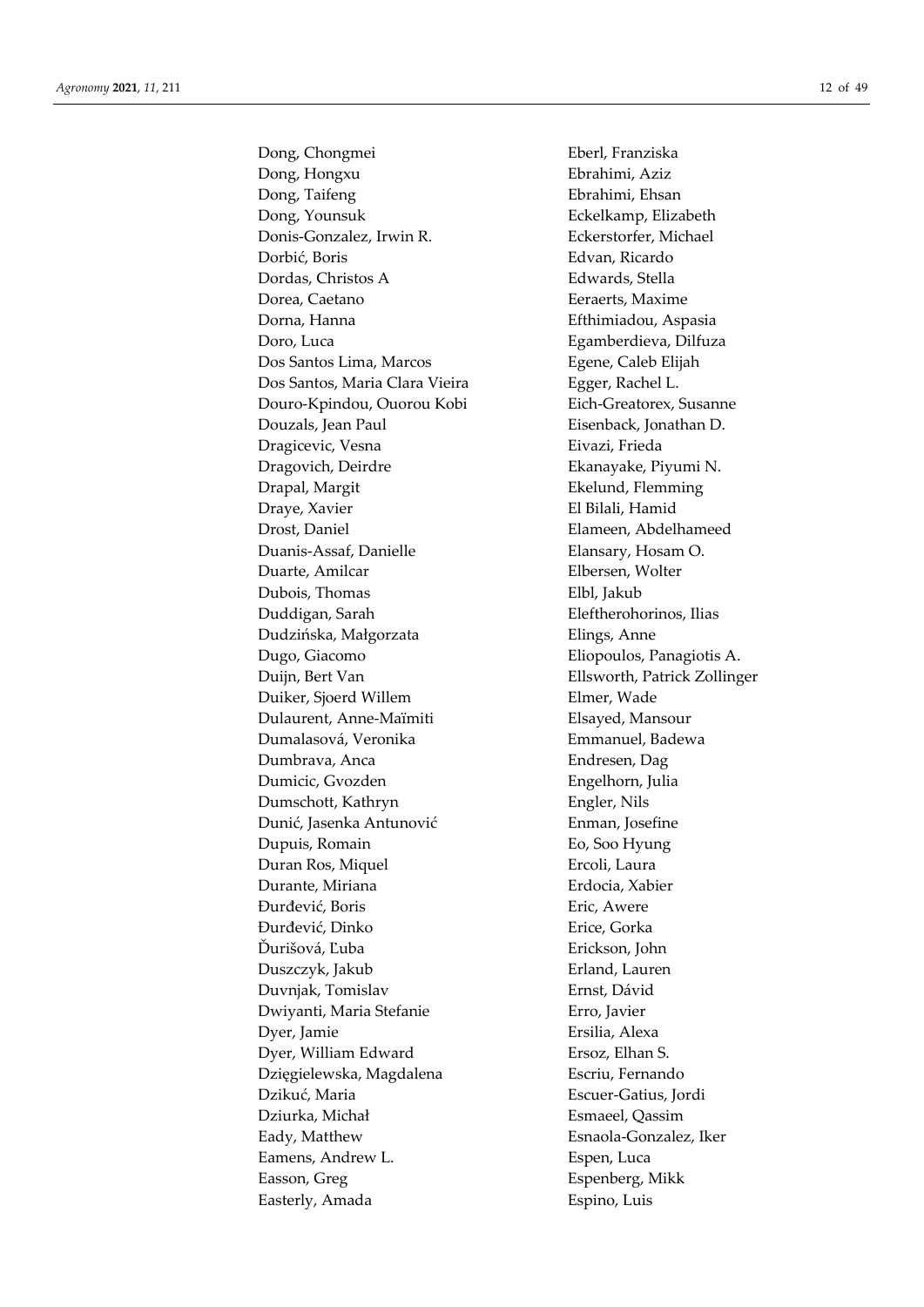Dong, Chongmei
Dong, Hongxu
Dong, Taifeng
Dong, Younsuk
Donis-Gonzalez, Irwin R.
Dorbić, Boris
Dordas, Christos A
Dorea, Caetano
Dorna, Hanna
Doro, Luca
Dos Santos Lima, Marcos
Dos Santos, Maria Clara Vieira
Douro-Kpindou, Ouorou Kobi
Douzals, Jean Paul
Dragicevic, Vesna
Dragovich, Deirdre
Drapal, Margit
Draye, Xavier
Drost, Daniel
Duanis-Assaf, Danielle
Duarte, Amilcar
Dubois, Thomas
Duddigan, Sarah
Dudzińska, Małgorzata
Dugo, Giacomo
Duijn, Bert Van
Duiker, Sjoerd Willem
Dulaurent, Anne-Maïmiti
Dumalasová, Veronika
Dumbrava, Anca
Dumicic, Gvozden
Dumschott, Kathryn
Dunić, Jasenka Antunović
Dupuis, Romain
Duran Ros, Miquel
Durante, Miriana
Đurđević, Boris
Đurđević, Dinko
Ďurišová, Ľuba
Duszczyk, Jakub
Duvnjak, Tomislav
Dwiyanti, Maria Stefanie
Dyer, Jamie
Dyer, William Edward
Dzięgielewska, Magdalena
Dzikuć, Maria
Dziurka, Michał
Eady, Matthew
Eamens, Andrew L.
Easson, Greg
Easterly, Amada
Eberl, Franziska
Ebrahimi, Aziz
Ebrahimi, Ehsan
Eckelkamp, Elizabeth
Eckerstorfer, Michael
Edvan, Ricardo
Edwards, Stella
Eeraerts, Maxime
Efthimiadou, Aspasia
Egamberdieva, Dilfuza
Egene, Caleb Elijah
Egger, Rachel L.
Eich-Greatorex, Susanne
Eisenback, Jonathan D.
Eivazi, Frieda
Ekanayake, Piyumi N.
Ekelund, Flemming
El Bilali, Hamid
Elameen, Abdelhameed
Elansary, Hosam O.
Elbersen, Wolter
Elbl, Jakub
Eleftherohorinos, Ilias
Elings, Anne
Eliopoulos, Panagiotis A.
Ellsworth, Patrick Zollinger
Elmer, Wade
Elsayed, Mansour
Emmanuel, Badewa
Endresen, Dag
Engelhorn, Julia
Engler, Nils
Enman, Josefine
Eo, Soo Hyung
Ercoli, Laura
Erdocia, Xabier
Eric, Awere
Erice, Gorka
Erickson, John
Erland, Lauren
Ernst, Dávid
Erro, Javier
Ersilia, Alexa
Ersoz, Elhan S.
Escriu, Fernando
Escuer-Gatius, Jordi
Esmaeel, Qassim
Esnaola-Gonzalez, Iker
Espen, Luca
Espenberg, Mikk
Espino, Luis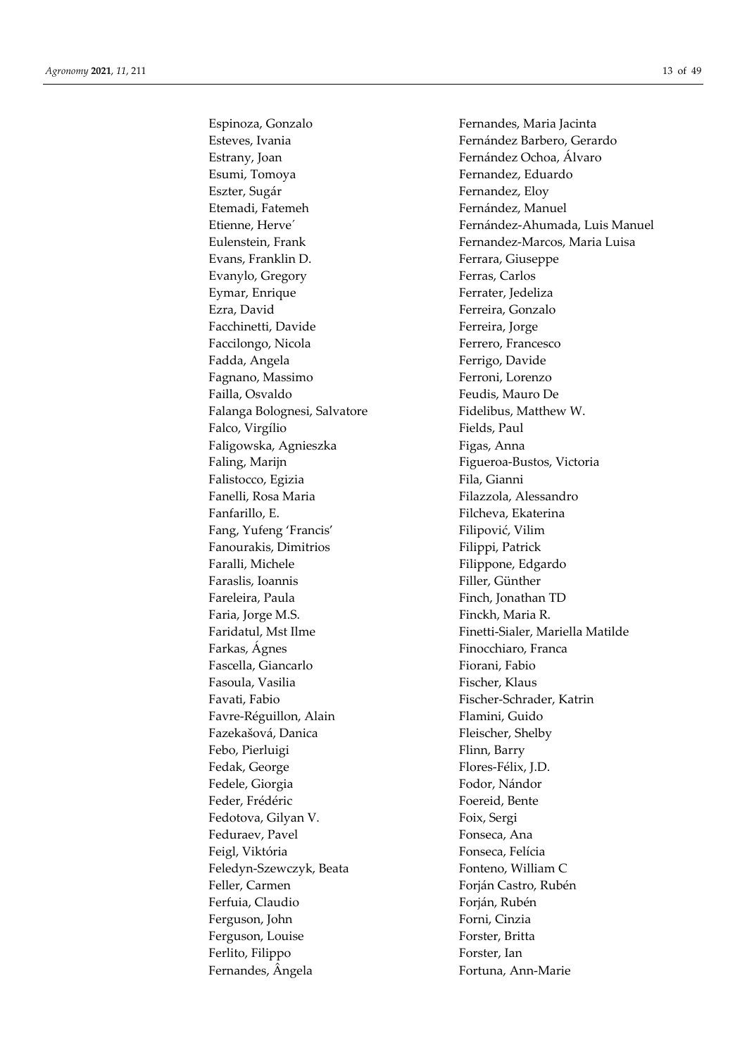Espinoza, Gonzalo
Esteves, Ivania
Estrany, Joan
Esumi, Tomoya
Eszter, Sugár
Etemadi, Fatemeh
Etienne, Herve´
Eulenstein, Frank
Evans, Franklin D.
Evanylo, Gregory
Eymar, Enrique
Ezra, David
Facchinetti, Davide
Faccilongo, Nicola
Fadda, Angela
Fagnano, Massimo
Failla, Osvaldo
Falanga Bolognesi, Salvatore
Falco, Virgílio
Faligowska, Agnieszka
Faling, Marijn
Falistocco, Egizia
Fanelli, Rosa Maria
Fanfarillo, E.
Fang, Yufeng 'Francis'
Fanourakis, Dimitrios
Faralli, Michele
Faraslis, Ioannis
Fareleira, Paula
Faria, Jorge M.S.
Faridatul, Mst Ilme
Farkas, Ágnes
Fascella, Giancarlo
Fasoula, Vasilia
Favati, Fabio
Favre-Réguillon, Alain
Fazekašová, Danica
Febo, Pierluigi
Fedak, George
Fedele, Giorgia
Feder, Frédéric
Fedotova, Gilyan V.
Feduraev, Pavel
Feigl, Viktória
Feledyn-Szewczyk, Beata
Feller, Carmen
Ferfuia, Claudio
Ferguson, John
Ferguson, Louise
Ferlito, Filippo
Fernandes, Ângela
Fernandes, Maria Jacinta
Fernández Barbero, Gerardo
Fernández Ochoa, Álvaro
Fernandez, Eduardo
Fernandez, Eloy
Fernández, Manuel
Fernández-Ahumada, Luis Manuel
Fernandez-Marcos, Maria Luisa
Ferrara, Giuseppe
Ferras, Carlos
Ferrater, Jedeliza
Ferreira, Gonzalo
Ferreira, Jorge
Ferrero, Francesco
Ferrigo, Davide
Ferroni, Lorenzo
Feudis, Mauro De
Fidelibus, Matthew W.
Fields, Paul
Figas, Anna
Figueroa-Bustos, Victoria
Fila, Gianni
Filazzola, Alessandro
Filcheva, Ekaterina
Filipović, Vilim
Filippi, Patrick
Filippone, Edgardo
Filler, Günther
Finch, Jonathan TD
Finckh, Maria R.
Finetti-Sialer, Mariella Matilde
Finocchiaro, Franca
Fiorani, Fabio
Fischer, Klaus
Fischer-Schrader, Katrin
Flamini, Guido
Fleischer, Shelby
Flinn, Barry
Flores-Félix, J.D.
Fodor, Nándor
Foereid, Bente
Foix, Sergi
Fonseca, Ana
Fonseca, Felícia
Fonteno, William C
Forján Castro, Rubén
Forján, Rubén
Forni, Cinzia
Forster, Britta
Forster, Ian
Fortuna, Ann-Marie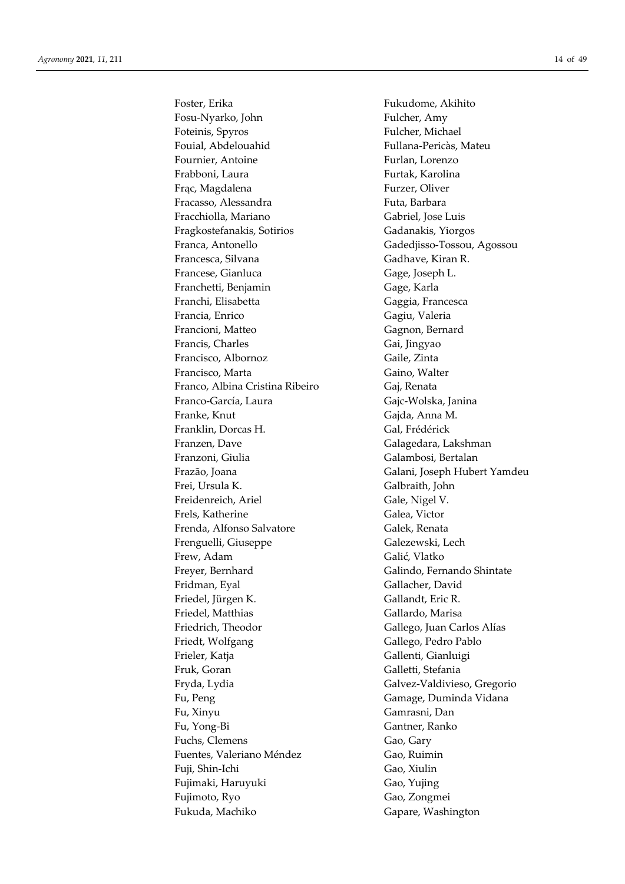Foster, Erika
Fosu-Nyarko, John
Foteinis, Spyros
Fouial, Abdelouahid
Fournier, Antoine
Frabboni, Laura
Frąc, Magdalena
Fracasso, Alessandra
Fracchiolla, Mariano
Fragkostefanakis, Sotirios
Franca, Antonello
Francesca, Silvana
Francese, Gianluca
Franchetti, Benjamin
Franchi, Elisabetta
Francia, Enrico
Francioni, Matteo
Francis, Charles
Francisco, Albornoz
Francisco, Marta
Franco, Albina Cristina Ribeiro
Franco-García, Laura
Franke, Knut
Franklin, Dorcas H.
Franzen, Dave
Franzoni, Giulia
Frazão, Joana
Frei, Ursula K.
Freidenreich, Ariel
Frels, Katherine
Frenda, Alfonso Salvatore
Frenguelli, Giuseppe
Frew, Adam
Freyer, Bernhard
Fridman, Eyal
Friedel, Jürgen K.
Friedel, Matthias
Friedrich, Theodor
Friedt, Wolfgang
Frieler, Katja
Fruk, Goran
Fryda, Lydia
Fu, Peng
Fu, Xinyu
Fu, Yong-Bi
Fuchs, Clemens
Fuentes, Valeriano Méndez
Fuji, Shin-Ichi
Fujimaki, Haruyuki
Fujimoto, Ryo
Fukuda, Machiko
Fukudome, Akihito
Fulcher, Amy
Fulcher, Michael
Fullana-Pericàs, Mateu
Furlan, Lorenzo
Furtak, Karolina
Furzer, Oliver
Futa, Barbara
Gabriel, Jose Luis
Gadanakis, Yiorgos
Gadedjisso-Tossou, Agossou
Gadhave, Kiran R.
Gage, Joseph L.
Gage, Karla
Gaggia, Francesca
Gagiu, Valeria
Gagnon, Bernard
Gai, Jingyao
Gaile, Zinta
Gaino, Walter
Gaj, Renata
Gajc-Wolska, Janina
Gajda, Anna M.
Gal, Frédérick
Galagedara, Lakshman
Galambosi, Bertalan
Galani, Joseph Hubert Yamdeu
Galbraith, John
Gale, Nigel V.
Galea, Victor
Galek, Renata
Galezewski, Lech
Galić, Vlatko
Galindo, Fernando Shintate
Gallacher, David
Gallandt, Eric R.
Gallardo, Marisa
Gallego, Juan Carlos Alías
Gallego, Pedro Pablo
Gallenti, Gianluigi
Galletti, Stefania
Galvez-Valdivieso, Gregorio
Gamage, Duminda Vidana
Gamrasni, Dan
Gantner, Ranko
Gao, Gary
Gao, Ruimin
Gao, Xiulin
Gao, Yujing
Gao, Zongmei
Gapare, Washington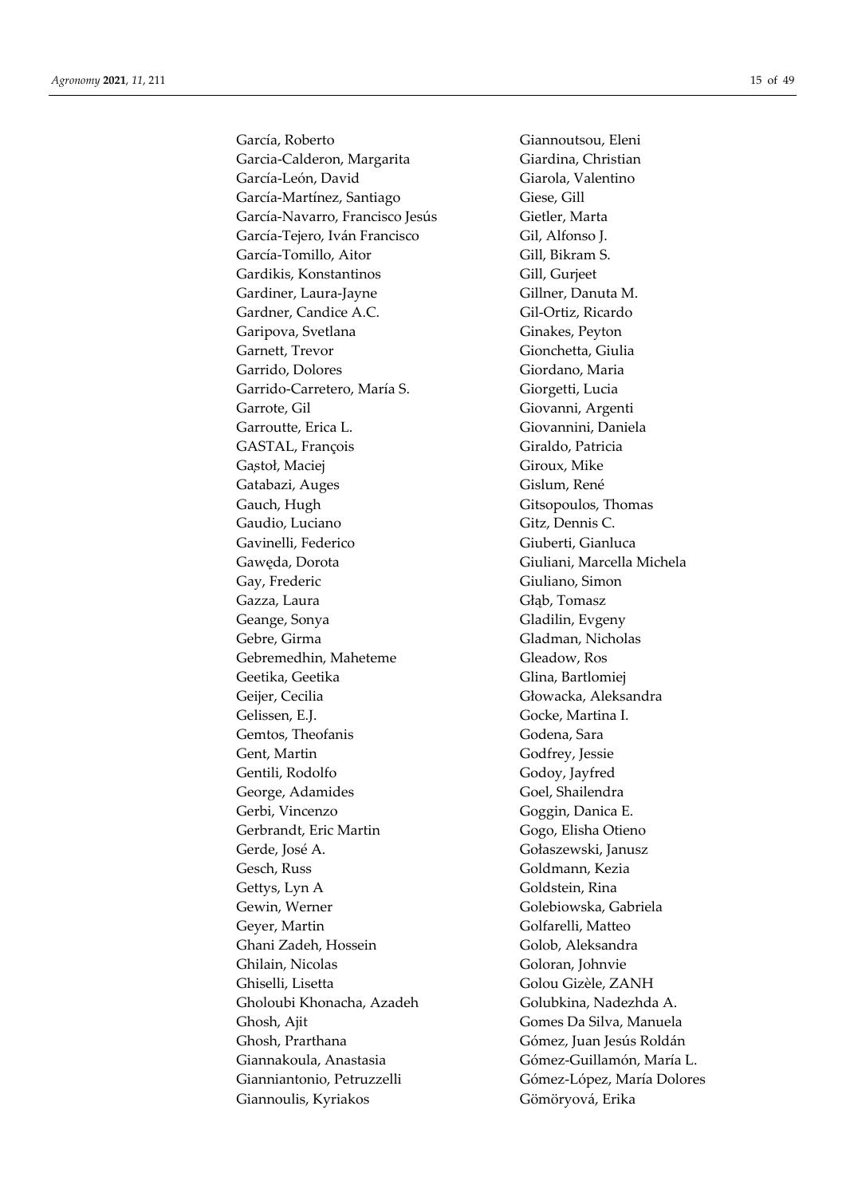García, Roberto
Garcia-Calderon, Margarita
García-León, David
García-Martínez, Santiago
García-Navarro, Francisco Jesús
García-Tejero, Iván Francisco
García-Tomillo, Aitor
Gardikis, Konstantinos
Gardiner, Laura-Jayne
Gardner, Candice A.C.
Garipova, Svetlana
Garnett, Trevor
Garrido, Dolores
Garrido-Carretero, María S.
Garrote, Gil
Garroutte, Erica L.
GASTAL, François
Gąstoł, Maciej
Gatabazi, Auges
Gauch, Hugh
Gaudio, Luciano
Gavinelli, Federico
Gawęda, Dorota
Gay, Frederic
Gazza, Laura
Geange, Sonya
Gebre, Girma
Gebremedhin, Maheteme
Geetika, Geetika
Geijer, Cecilia
Gelissen, E.J.
Gemtos, Theofanis
Gent, Martin
Gentili, Rodolfo
George, Adamides
Gerbi, Vincenzo
Gerbrandt, Eric Martin
Gerde, José A.
Gesch, Russ
Gettys, Lyn A
Gewin, Werner
Geyer, Martin
Ghani Zadeh, Hossein
Ghilain, Nicolas
Ghiselli, Lisetta
Gholoubi Khonacha, Azadeh
Ghosh, Ajit
Ghosh, Prarthana
Giannakoula, Anastasia
Gianniantonio, Petruzzelli
Giannoulis, Kyriakos
Giannoutsou, Eleni
Giardina, Christian
Giarola, Valentino
Giese, Gill
Gietler, Marta
Gil, Alfonso J.
Gill, Bikram S.
Gill, Gurjeet
Gillner, Danuta M.
Gil-Ortiz, Ricardo
Ginakes, Peyton
Gionchetta, Giulia
Giordano, Maria
Giorgetti, Lucia
Giovanni, Argenti
Giovannini, Daniela
Giraldo, Patricia
Giroux, Mike
Gislum, René
Gitsopoulos, Thomas
Gitz, Dennis C.
Giuberti, Gianluca
Giuliani, Marcella Michela
Giuliano, Simon
Głąb, Tomasz
Gladilin, Evgeny
Gladman, Nicholas
Gleadow, Ros
Glina, Bartlomiej
Głowacka, Aleksandra
Gocke, Martina I.
Godena, Sara
Godfrey, Jessie
Godoy, Jayfred
Goel, Shailendra
Goggin, Danica E.
Gogo, Elisha Otieno
Gołaszewski, Janusz
Goldmann, Kezia
Goldstein, Rina
Golebiowska, Gabriela
Golfarelli, Matteo
Golob, Aleksandra
Goloran, Johnvie
Golou Gizèle, ZANH
Golubkina, Nadezhda A.
Gomes Da Silva, Manuela
Gómez, Juan Jesús Roldán
Gómez-Guillamón, María L.
Gómez-López, María Dolores
Gömöryová, Erika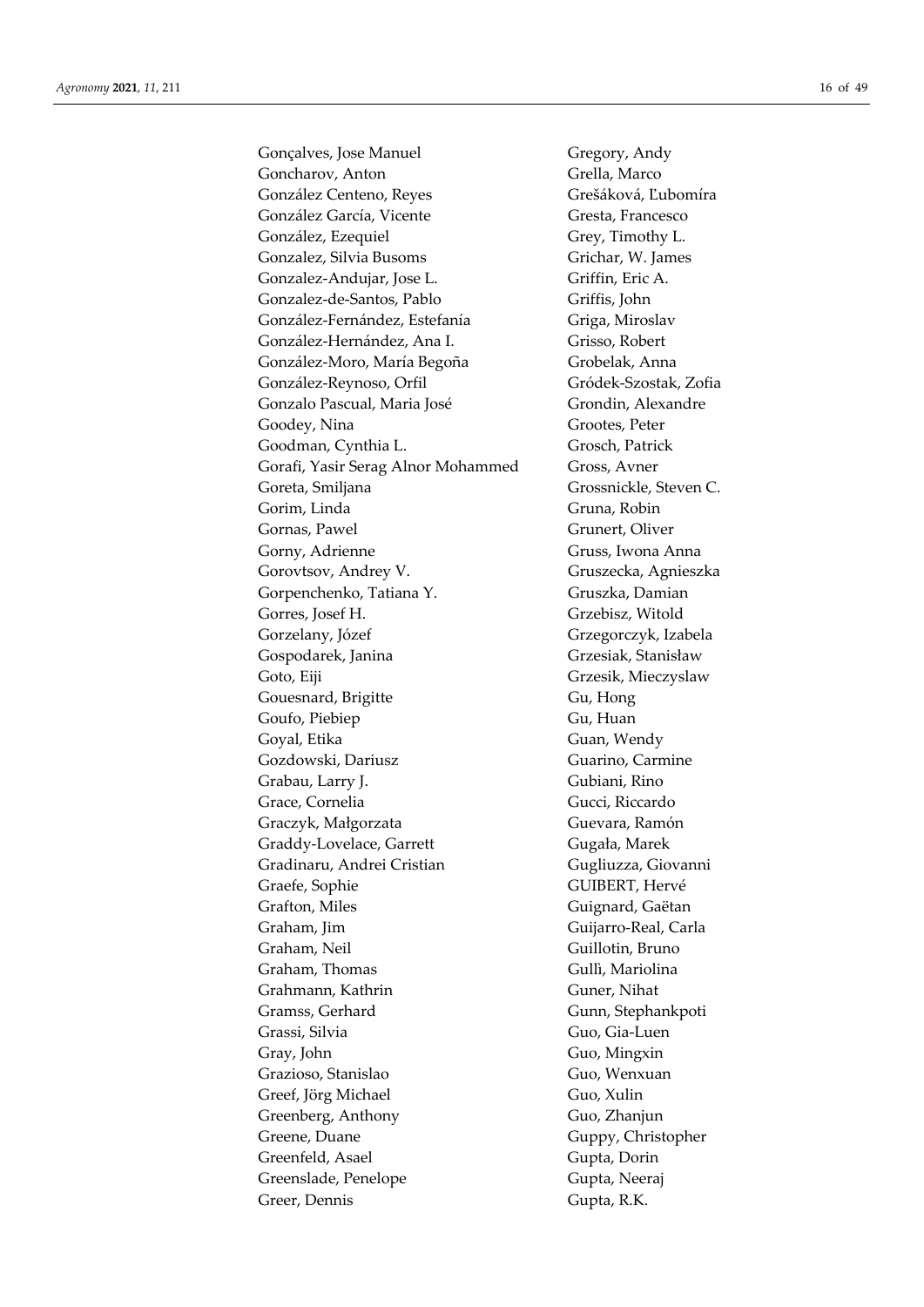Gonçalves, Jose Manuel
Goncharov, Anton
González Centeno, Reyes
González García, Vicente
González, Ezequiel
Gonzalez, Silvia Busoms
Gonzalez-Andujar, Jose L.
Gonzalez-de-Santos, Pablo
González-Fernández, Estefanía
González-Hernández, Ana I.
González-Moro, María Begoña
González-Reynoso, Orfil
Gonzalo Pascual, Maria José
Goodey, Nina
Goodman, Cynthia L.
Gorafi, Yasir Serag Alnor Mohammed
Goreta, Smiljana
Gorim, Linda
Gornas, Pawel
Gorny, Adrienne
Gorovtsov, Andrey V.
Gorpenchenko, Tatiana Y.
Gorres, Josef H.
Gorzelany, Józef
Gospodarek, Janina
Goto, Eiji
Gouesnard, Brigitte
Goufo, Piebiep
Goyal, Etika
Gozdowski, Dariusz
Grabau, Larry J.
Grace, Cornelia
Graczyk, Małgorzata
Graddy-Lovelace, Garrett
Gradinaru, Andrei Cristian
Graefe, Sophie
Grafton, Miles
Graham, Jim
Graham, Neil
Graham, Thomas
Grahmann, Kathrin
Gramss, Gerhard
Grassi, Silvia
Gray, John
Grazioso, Stanislao
Greef, Jörg Michael
Greenberg, Anthony
Greene, Duane
Greenfeld, Asael
Greenslade, Penelope
Greer, Dennis
Gregory, Andy
Grella, Marco
Grešáková, Ľubomíra
Gresta, Francesco
Grey, Timothy L.
Grichar, W. James
Griffin, Eric A.
Griffis, John
Griga, Miroslav
Grisso, Robert
Grobelak, Anna
Gródek-Szostak, Zofia
Grondin, Alexandre
Grootes, Peter
Grosch, Patrick
Gross, Avner
Grossnickle, Steven C.
Gruna, Robin
Grunert, Oliver
Gruss, Iwona Anna
Gruszecka, Agnieszka
Gruszka, Damian
Grzebisz, Witold
Grzegorczyk, Izabela
Grzesiak, Stanisław
Grzesik, Mieczyslaw
Gu, Hong
Gu, Huan
Guan, Wendy
Guarino, Carmine
Gubiani, Rino
Gucci, Riccardo
Guevara, Ramón
Gugała, Marek
Gugliuzza, Giovanni
GUIBERT, Hervé
Guignard, Gaëtan
Guijarro-Real, Carla
Guillotin, Bruno
Gullì, Mariolina
Guner, Nihat
Gunn, Stephankpoti
Guo, Gia-Luen
Guo, Mingxin
Guo, Wenxuan
Guo, Xulin
Guo, Zhanjun
Guppy, Christopher
Gupta, Dorin
Gupta, Neeraj
Gupta, R.K.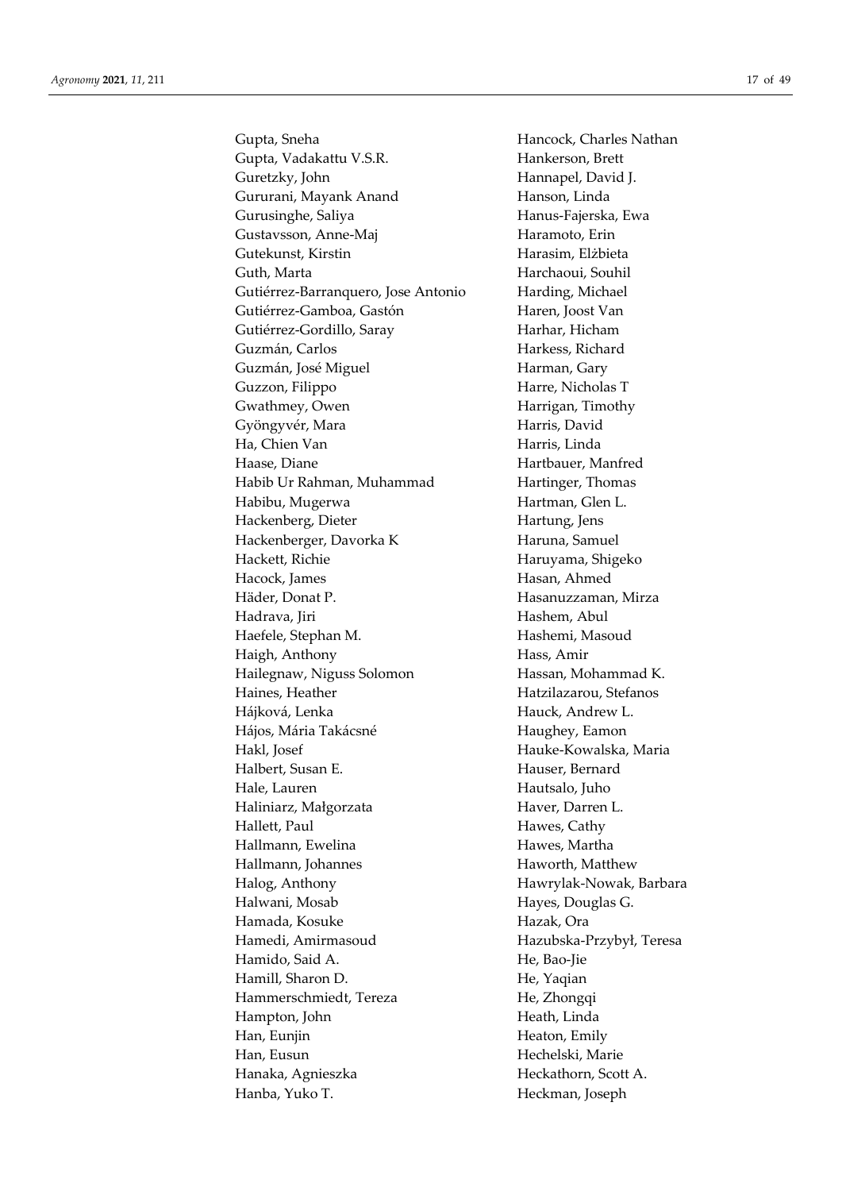Gupta, Sneha
Gupta, Vadakattu V.S.R.
Guretzky, John
Gururani, Mayank Anand
Gurusinghe, Saliya
Gustavsson, Anne-Maj
Gutekunst, Kirstin
Guth, Marta
Gutiérrez-Barranquero, Jose Antonio
Gutiérrez-Gamboa, Gastón
Gutiérrez-Gordillo, Saray
Guzmán, Carlos
Guzmán, José Miguel
Guzzon, Filippo
Gwathmey, Owen
Gyöngyvér, Mara
Ha, Chien Van
Haase, Diane
Habib Ur Rahman, Muhammad
Habibu, Mugerwa
Hackenberg, Dieter
Hackenberger, Davorka K
Hackett, Richie
Hacock, James
Häder, Donat P.
Hadrava, Jiri
Haefele, Stephan M.
Haigh, Anthony
Hailegnaw, Niguss Solomon
Haines, Heather
Hájková, Lenka
Hájos, Mária Takácsné
Hakl, Josef
Halbert, Susan E.
Hale, Lauren
Haliniarz, Małgorzata
Hallett, Paul
Hallmann, Ewelina
Hallmann, Johannes
Halog, Anthony
Halwani, Mosab
Hamada, Kosuke
Hamedi, Amirmasoud
Hamido, Said A.
Hamill, Sharon D.
Hammerschmiedt, Tereza
Hampton, John
Han, Eunjin
Han, Eusun
Hanaka, Agnieszka
Hanba, Yuko T.
Hancock, Charles Nathan
Hankerson, Brett
Hannapel, David J.
Hanson, Linda
Hanus-Fajerska, Ewa
Haramoto, Erin
Harasim, Elżbieta
Harchaoui, Souhil
Harding, Michael
Haren, Joost Van
Harhar, Hicham
Harkess, Richard
Harman, Gary
Harre, Nicholas T
Harrigan, Timothy
Harris, David
Harris, Linda
Hartbauer, Manfred
Hartinger, Thomas
Hartman, Glen L.
Hartung, Jens
Haruna, Samuel
Haruyama, Shigeko
Hasan, Ahmed
Hasanuzzaman, Mirza
Hashem, Abul
Hashemi, Masoud
Hass, Amir
Hassan, Mohammad K.
Hatzilazarou, Stefanos
Hauck, Andrew L.
Haughey, Eamon
Hauke-Kowalska, Maria
Hauser, Bernard
Hautsalo, Juho
Haver, Darren L.
Hawes, Cathy
Hawes, Martha
Haworth, Matthew
Hawrylak-Nowak, Barbara
Hayes, Douglas G.
Hazak, Ora
Hazubska-Przybył, Teresa
He, Bao-Jie
He, Yaqian
He, Zhongqi
Heath, Linda
Heaton, Emily
Hechelski, Marie
Heckathorn, Scott A.
Heckman, Joseph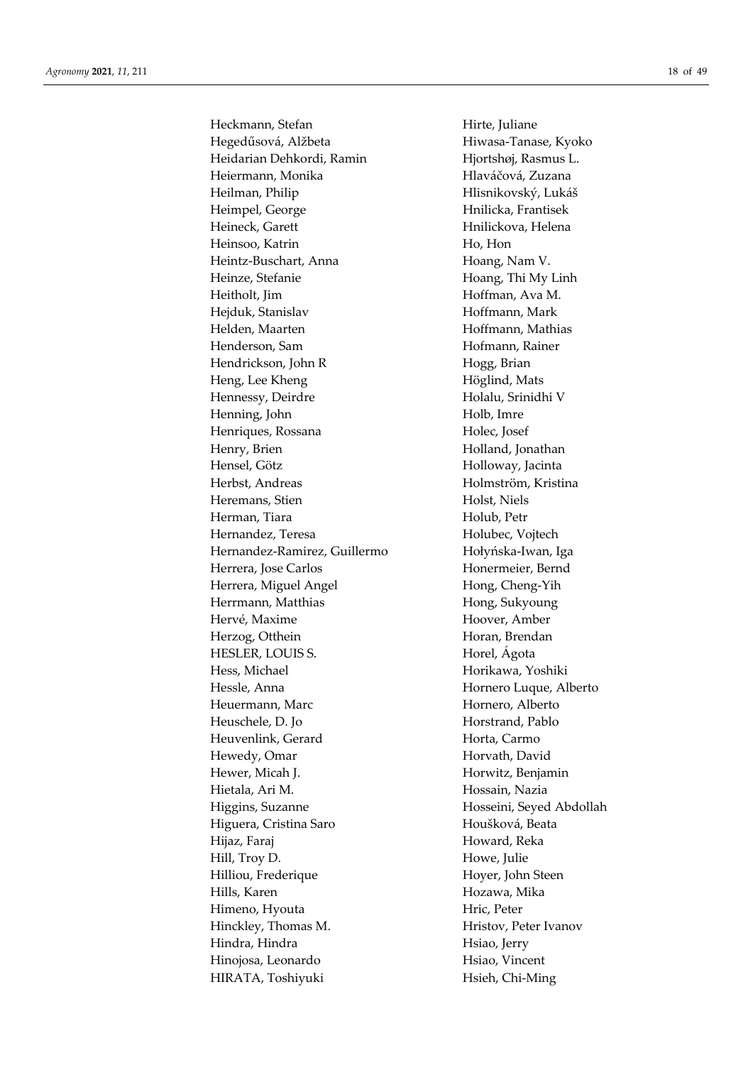Heckmann, Stefan
Hegedűsová, Alžbeta
Heidarian Dehkordi, Ramin
Heiermann, Monika
Heilman, Philip
Heimpel, George
Heineck, Garett
Heinsoo, Katrin
Heintz-Buschart, Anna
Heinze, Stefanie
Heitholt, Jim
Hejduk, Stanislav
Helden, Maarten
Henderson, Sam
Hendrickson, John R
Heng, Lee Kheng
Hennessy, Deirdre
Henning, John
Henriques, Rossana
Henry, Brien
Hensel, Götz
Herbst, Andreas
Heremans, Stien
Herman, Tiara
Hernandez, Teresa
Hernandez-Ramirez, Guillermo
Herrera, Jose Carlos
Herrera, Miguel Angel
Herrmann, Matthias
Hervé, Maxime
Herzog, Otthein
HESLER, LOUIS S.
Hess, Michael
Hessle, Anna
Heuermann, Marc
Heuschele, D. Jo
Heuvenlink, Gerard
Hewedy, Omar
Hewer, Micah J.
Hietala, Ari M.
Higgins, Suzanne
Higuera, Cristina Saro
Hijaz, Faraj
Hill, Troy D.
Hilliou, Frederique
Hills, Karen
Himeno, Hyouta
Hinckley, Thomas M.
Hindra, Hindra
Hinojosa, Leonardo
HIRATA, Toshiyuki
Hirte, Juliane
Hiwasa-Tanase, Kyoko
Hjortshøj, Rasmus L.
Hlaváčová, Zuzana
Hlisnikovský, Lukáš
Hnilicka, Frantisek
Hnilickova, Helena
Ho, Hon
Hoang, Nam V.
Hoang, Thi My Linh
Hoffman, Ava M.
Hoffmann, Mark
Hoffmann, Mathias
Hofmann, Rainer
Hogg, Brian
Höglind, Mats
Holalu, Srinidhi V
Holb, Imre
Holec, Josef
Holland, Jonathan
Holloway, Jacinta
Holmström, Kristina
Holst, Niels
Holub, Petr
Holubec, Vojtech
Hołyńska-Iwan, Iga
Honermeier, Bernd
Hong, Cheng-Yih
Hong, Sukyoung
Hoover, Amber
Horan, Brendan
Horel, Ágota
Horikawa, Yoshiki
Hornero Luque, Alberto
Hornero, Alberto
Horstrand, Pablo
Horta, Carmo
Horvath, David
Horwitz, Benjamin
Hossain, Nazia
Hosseini, Seyed Abdollah
Houšková, Beata
Howard, Reka
Howe, Julie
Hoyer, John Steen
Hozawa, Mika
Hric, Peter
Hristov, Peter Ivanov
Hsiao, Jerry
Hsiao, Vincent
Hsieh, Chi-Ming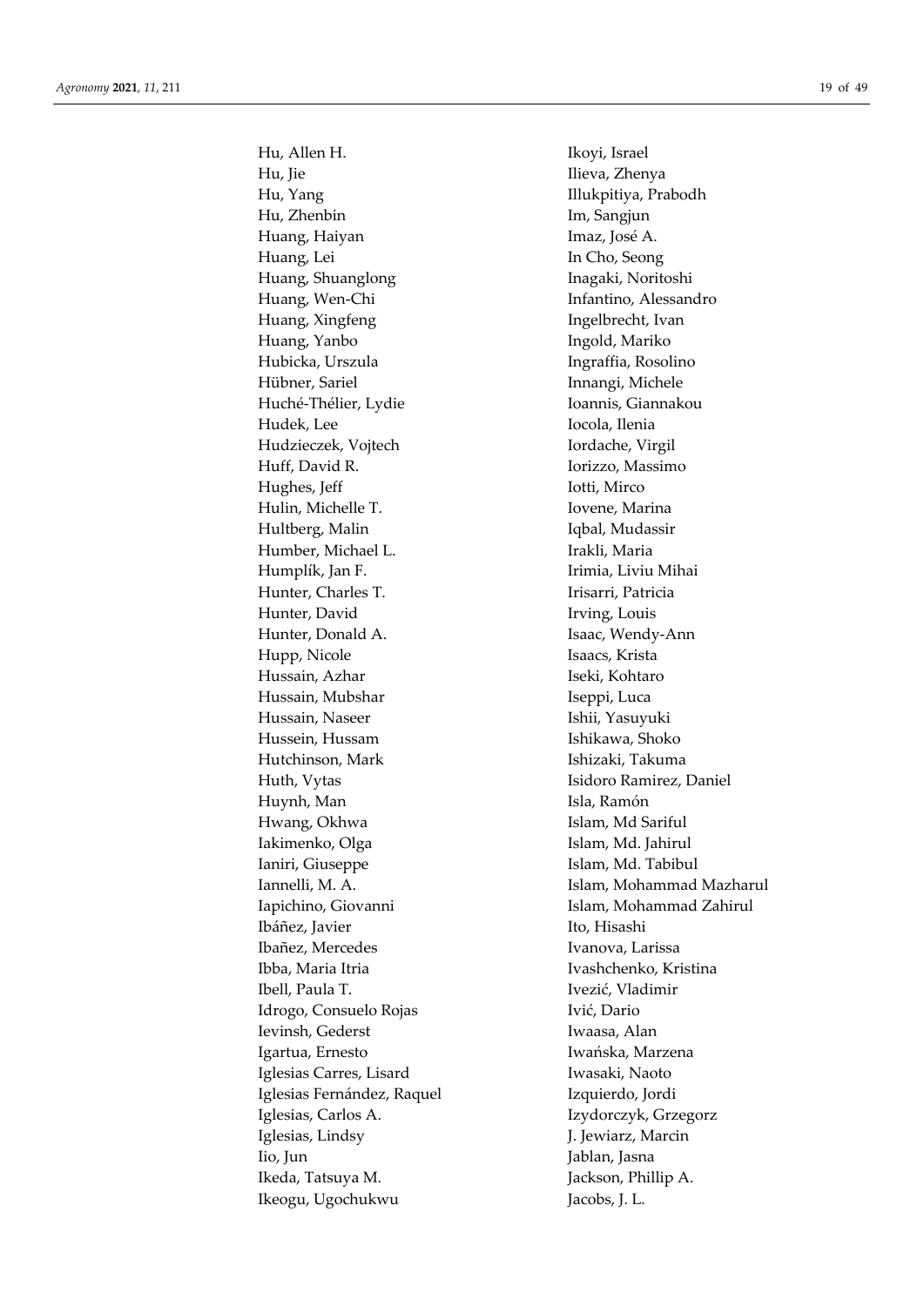Hu, Allen H.
Hu, Jie
Hu, Yang
Hu, Zhenbin
Huang, Haiyan
Huang, Lei
Huang, Shuanglong
Huang, Wen-Chi
Huang, Xingfeng
Huang, Yanbo
Hubicka, Urszula
Hübner, Sariel
Huché-Thélier, Lydie
Hudek, Lee
Hudzieczek, Vojtech
Huff, David R.
Hughes, Jeff
Hulin, Michelle T.
Hultberg, Malin
Humber, Michael L.
Humplík, Jan F.
Hunter, Charles T.
Hunter, David
Hunter, Donald A.
Hupp, Nicole
Hussain, Azhar
Hussain, Mubshar
Hussain, Naseer
Hussein, Hussam
Hutchinson, Mark
Huth, Vytas
Huynh, Man
Hwang, Okhwa
Iakimenko, Olga
Ianiri, Giuseppe
Iannelli, M. A.
Iapichino, Giovanni
Ibáñez, Javier
Ibañez, Mercedes
Ibba, Maria Itria
Ibell, Paula T.
Idrogo, Consuelo Rojas
Ievinsh, Gederst
Igartua, Ernesto
Iglesias Carres, Lisard
Iglesias Fernández, Raquel
Iglesias, Carlos A.
Iglesias, Lindsy
Iio, Jun
Ikeda, Tatsuya M.
Ikeogu, Ugochukwu
Ikoyi, Israel
Ilieva, Zhenya
Illukpitiya, Prabodh
Im, Sangjun
Imaz, José A.
In Cho, Seong
Inagaki, Noritoshi
Infantino, Alessandro
Ingelbrecht, Ivan
Ingold, Mariko
Ingraffia, Rosolino
Innangi, Michele
Ioannis, Giannakou
Iocola, Ilenia
Iordache, Virgil
Iorizzo, Massimo
Iotti, Mirco
Iovene, Marina
Iqbal, Mudassir
Irakli, Maria
Irimia, Liviu Mihai
Irisarri, Patricia
Irving, Louis
Isaac, Wendy-Ann
Isaacs, Krista
Iseki, Kohtaro
Iseppi, Luca
Ishii, Yasuyuki
Ishikawa, Shoko
Ishizaki, Takuma
Isidoro Ramirez, Daniel
Isla, Ramón
Islam, Md Sariful
Islam, Md. Jahirul
Islam, Md. Tabibul
Islam, Mohammad Mazharul
Islam, Mohammad Zahirul
Ito, Hisashi
Ivanova, Larissa
Ivashchenko, Kristina
Ivezić, Vladimir
Ivić, Dario
Iwaasa, Alan
Iwańska, Marzena
Iwasaki, Naoto
Izquierdo, Jordi
Izydorczyk, Grzegorz
J. Jewiarz, Marcin
Jablan, Jasna
Jackson, Phillip A.
Jacobs, J. L.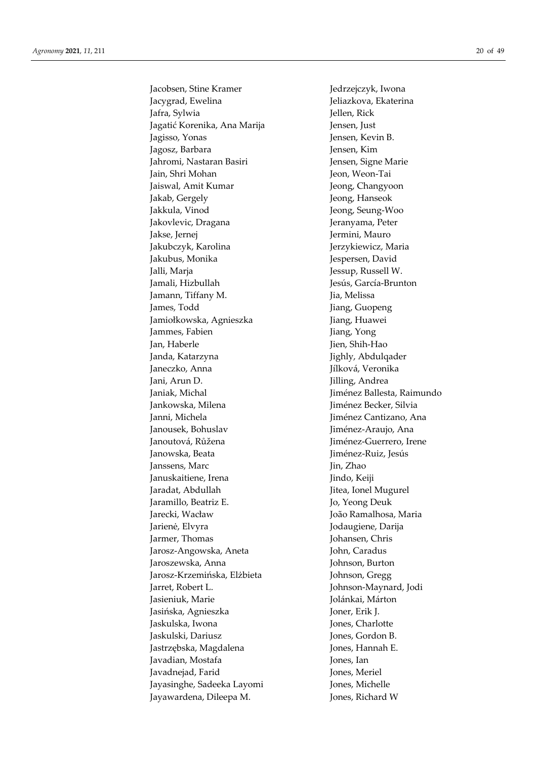Jacobsen, Stine Kramer
Jacygrad, Ewelina
Jafra, Sylwia
Jagatić Korenika, Ana Marija
Jagisso, Yonas
Jagosz, Barbara
Jahromi, Nastaran Basiri
Jain, Shri Mohan
Jaiswal, Amit Kumar
Jakab, Gergely
Jakkula, Vinod
Jakovlevic, Dragana
Jakse, Jernej
Jakubczyk, Karolina
Jakubus, Monika
Jalli, Marja
Jamali, Hizbullah
Jamann, Tiffany M.
James, Todd
Jamiołkowska, Agnieszka
Jammes, Fabien
Jan, Haberle
Janda, Katarzyna
Janeczko, Anna
Jani, Arun D.
Janiak, Michal
Jankowska, Milena
Janni, Michela
Janousek, Bohuslav
Janoutová, Růžena
Janowska, Beata
Janssens, Marc
Januskaitiene, Irena
Jaradat, Abdullah
Jaramillo, Beatriz E.
Jarecki, Wacław
Jarienė, Elvyra
Jarmer, Thomas
Jarosz-Angowska, Aneta
Jaroszewska, Anna
Jarosz-Krzemińska, Elżbieta
Jarret, Robert L.
Jasieniuk, Marie
Jasińska, Agnieszka
Jaskulska, Iwona
Jaskulski, Dariusz
Jastrzębska, Magdalena
Javadian, Mostafa
Javadnejad, Farid
Jayasinghe, Sadeeka Layomi
Jayawardena, Dileepa M.
Jedrzejczyk, Iwona
Jeliazkova, Ekaterina
Jellen, Rick
Jensen, Just
Jensen, Kevin B.
Jensen, Kim
Jensen, Signe Marie
Jeon, Weon-Tai
Jeong, Changyoon
Jeong, Hanseok
Jeong, Seung-Woo
Jeranyama, Peter
Jermini, Mauro
Jerzykiewicz, Maria
Jespersen, David
Jessup, Russell W.
Jesús, García-Brunton
Jia, Melissa
Jiang, Guopeng
Jiang, Huawei
Jiang, Yong
Jien, Shih-Hao
Jighly, Abdulqader
Jílková, Veronika
Jilling, Andrea
Jiménez Ballesta, Raimundo
Jiménez Becker, Silvia
Jiménez Cantizano, Ana
Jiménez-Araujo, Ana
Jiménez-Guerrero, Irene
Jiménez-Ruiz, Jesús
Jin, Zhao
Jindo, Keiji
Jitea, Ionel Mugurel
Jo, Yeong Deuk
João Ramalhosa, Maria
Jodaugiene, Darija
Johansen, Chris
John, Caradus
Johnson, Burton
Johnson, Gregg
Johnson-Maynard, Jodi
Jolánkai, Márton
Joner, Erik J.
Jones, Charlotte
Jones, Gordon B.
Jones, Hannah E.
Jones, Ian
Jones, Meriel
Jones, Michelle
Jones, Richard W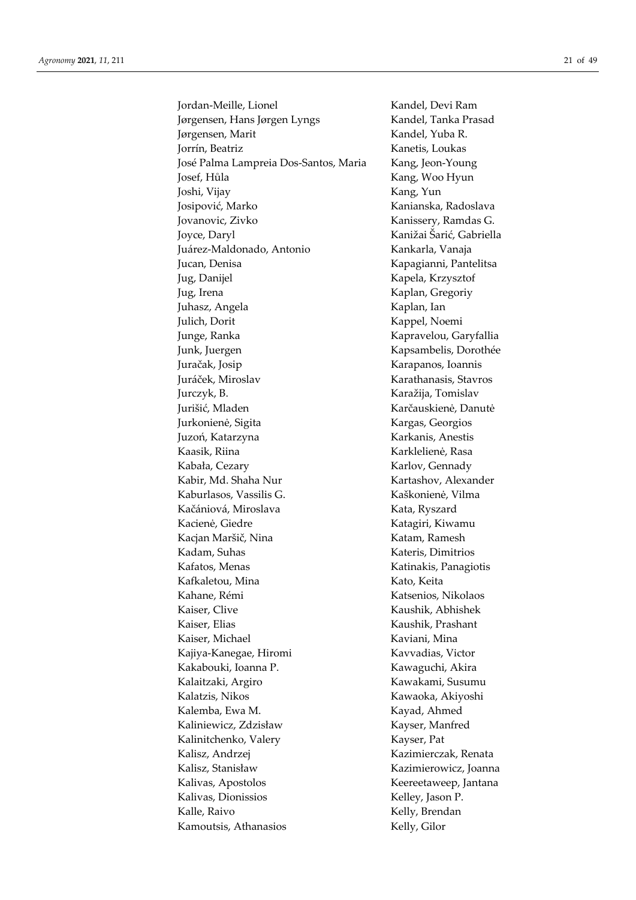Jordan-Meille, Lionel
Jørgensen, Hans Jørgen Lyngs
Jørgensen, Marit
Jorrín, Beatriz
José Palma Lampreia Dos-Santos, Maria
Josef, Hůla
Joshi, Vijay
Josipović, Marko
Jovanovic, Zivko
Joyce, Daryl
Juárez-Maldonado, Antonio
Jucan, Denisa
Jug, Danijel
Jug, Irena
Juhasz, Angela
Julich, Dorit
Junge, Ranka
Junk, Juergen
Juračak, Josip
Juráček, Miroslav
Jurczyk, B.
Jurišić, Mladen
Jurkonienė, Sigita
Juzoń, Katarzyna
Kaasik, Riina
Kabała, Cezary
Kabir, Md. Shaha Nur
Kaburlasos, Vassilis G.
Kačániová, Miroslava
Kacienė, Giedre
Kacjan Maršič, Nina
Kadam, Suhas
Kafatos, Menas
Kafkaletou, Mina
Kahane, Rémi
Kaiser, Clive
Kaiser, Elias
Kaiser, Michael
Kajiya-Kanegae, Hiromi
Kakabouki, Ioanna P.
Kalaitzaki, Argiro
Kalatzis, Nikos
Kalemba, Ewa M.
Kaliniewicz, Zdzisław
Kalinitchenko, Valery
Kalisz, Andrzej
Kalisz, Stanisław
Kalivas, Apostolos
Kalivas, Dionissios
Kalle, Raivo
Kamoutsis, Athanasios
Kandel, Devi Ram
Kandel, Tanka Prasad
Kandel, Yuba R.
Kanetis, Loukas
Kang, Jeon-Young
Kang, Woo Hyun
Kang, Yun
Kanianska, Radoslava
Kanissery, Ramdas G.
Kanižai Šarić, Gabriella
Kankarla, Vanaja
Kapagianni, Pantelitsa
Kapela, Krzysztof
Kaplan, Gregoriy
Kaplan, Ian
Kappel, Noemi
Kapravelou, Garyfallia
Kapsambelis, Dorothée
Karapanos, Ioannis
Karathanasis, Stavros
Karažija, Tomislav
Karčauskienė, Danutė
Kargas, Georgios
Karkanis, Anestis
Karklelienė, Rasa
Karlov, Gennady
Kartashov, Alexander
Kaškonienė, Vilma
Kata, Ryszard
Katagiri, Kiwamu
Katam, Ramesh
Kateris, Dimitrios
Katinakis, Panagiotis
Kato, Keita
Katsenios, Nikolaos
Kaushik, Abhishek
Kaushik, Prashant
Kaviani, Mina
Kavvadias, Victor
Kawaguchi, Akira
Kawakami, Susumu
Kawaoka, Akiyoshi
Kayad, Ahmed
Kayser, Manfred
Kayser, Pat
Kazimierczak, Renata
Kazimierowicz, Joanna
Keereetaweep, Jantana
Kelley, Jason P.
Kelly, Brendan
Kelly, Gilor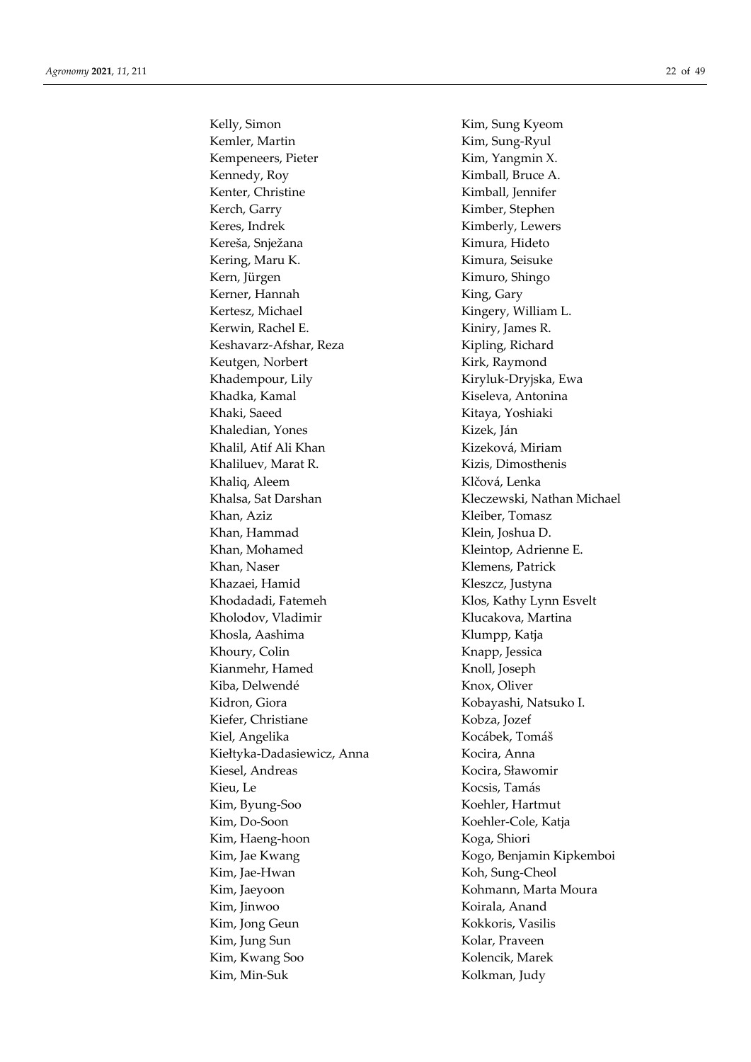Kelly, Simon
Kemler, Martin
Kempeneers, Pieter
Kennedy, Roy
Kenter, Christine
Kerch, Garry
Keres, Indrek
Kereša, Snježana
Kering, Maru K.
Kern, Jürgen
Kerner, Hannah
Kertesz, Michael
Kerwin, Rachel E.
Keshavarz-Afshar, Reza
Keutgen, Norbert
Khadempour, Lily
Khadka, Kamal
Khaki, Saeed
Khaledian, Yones
Khalil, Atif Ali Khan
Khaliluev, Marat R.
Khaliq, Aleem
Khalsa, Sat Darshan
Khan, Aziz
Khan, Hammad
Khan, Mohamed
Khan, Naser
Khazaei, Hamid
Khodadadi, Fatemeh
Kholodov, Vladimir
Khosla, Aashima
Khoury, Colin
Kianmehr, Hamed
Kiba, Delwendé
Kidron, Giora
Kiefer, Christiane
Kiel, Angelika
Kiełtyka-Dadasiewicz, Anna
Kiesel, Andreas
Kieu, Le
Kim, Byung-Soo
Kim, Do-Soon
Kim, Haeng-hoon
Kim, Jae Kwang
Kim, Jae-Hwan
Kim, Jaeyoon
Kim, Jinwoo
Kim, Jong Geun
Kim, Jung Sun
Kim, Kwang Soo
Kim, Min-Suk
Kim, Sung Kyeom
Kim, Sung-Ryul
Kim, Yangmin X.
Kimball, Bruce A.
Kimball, Jennifer
Kimber, Stephen
Kimberly, Lewers
Kimura, Hideto
Kimura, Seisuke
Kimuro, Shingo
King, Gary
Kingery, William L.
Kiniry, James R.
Kipling, Richard
Kirk, Raymond
Kiryluk-Dryjska, Ewa
Kiseleva, Antonina
Kitaya, Yoshiaki
Kizek, Ján
Kizeková, Miriam
Kizis, Dimosthenis
Klčová, Lenka
Kleczewski, Nathan Michael
Kleiber, Tomasz
Klein, Joshua D.
Kleintop, Adrienne E.
Klemens, Patrick
Kleszcz, Justyna
Klos, Kathy Lynn Esvelt
Klucakova, Martina
Klumpp, Katja
Knapp, Jessica
Knoll, Joseph
Knox, Oliver
Kobayashi, Natsuko I.
Kobza, Jozef
Kocábek, Tomáš
Kocira, Anna
Kocira, Sławomir
Kocsis, Tamás
Koehler, Hartmut
Koehler-Cole, Katja
Koga, Shiori
Kogo, Benjamin Kipkemboi
Koh, Sung-Cheol
Kohmann, Marta Moura
Koirala, Anand
Kokkoris, Vasilis
Kolar, Praveen
Kolencik, Marek
Kolkman, Judy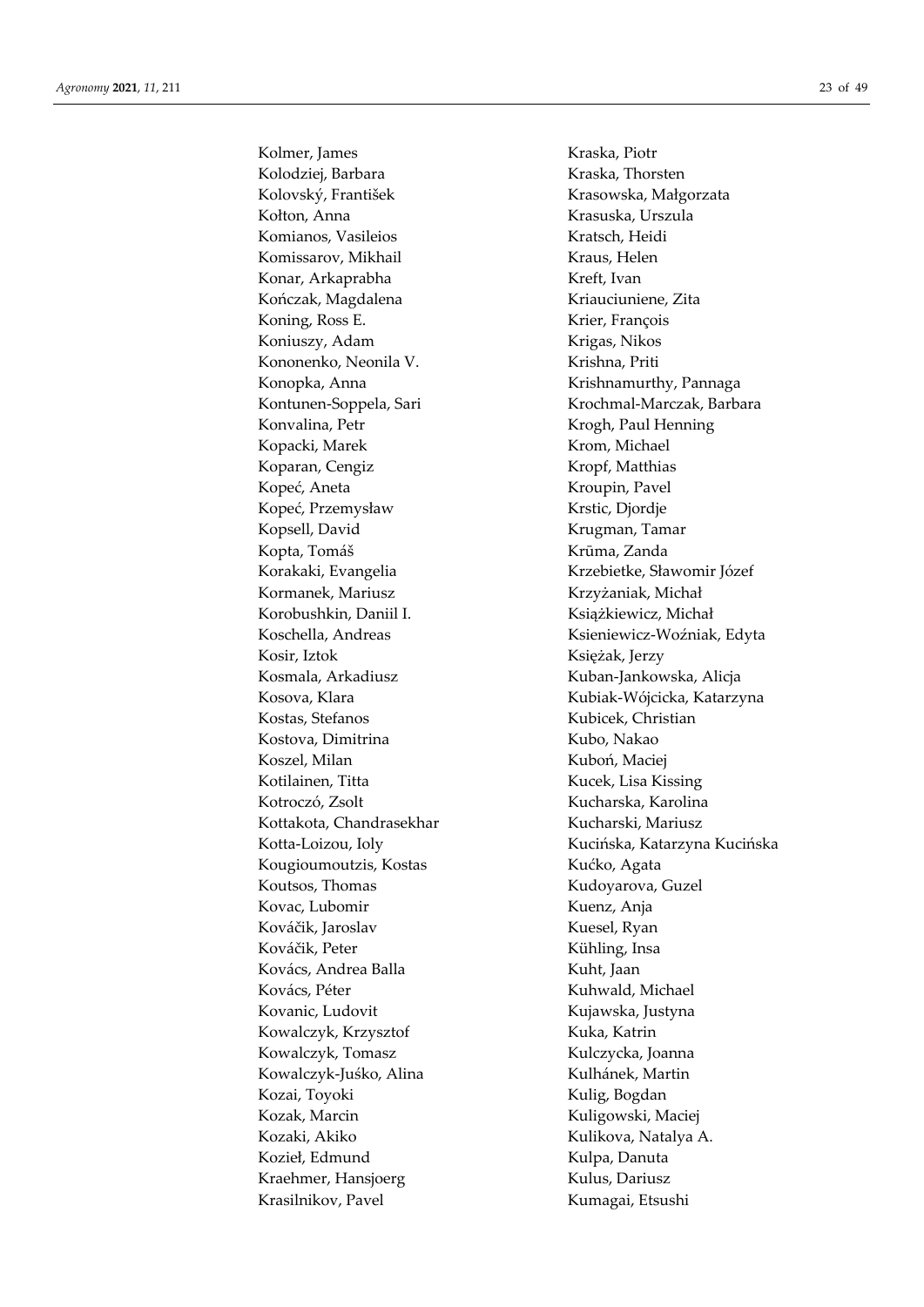Kolmer, James
Kolodziej, Barbara
Kolovský, František
Kołton, Anna
Komianos, Vasileios
Komissarov, Mikhail
Konar, Arkaprabha
Kończak, Magdalena
Koning, Ross E.
Koniuszy, Adam
Kononenko, Neonila V.
Konopka, Anna
Kontunen-Soppela, Sari
Konvalina, Petr
Kopacki, Marek
Koparan, Cengiz
Kopeć, Aneta
Kopeć, Przemysław
Kopsell, David
Kopta, Tomáš
Korakaki, Evangelia
Kormanek, Mariusz
Korobushkin, Daniil I.
Koschella, Andreas
Kosir, Iztok
Kosmala, Arkadiusz
Kosova, Klara
Kostas, Stefanos
Kostova, Dimitrina
Koszel, Milan
Kotilainen, Titta
Kotroczó, Zsolt
Kottakota, Chandrasekhar
Kotta-Loizou, Ioly
Kougioumoutzis, Kostas
Koutsos, Thomas
Kovac, Lubomir
Kováčik, Jaroslav
Kováčik, Peter
Kovács, Andrea Balla
Kovács, Péter
Kovanic, Ludovit
Kowalczyk, Krzysztof
Kowalczyk, Tomasz
Kowalczyk-Juśko, Alina
Kozai, Toyoki
Kozak, Marcin
Kozaki, Akiko
Kozieł, Edmund
Kraehmer, Hansjoerg
Krasilnikov, Pavel
Kraska, Piotr
Kraska, Thorsten
Krasowska, Małgorzata
Krasuska, Urszula
Kratsch, Heidi
Kraus, Helen
Kreft, Ivan
Kriauciuniene, Zita
Krier, François
Krigas, Nikos
Krishna, Priti
Krishnamurthy, Pannaga
Krochmal-Marczak, Barbara
Krogh, Paul Henning
Krom, Michael
Kropf, Matthias
Kroupin, Pavel
Krstic, Djordje
Krugman, Tamar
Krūma, Zanda
Krzebietke, Sławomir Józef
Krzyżaniak, Michał
Książkiewicz, Michał
Ksieniewicz-Woźniak, Edyta
Księżak, Jerzy
Kuban-Jankowska, Alicja
Kubiak-Wójcicka, Katarzyna
Kubicek, Christian
Kubo, Nakao
Kuboń, Maciej
Kucek, Lisa Kissing
Kucharska, Karolina
Kucharski, Mariusz
Kucińska, Katarzyna Kucińska
Kućko, Agata
Kudoyarova, Guzel
Kuenz, Anja
Kuesel, Ryan
Kühling, Insa
Kuht, Jaan
Kuhwald, Michael
Kujawska, Justyna
Kuka, Katrin
Kulczycka, Joanna
Kulhánek, Martin
Kulig, Bogdan
Kuligowski, Maciej
Kulikova, Natalya A.
Kulpa, Danuta
Kulus, Dariusz
Kumagai, Etsushi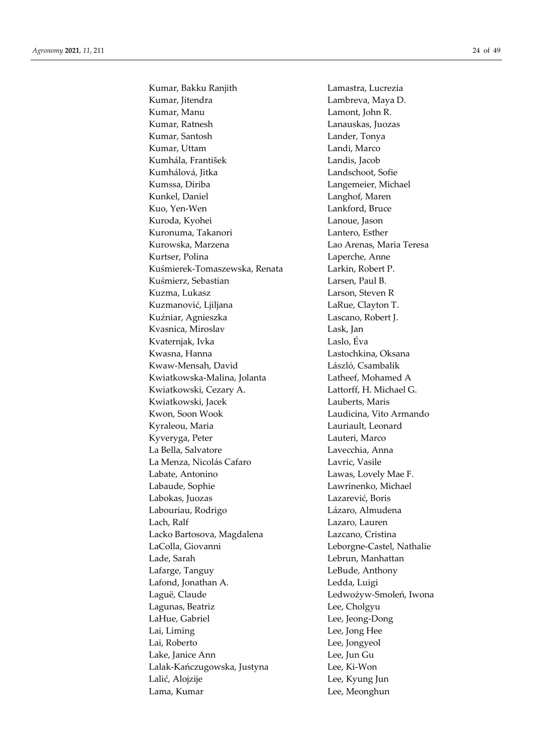Kumar, Bakku Ranjith
Kumar, Jitendra
Kumar, Manu
Kumar, Ratnesh
Kumar, Santosh
Kumar, Uttam
Kumhála, František
Kumhálová, Jitka
Kumssa, Diriba
Kunkel, Daniel
Kuo, Yen-Wen
Kuroda, Kyohei
Kuronuma, Takanori
Kurowska, Marzena
Kurtser, Polina
Kuśmierek-Tomaszewska, Renata
Kuśmierz, Sebastian
Kuzma, Lukasz
Kuzmanović, Ljiljana
Kuźniar, Agnieszka
Kvasnica, Miroslav
Kvaternjak, Ivka
Kwasna, Hanna
Kwaw-Mensah, David
Kwiatkowska-Malina, Jolanta
Kwiatkowski, Cezary A.
Kwiatkowski, Jacek
Kwon, Soon Wook
Kyraleou, Maria
Kyveryga, Peter
La Bella, Salvatore
La Menza, Nicolás Cafaro
Labate, Antonino
Labaude, Sophie
Labokas, Juozas
Labouriau, Rodrigo
Lach, Ralf
Lacko Bartosova, Magdalena
LaColla, Giovanni
Lade, Sarah
Lafarge, Tanguy
Lafond, Jonathan A.
Laguë, Claude
Lagunas, Beatriz
LaHue, Gabriel
Lai, Liming
Lai, Roberto
Lake, Janice Ann
Lalak-Kańczugowska, Justyna
Lalić, Alojzije
Lama, Kumar
Lamastra, Lucrezia
Lambreva, Maya D.
Lamont, John R.
Lanauskas, Juozas
Lander, Tonya
Landi, Marco
Landis, Jacob
Landschoot, Sofie
Langemeier, Michael
Langhof, Maren
Lankford, Bruce
Lanoue, Jason
Lantero, Esther
Lao Arenas, Maria Teresa
Laperche, Anne
Larkin, Robert P.
Larsen, Paul B.
Larson, Steven R
LaRue, Clayton T.
Lascano, Robert J.
Lask, Jan
Laslo, Éva
Lastochkina, Oksana
László, Csambalik
Latheef, Mohamed A
Lattorff, H. Michael G.
Lauberts, Maris
Laudicina, Vito Armando
Lauriault, Leonard
Lauteri, Marco
Lavecchia, Anna
Lavric, Vasile
Lawas, Lovely Mae F.
Lawrinenko, Michael
Lazarević, Boris
Lázaro, Almudena
Lazaro, Lauren
Lazcano, Cristina
Leborgne-Castel, Nathalie
Lebrun, Manhattan
LeBude, Anthony
Ledda, Luigi
Ledwożyw-Smoleń, Iwona
Lee, Cholgyu
Lee, Jeong-Dong
Lee, Jong Hee
Lee, Jongyeol
Lee, Jun Gu
Lee, Ki-Won
Lee, Kyung Jun
Lee, Meonghun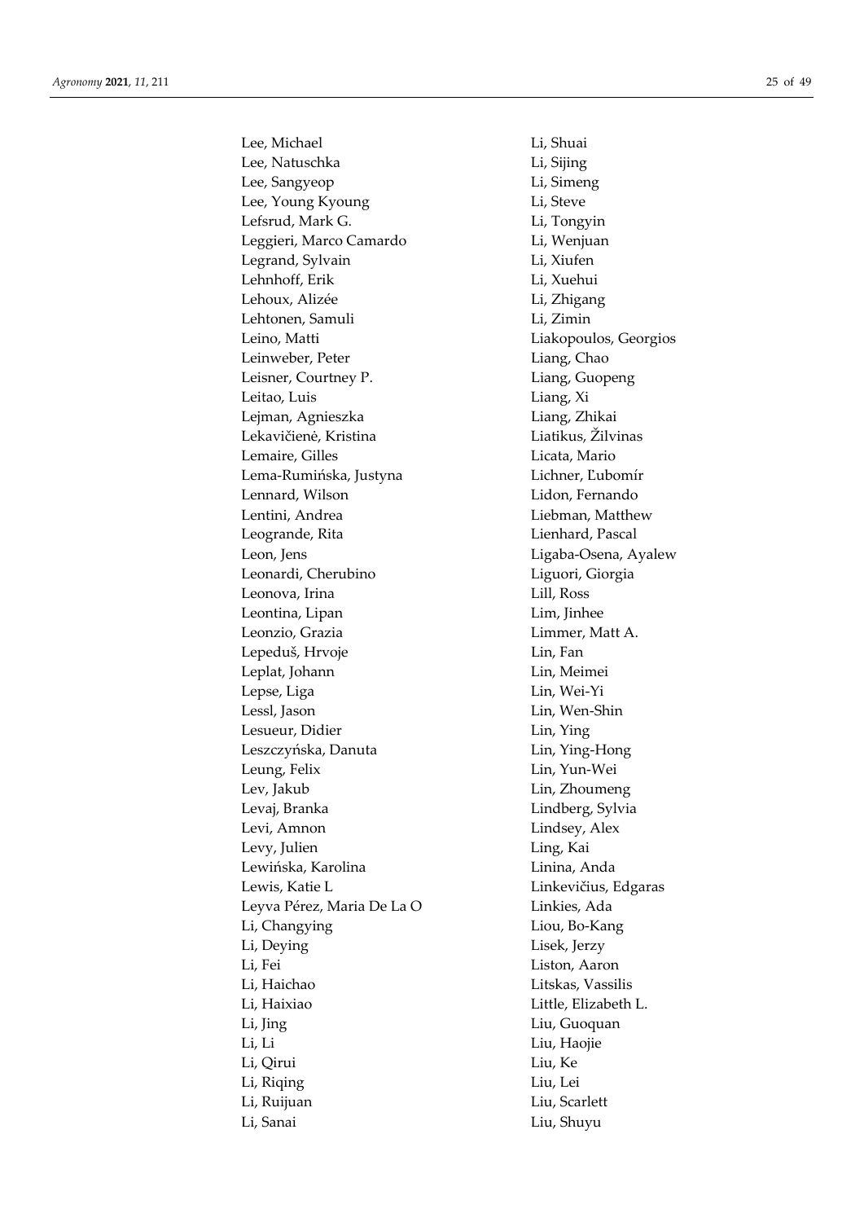Lee, Michael
Lee, Natuschka
Lee, Sangyeop
Lee, Young Kyoung
Lefsrud, Mark G.
Leggieri, Marco Camardo
Legrand, Sylvain
Lehnhoff, Erik
Lehoux, Alizée
Lehtonen, Samuli
Leino, Matti
Leinweber, Peter
Leisner, Courtney P.
Leitao, Luis
Lejman, Agnieszka
Lekavičienė, Kristina
Lemaire, Gilles
Lema-Rumińska, Justyna
Lennard, Wilson
Lentini, Andrea
Leogrande, Rita
Leon, Jens
Leonardi, Cherubino
Leonova, Irina
Leontina, Lipan
Leonzio, Grazia
Lepeduš, Hrvoje
Leplat, Johann
Lepse, Liga
Lessl, Jason
Lesueur, Didier
Leszczyńska, Danuta
Leung, Felix
Lev, Jakub
Levaj, Branka
Levi, Amnon
Levy, Julien
Lewińska, Karolina
Lewis, Katie L
Leyva Pérez, Maria De La O
Li, Changying
Li, Deying
Li, Fei
Li, Haichao
Li, Haixiao
Li, Jing
Li, Li
Li, Qirui
Li, Riqing
Li, Ruijuan
Li, Sanai
Li, Shuai
Li, Sijing
Li, Simeng
Li, Steve
Li, Tongyin
Li, Wenjuan
Li, Xiufen
Li, Xuehui
Li, Zhigang
Li, Zimin
Liakopoulos, Georgios
Liang, Chao
Liang, Guopeng
Liang, Xi
Liang, Zhikai
Liatikus, Žilvinas
Licata, Mario
Lichner, Ľubomír
Lidon, Fernando
Liebman, Matthew
Lienhard, Pascal
Ligaba-Osena, Ayalew
Liguori, Giorgia
Lill, Ross
Lim, Jinhee
Limmer, Matt A.
Lin, Fan
Lin, Meimei
Lin, Wei-Yi
Lin, Wen-Shin
Lin, Ying
Lin, Ying-Hong
Lin, Yun-Wei
Lin, Zhoumeng
Lindberg, Sylvia
Lindsey, Alex
Ling, Kai
Linina, Anda
Linkevičius, Edgaras
Linkies, Ada
Liou, Bo-Kang
Lisek, Jerzy
Liston, Aaron
Litskas, Vassilis
Little, Elizabeth L.
Liu, Guoquan
Liu, Haojie
Liu, Ke
Liu, Lei
Liu, Scarlett
Liu, Shuyu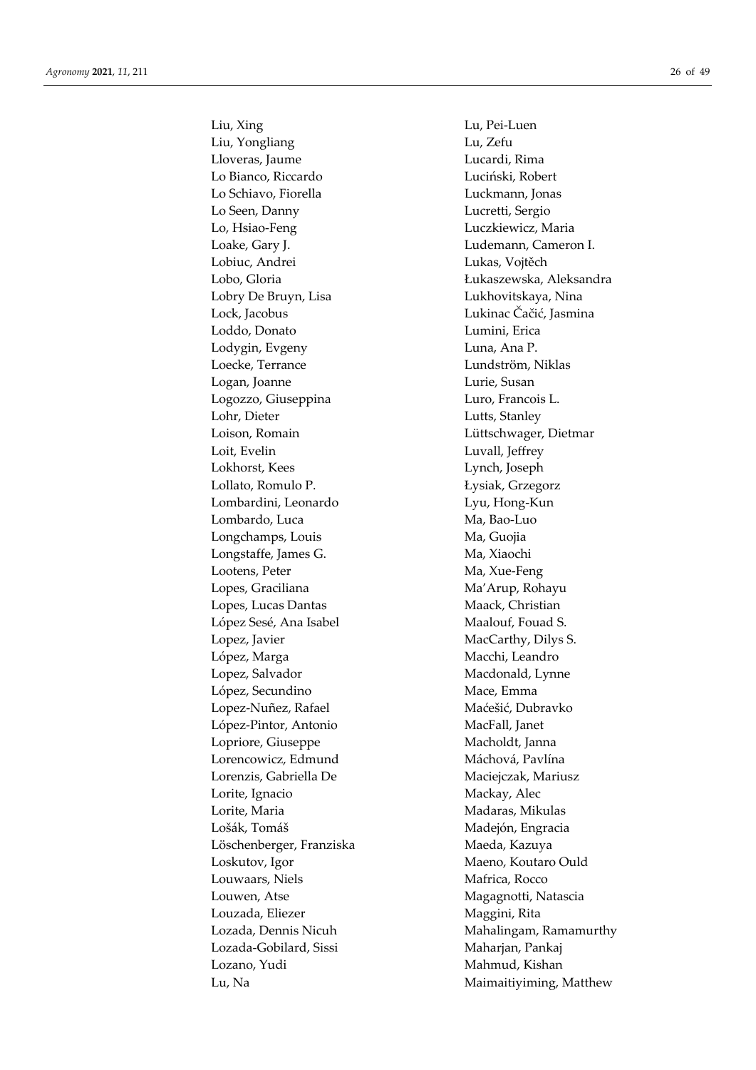Liu, Xing
Liu, Yongliang
Lloveras, Jaume
Lo Bianco, Riccardo
Lo Schiavo, Fiorella
Lo Seen, Danny
Lo, Hsiao-Feng
Loake, Gary J.
Lobiuc, Andrei
Lobo, Gloria
Lobry De Bruyn, Lisa
Lock, Jacobus
Loddo, Donato
Lodygin, Evgeny
Loecke, Terrance
Logan, Joanne
Logozzo, Giuseppina
Lohr, Dieter
Loison, Romain
Loit, Evelin
Lokhorst, Kees
Lollato, Romulo P.
Lombardini, Leonardo
Lombardo, Luca
Longchamps, Louis
Longstaffe, James G.
Lootens, Peter
Lopes, Graciliana
Lopes, Lucas Dantas
López Sesé, Ana Isabel
Lopez, Javier
López, Marga
Lopez, Salvador
López, Secundino
Lopez-Nuñez, Rafael
López-Pintor, Antonio
Lopriore, Giuseppe
Lorencowicz, Edmund
Lorenzis, Gabriella De
Lorite, Ignacio
Lorite, Maria
Lošák, Tomáš
Löschenberger, Franziska
Loskutov, Igor
Louwaars, Niels
Louwen, Atse
Louzada, Eliezer
Lozada, Dennis Nicuh
Lozada-Gobilard, Sissi
Lozano, Yudi
Lu, Na
Lu, Pei-Luen
Lu, Zefu
Lucardi, Rima
Luciński, Robert
Luckmann, Jonas
Lucretti, Sergio
Luczkiewicz, Maria
Ludemann, Cameron I.
Lukas, Vojtěch
Łukaszewska, Aleksandra
Lukhovitskaya, Nina
Lukinac Čačić, Jasmina
Lumini, Erica
Luna, Ana P.
Lundström, Niklas
Lurie, Susan
Luro, Francois L.
Lutts, Stanley
Lüttschwager, Dietmar
Luvall, Jeffrey
Lynch, Joseph
Łysiak, Grzegorz
Lyu, Hong-Kun
Ma, Bao-Luo
Ma, Guojia
Ma, Xiaochi
Ma, Xue-Feng
Ma'Arup, Rohayu
Maack, Christian
Maalouf, Fouad S.
MacCarthy, Dilys S.
Macchi, Leandro
Macdonald, Lynne
Mace, Emma
Maćešić, Dubravko
MacFall, Janet
Macholdt, Janna
Máchová, Pavlína
Maciejczak, Mariusz
Mackay, Alec
Madaras, Mikulas
Madejón, Engracia
Maeda, Kazuya
Maeno, Koutaro Ould
Mafrica, Rocco
Magagnotti, Natascia
Maggini, Rita
Mahalingam, Ramamurthy
Maharjan, Pankaj
Mahmud, Kishan
Maimaitiyiming, Matthew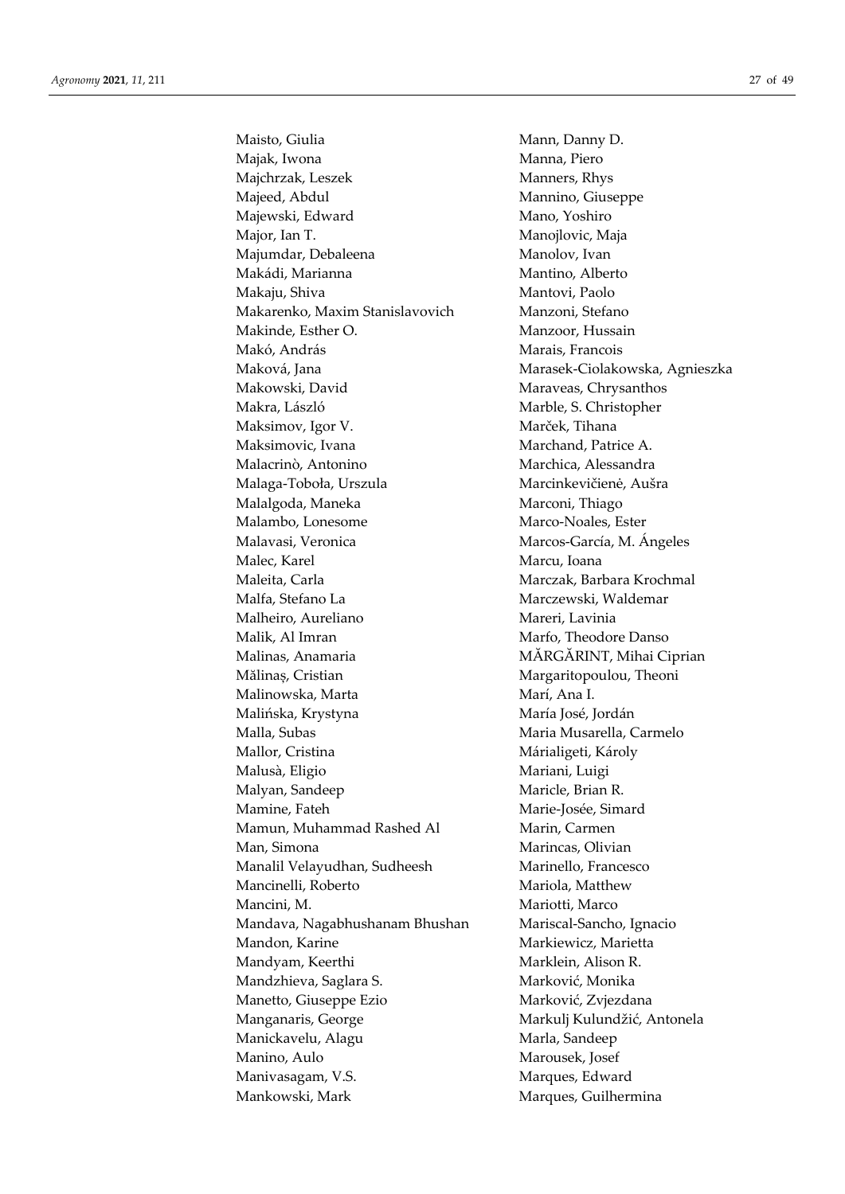Maisto, Giulia
Majak, Iwona
Majchrzak, Leszek
Majeed, Abdul
Majewski, Edward
Major, Ian T.
Majumdar, Debaleena
Makádi, Marianna
Makaju, Shiva
Makarenko, Maxim Stanislavovich
Makinde, Esther O.
Makó, András
Maková, Jana
Makowski, David
Makra, László
Maksimov, Igor V.
Maksimovic, Ivana
Malacrinò, Antonino
Malaga-Toboła, Urszula
Malalgoda, Maneka
Malambo, Lonesome
Malavasi, Veronica
Malec, Karel
Maleita, Carla
Malfa, Stefano La
Malheiro, Aureliano
Malik, Al Imran
Malinas, Anamaria
Mălinaș, Cristian
Malinowska, Marta
Malińska, Krystyna
Malla, Subas
Mallor, Cristina
Malusà, Eligio
Malyan, Sandeep
Mamine, Fateh
Mamun, Muhammad Rashed Al
Man, Simona
Manalil Velayudhan, Sudheesh
Mancinelli, Roberto
Mancini, M.
Mandava, Nagabhushanam Bhushan
Mandon, Karine
Mandyam, Keerthi
Mandzhieva, Saglara S.
Manetto, Giuseppe Ezio
Manganaris, George
Manickavelu, Alagu
Manino, Aulo
Manivasagam, V.S.
Mankowski, Mark
Mann, Danny D.
Manna, Piero
Manners, Rhys
Mannino, Giuseppe
Mano, Yoshiro
Manojlovic, Maja
Manolov, Ivan
Mantino, Alberto
Mantovi, Paolo
Manzoni, Stefano
Manzoor, Hussain
Marais, Francois
Marasek-Ciolakowska, Agnieszka
Maraveas, Chrysanthos
Marble, S. Christopher
Marček, Tihana
Marchand, Patrice A.
Marchica, Alessandra
Marcinkevičienė, Aušra
Marconi, Thiago
Marco-Noales, Ester
Marcos-García, M. Ángeles
Marcu, Ioana
Marczak, Barbara Krochmal
Marczewski, Waldemar
Mareri, Lavinia
Marfo, Theodore Danso
MĂRGĂRINT, Mihai Ciprian
Margaritopoulou, Theoni
Marí, Ana I.
María José, Jordán
Maria Musarella, Carmelo
Márialigeti, Károly
Mariani, Luigi
Maricle, Brian R.
Marie-Josée, Simard
Marin, Carmen
Marincas, Olivian
Marinello, Francesco
Mariola, Matthew
Mariotti, Marco
Mariscal-Sancho, Ignacio
Markiewicz, Marietta
Marklein, Alison R.
Marković, Monika
Marković, Zvjezdana
Markulj Kulundžić, Antonela
Marla, Sandeep
Marousek, Josef
Marques, Edward
Marques, Guilhermina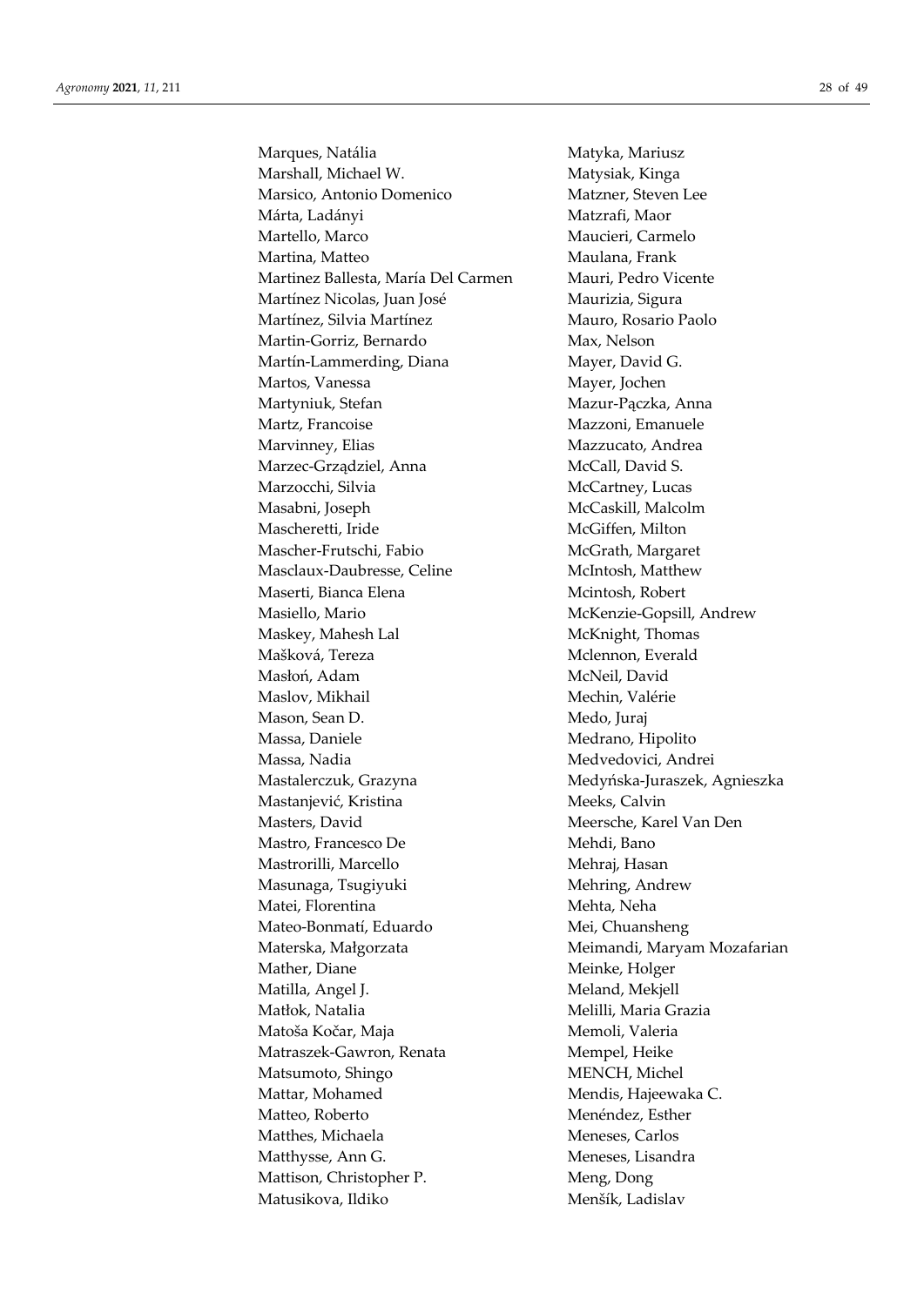Marques, Natália
Marshall, Michael W.
Marsico, Antonio Domenico
Márta, Ladányi
Martello, Marco
Martina, Matteo
Martinez Ballesta, María Del Carmen
Martínez Nicolas, Juan José
Martínez, Silvia Martínez
Martin-Gorriz, Bernardo
Martín-Lammerding, Diana
Martos, Vanessa
Martyniuk, Stefan
Martz, Francoise
Marvinney, Elias
Marzec-Grządziel, Anna
Marzocchi, Silvia
Masabni, Joseph
Mascheretti, Iride
Mascher-Frutschi, Fabio
Masclaux-Daubresse, Celine
Maserti, Bianca Elena
Masiello, Mario
Maskey, Mahesh Lal
Mašková, Tereza
Masłoń, Adam
Maslov, Mikhail
Mason, Sean D.
Massa, Daniele
Massa, Nadia
Mastalerczuk, Grazyna
Mastanjević, Kristina
Masters, David
Mastro, Francesco De
Mastrorilli, Marcello
Masunaga, Tsugiyuki
Matei, Florentina
Mateo-Bonmatí, Eduardo
Materska, Małgorzata
Mather, Diane
Matilla, Angel J.
Matłok, Natalia
Matoša Kočar, Maja
Matraszek-Gawron, Renata
Matsumoto, Shingo
Mattar, Mohamed
Matteo, Roberto
Matthes, Michaela
Matthysse, Ann G.
Mattison, Christopher P.
Matusikova, Ildiko
Matyka, Mariusz
Matysiak, Kinga
Matzner, Steven Lee
Matzrafi, Maor
Maucieri, Carmelo
Maulana, Frank
Mauri, Pedro Vicente
Maurizia, Sigura
Mauro, Rosario Paolo
Max, Nelson
Mayer, David G.
Mayer, Jochen
Mazur-Pączka, Anna
Mazzoni, Emanuele
Mazzucato, Andrea
McCall, David S.
McCartney, Lucas
McCaskill, Malcolm
McGiffen, Milton
McGrath, Margaret
McIntosh, Matthew
Mcintosh, Robert
McKenzie-Gopsill, Andrew
McKnight, Thomas
Mclennon, Everald
McNeil, David
Mechin, Valérie
Medo, Juraj
Medrano, Hipolito
Medvedovici, Andrei
Medyńska-Juraszek, Agnieszka
Meeks, Calvin
Meersche, Karel Van Den
Mehdi, Bano
Mehraj, Hasan
Mehring, Andrew
Mehta, Neha
Mei, Chuansheng
Meimandi, Maryam Mozafarian
Meinke, Holger
Meland, Mekjell
Melilli, Maria Grazia
Memoli, Valeria
Mempel, Heike
MENCH, Michel
Mendis, Hajeewaka C.
Menéndez, Esther
Meneses, Carlos
Meneses, Lisandra
Meng, Dong
Menšík, Ladislav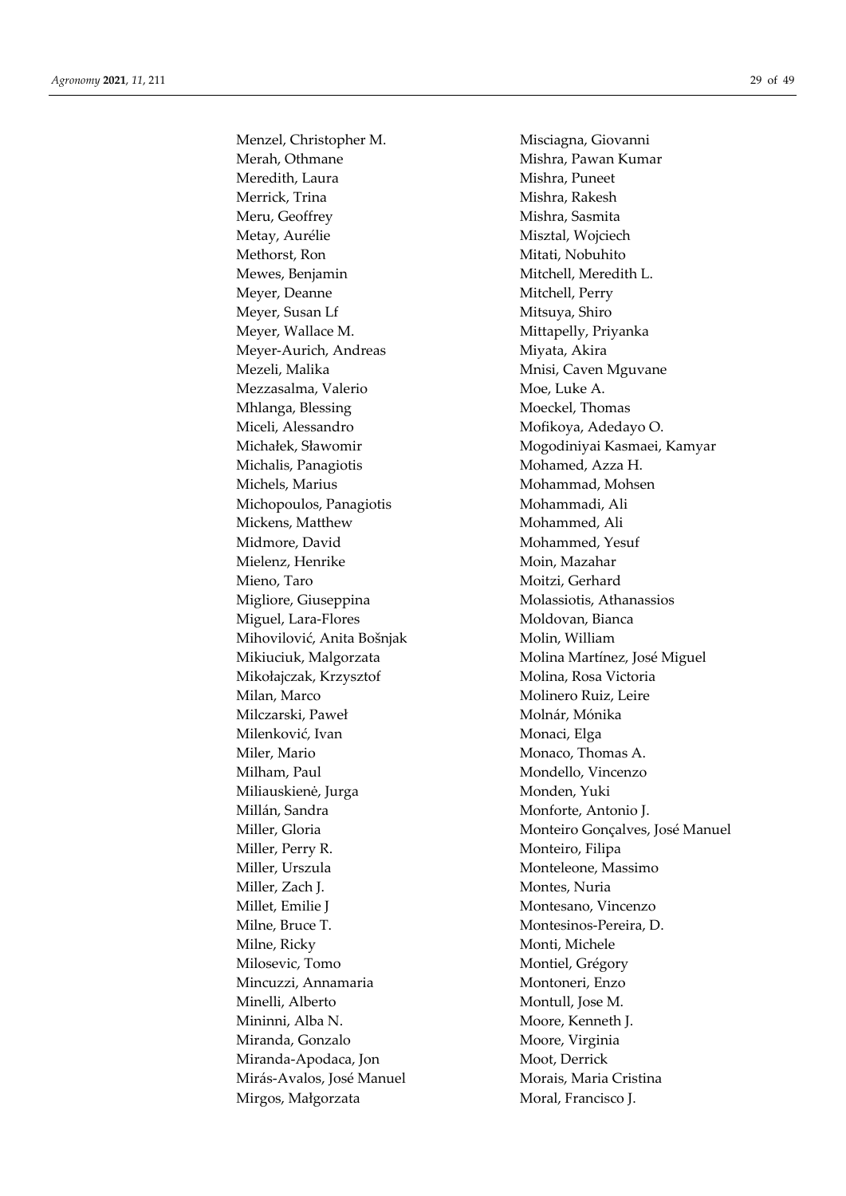Menzel, Christopher M.
Merah, Othmane
Meredith, Laura
Merrick, Trina
Meru, Geoffrey
Metay, Aurélie
Methorst, Ron
Mewes, Benjamin
Meyer, Deanne
Meyer, Susan Lf
Meyer, Wallace M.
Meyer-Aurich, Andreas
Mezeli, Malika
Mezzasalma, Valerio
Mhlanga, Blessing
Miceli, Alessandro
Michałek, Sławomir
Michalis, Panagiotis
Michels, Marius
Michopoulos, Panagiotis
Mickens, Matthew
Midmore, David
Mielenz, Henrike
Mieno, Taro
Migliore, Giuseppina
Miguel, Lara-Flores
Mihovilović, Anita Bošnjak
Mikiuciuk, Malgorzata
Mikołajczak, Krzysztof
Milan, Marco
Milczarski, Paweł
Milenković, Ivan
Miler, Mario
Milham, Paul
Miliauskienė, Jurga
Millán, Sandra
Miller, Gloria
Miller, Perry R.
Miller, Urszula
Miller, Zach J.
Millet, Emilie J
Milne, Bruce T.
Milne, Ricky
Milosevic, Tomo
Mincuzzi, Annamaria
Minelli, Alberto
Mininni, Alba N.
Miranda, Gonzalo
Miranda-Apodaca, Jon
Mirás-Avalos, José Manuel
Mirgos, Małgorzata
Misciagna, Giovanni
Mishra, Pawan Kumar
Mishra, Puneet
Mishra, Rakesh
Mishra, Sasmita
Misztal, Wojciech
Mitati, Nobuhito
Mitchell, Meredith L.
Mitchell, Perry
Mitsuya, Shiro
Mittapelly, Priyanka
Miyata, Akira
Mnisi, Caven Mguvane
Moe, Luke A.
Moeckel, Thomas
Mofikoya, Adedayo O.
Mogodiniyai Kasmaei, Kamyar
Mohamed, Azza H.
Mohammad, Mohsen
Mohammadi, Ali
Mohammed, Ali
Mohammed, Yesuf
Moin, Mazahar
Moitzi, Gerhard
Molassiotis, Athanassios
Moldovan, Bianca
Molin, William
Molina Martínez, José Miguel
Molina, Rosa Victoria
Molinero Ruiz, Leire
Molnár, Mónika
Monaci, Elga
Monaco, Thomas A.
Mondello, Vincenzo
Monden, Yuki
Monforte, Antonio J.
Monteiro Gonçalves, José Manuel
Monteiro, Filipa
Monteleone, Massimo
Montes, Nuria
Montesano, Vincenzo
Montesinos-Pereira, D.
Monti, Michele
Montiel, Grégory
Montoneri, Enzo
Montull, Jose M.
Moore, Kenneth J.
Moore, Virginia
Moot, Derrick
Morais, Maria Cristina
Moral, Francisco J.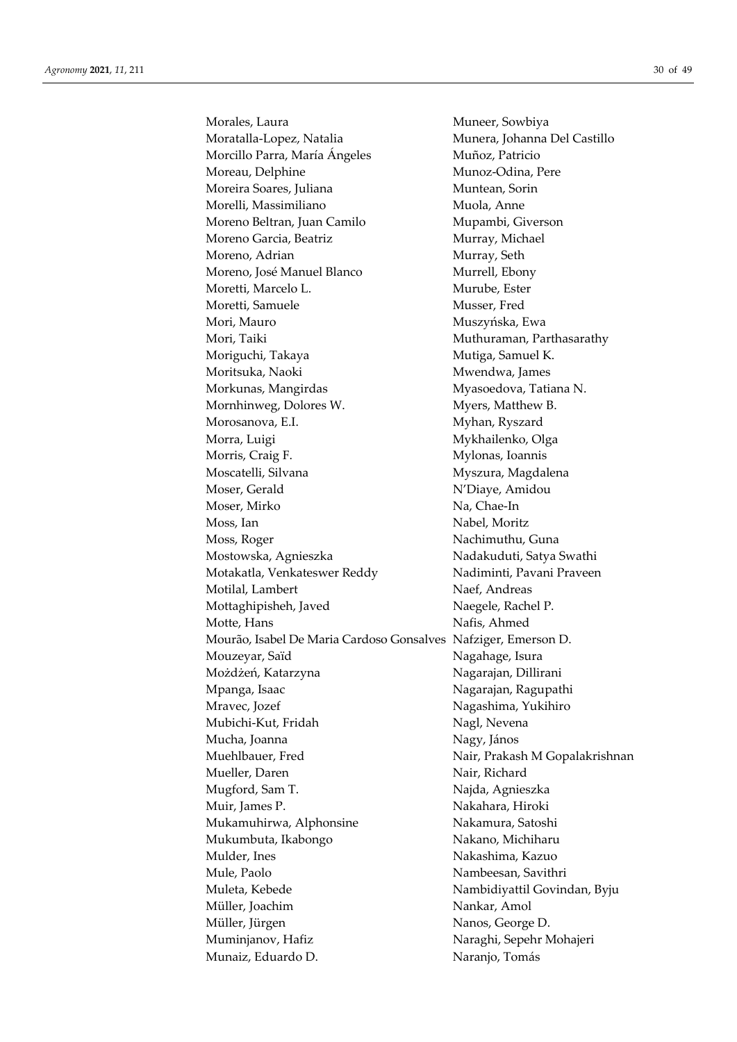Morales, Laura
Moratalla-Lopez, Natalia
Morcillo Parra, María Ángeles
Moreau, Delphine
Moreira Soares, Juliana
Morelli, Massimiliano
Moreno Beltran, Juan Camilo
Moreno Garcia, Beatriz
Moreno, Adrian
Moreno, José Manuel Blanco
Moretti, Marcelo L.
Moretti, Samuele
Mori, Mauro
Mori, Taiki
Moriguchi, Takaya
Moritsuka, Naoki
Morkunas, Mangirdas
Mornhinweg, Dolores W.
Morosanova, E.I.
Morra, Luigi
Morris, Craig F.
Moscatelli, Silvana
Moser, Gerald
Moser, Mirko
Moss, Ian
Moss, Roger
Mostowska, Agnieszka
Motakatla, Venkateswer Reddy
Motilal, Lambert
Mottaghipisheh, Javed
Motte, Hans
Mourão, Isabel De Maria Cardoso Gonsalves
Mouzeyar, Saïd
Możdżeń, Katarzyna
Mpanga, Isaac
Mravec, Jozef
Mubichi-Kut, Fridah
Mucha, Joanna
Muehlbauer, Fred
Mueller, Daren
Mugford, Sam T.
Muir, James P.
Mukamuhirwa, Alphonsine
Mukumbuta, Ikabongo
Mulder, Ines
Mule, Paolo
Muleta, Kebede
Müller, Joachim
Müller, Jürgen
Muminjanov, Hafiz
Munaiz, Eduardo D.
Muneer, Sowbiya
Munera, Johanna Del Castillo
Muñoz, Patricio
Munoz-Odina, Pere
Muntean, Sorin
Muola, Anne
Mupambi, Giverson
Murray, Michael
Murray, Seth
Murrell, Ebony
Murube, Ester
Musser, Fred
Muszyńska, Ewa
Muthuraman, Parthasarathy
Mutiga, Samuel K.
Mwendwa, James
Myasoedova, Tatiana N.
Myers, Matthew B.
Myhan, Ryszard
Mykhailenko, Olga
Mylonas, Ioannis
Myszura, Magdalena
N'Diaye, Amidou
Na, Chae-In
Nabel, Moritz
Nachimuthu, Guna
Nadakuduti, Satya Swathi
Nadiminti, Pavani Praveen
Naef, Andreas
Naegele, Rachel P.
Nafis, Ahmed
Nafziger, Emerson D.
Nagahage, Isura
Nagarajan, Dillirani
Nagarajan, Ragupathi
Nagashima, Yukihiro
Nagl, Nevena
Nagy, János
Nair, Prakash M Gopalakrishnan
Nair, Richard
Najda, Agnieszka
Nakahara, Hiroki
Nakamura, Satoshi
Nakano, Michiharu
Nakashima, Kazuo
Nambeesan, Savithri
Nambidiyattil Govindan, Byju
Nankar, Amol
Nanos, George D.
Naraghi, Sepehr Mohajeri
Naranjo, Tomás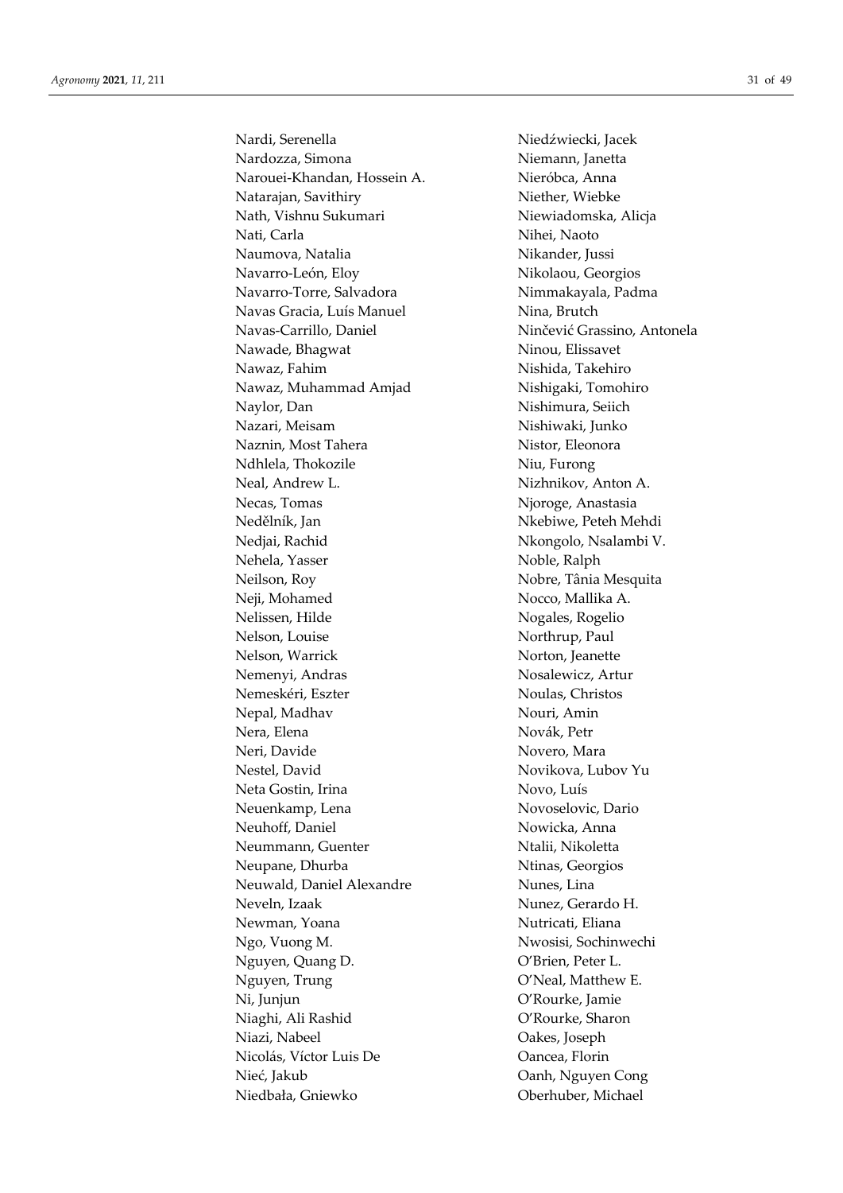Nardi, Serenella
Nardozza, Simona
Narouei-Khandan, Hossein A.
Natarajan, Savithiry
Nath, Vishnu Sukumari
Nati, Carla
Naumova, Natalia
Navarro-León, Eloy
Navarro-Torre, Salvadora
Navas Gracia, Luís Manuel
Navas-Carrillo, Daniel
Nawade, Bhagwat
Nawaz, Fahim
Nawaz, Muhammad Amjad
Naylor, Dan
Nazari, Meisam
Naznin, Most Tahera
Ndhlela, Thokozile
Neal, Andrew L.
Necas, Tomas
Nedělník, Jan
Nedjai, Rachid
Nehela, Yasser
Neilson, Roy
Neji, Mohamed
Nelissen, Hilde
Nelson, Louise
Nelson, Warrick
Nemenyi, Andras
Nemeskéri, Eszter
Nepal, Madhav
Nera, Elena
Neri, Davide
Nestel, David
Neta Gostin, Irina
Neuenkamp, Lena
Neuhoff, Daniel
Neummann, Guenter
Neupane, Dhurba
Neuwald, Daniel Alexandre
Neveln, Izaak
Newman, Yoana
Ngo, Vuong M.
Nguyen, Quang D.
Nguyen, Trung
Ni, Junjun
Niaghi, Ali Rashid
Niazi, Nabeel
Nicolás, Víctor Luis De
Nieć, Jakub
Niedbała, Gniewko
Niedźwiecki, Jacek
Niemann, Janetta
Nieróbca, Anna
Niether, Wiebke
Niewiadomska, Alicja
Nihei, Naoto
Nikander, Jussi
Nikolaou, Georgios
Nimmakayala, Padma
Nina, Brutch
Ninčević Grassino, Antonela
Ninou, Elissavet
Nishida, Takehiro
Nishigaki, Tomohiro
Nishimura, Seiich
Nishiwaki, Junko
Nistor, Eleonora
Niu, Furong
Nizhnikov, Anton A.
Njoroge, Anastasia
Nkebiwe, Peteh Mehdi
Nkongolo, Nsalambi V.
Noble, Ralph
Nobre, Tânia Mesquita
Nocco, Mallika A.
Nogales, Rogelio
Northrup, Paul
Norton, Jeanette
Nosalewicz, Artur
Noulas, Christos
Nouri, Amin
Novák, Petr
Novero, Mara
Novikova, Lubov Yu
Novo, Luís
Novoselovic, Dario
Nowicka, Anna
Ntalii, Nikoletta
Ntinas, Georgios
Nunes, Lina
Nunez, Gerardo H.
Nutricati, Eliana
Nwosisi, Sochinwechi
O'Brien, Peter L.
O'Neal, Matthew E.
O'Rourke, Jamie
O'Rourke, Sharon
Oakes, Joseph
Oancea, Florin
Oanh, Nguyen Cong
Oberhuber, Michael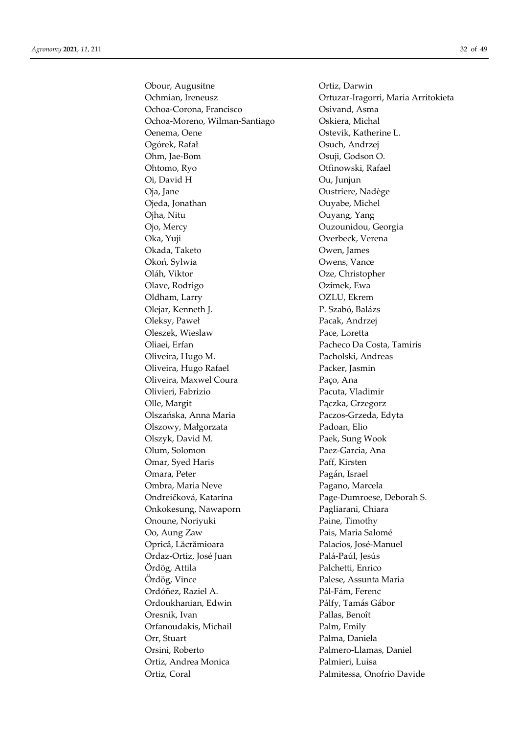Obour, Augusitne
Ochmian, Ireneusz
Ochoa-Corona, Francisco
Ochoa-Moreno, Wilman-Santiago
Oenema, Oene
Ogórek, Rafał
Ohm, Jae-Bom
Ohtomo, Ryo
Oi, David H
Oja, Jane
Ojeda, Jonathan
Ojha, Nitu
Ojo, Mercy
Oka, Yuji
Okada, Taketo
Okoń, Sylwia
Oláh, Viktor
Olave, Rodrigo
Oldham, Larry
Olejar, Kenneth J.
Oleksy, Paweł
Oleszek, Wieslaw
Oliaei, Erfan
Oliveira, Hugo M.
Oliveira, Hugo Rafael
Oliveira, Maxwel Coura
Olivieri, Fabrizio
Olle, Margit
Olszańska, Anna Maria
Olszowy, Małgorzata
Olszyk, David M.
Olum, Solomon
Omar, Syed Haris
Omara, Peter
Ombra, Maria Neve
Ondreičková, Katarína
Onkokesung, Nawaporn
Onoune, Noriyuki
Oo, Aung Zaw
Oprică, Lăcrămioara
Ordaz-Ortiz, José Juan
Ördög, Attila
Ördög, Vince
Ordóñez, Raziel A.
Ordoukhanian, Edwin
Oresnik, Ivan
Orfanoudakis, Michail
Orr, Stuart
Orsini, Roberto
Ortiz, Andrea Monica
Ortiz, Coral
Ortiz, Darwin
Ortuzar-Iragorri, Maria Arritokieta
Osivand, Asma
Oskiera, Michal
Ostevik, Katherine L.
Osuch, Andrzej
Osuji, Godson O.
Otfinowski, Rafael
Ou, Junjun
Oustriere, Nadège
Ouyabe, Michel
Ouyang, Yang
Ouzounidou, Georgia
Overbeck, Verena
Owen, James
Owens, Vance
Oze, Christopher
Ozimek, Ewa
OZLU, Ekrem
P. Szabó, Balázs
Pacak, Andrzej
Pace, Loretta
Pacheco Da Costa, Tamiris
Pacholski, Andreas
Packer, Jasmin
Paço, Ana
Pacuta, Vladimir
Pączka, Grzegorz
Paczos-Grzeda, Edyta
Padoan, Elio
Paek, Sung Wook
Paez-Garcia, Ana
Paff, Kirsten
Pagán, Israel
Pagano, Marcela
Page-Dumroese, Deborah S.
Pagliarani, Chiara
Paine, Timothy
Pais, Maria Salomé
Palacios, José-Manuel
Palá-Paúl, Jesús
Palchetti, Enrico
Palese, Assunta Maria
Pál-Fám, Ferenc
Pálfy, Tamás Gábor
Pallas, Benoît
Palm, Emily
Palma, Daniela
Palmero-Llamas, Daniel
Palmieri, Luisa
Palmitessa, Onofrio Davide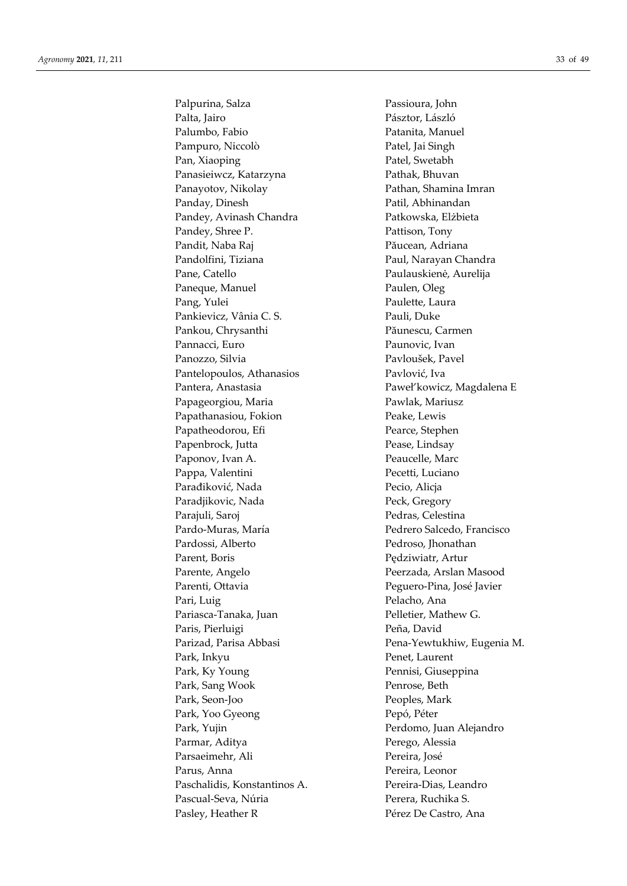Palpurina, Salza
Palta, Jairo
Palumbo, Fabio
Pampuro, Niccolò
Pan, Xiaoping
Panasieiwcz, Katarzyna
Panayotov, Nikolay
Panday, Dinesh
Pandey, Avinash Chandra
Pandey, Shree P.
Pandit, Naba Raj
Pandolfini, Tiziana
Pane, Catello
Paneque, Manuel
Pang, Yulei
Pankievicz, Vânia C. S.
Pankou, Chrysanthi
Pannacci, Euro
Panozzo, Silvia
Pantelopoulos, Athanasios
Pantera, Anastasia
Papageorgiou, Maria
Papathanasiou, Fokion
Papatheodorou, Efi
Papenbrock, Jutta
Paponov, Ivan A.
Pappa, Valentini
Parađiković, Nada
Paradjikovic, Nada
Parajuli, Saroj
Pardo-Muras, María
Pardossi, Alberto
Parent, Boris
Parente, Angelo
Parenti, Ottavia
Pari, Luig
Pariasca-Tanaka, Juan
Paris, Pierluigi
Parizad, Parisa Abbasi
Park, Inkyu
Park, Ky Young
Park, Sang Wook
Park, Seon-Joo
Park, Yoo Gyeong
Park, Yujin
Parmar, Aditya
Parsaeimehr, Ali
Parus, Anna
Paschalidis, Konstantinos A.
Pascual-Seva, Núria
Pasley, Heather R
Passioura, John
Pásztor, László
Patanita, Manuel
Patel, Jai Singh
Patel, Swetabh
Pathak, Bhuvan
Pathan, Shamina Imran
Patil, Abhinandan
Patkowska, Elżbieta
Pattison, Tony
Păucean, Adriana
Paul, Narayan Chandra
Paulauskienė, Aurelija
Paulen, Oleg
Paulette, Laura
Pauli, Duke
Păunescu, Carmen
Paunovic, Ivan
Pavloušek, Pavel
Pavlović, Iva
Paweł'kowicz, Magdalena E
Pawlak, Mariusz
Peake, Lewis
Pearce, Stephen
Pease, Lindsay
Peaucelle, Marc
Pecetti, Luciano
Pecio, Alicja
Peck, Gregory
Pedras, Celestina
Pedrero Salcedo, Francisco
Pedroso, Jhonathan
Pędziwiatr, Artur
Peerzada, Arslan Masood
Peguero-Pina, José Javier
Pelacho, Ana
Pelletier, Mathew G.
Peña, David
Pena-Yewtukhiw, Eugenia M.
Penet, Laurent
Pennisi, Giuseppina
Penrose, Beth
Peoples, Mark
Pepó, Péter
Perdomo, Juan Alejandro
Perego, Alessia
Pereira, José
Pereira, Leonor
Pereira-Dias, Leandro
Perera, Ruchika S.
Pérez De Castro, Ana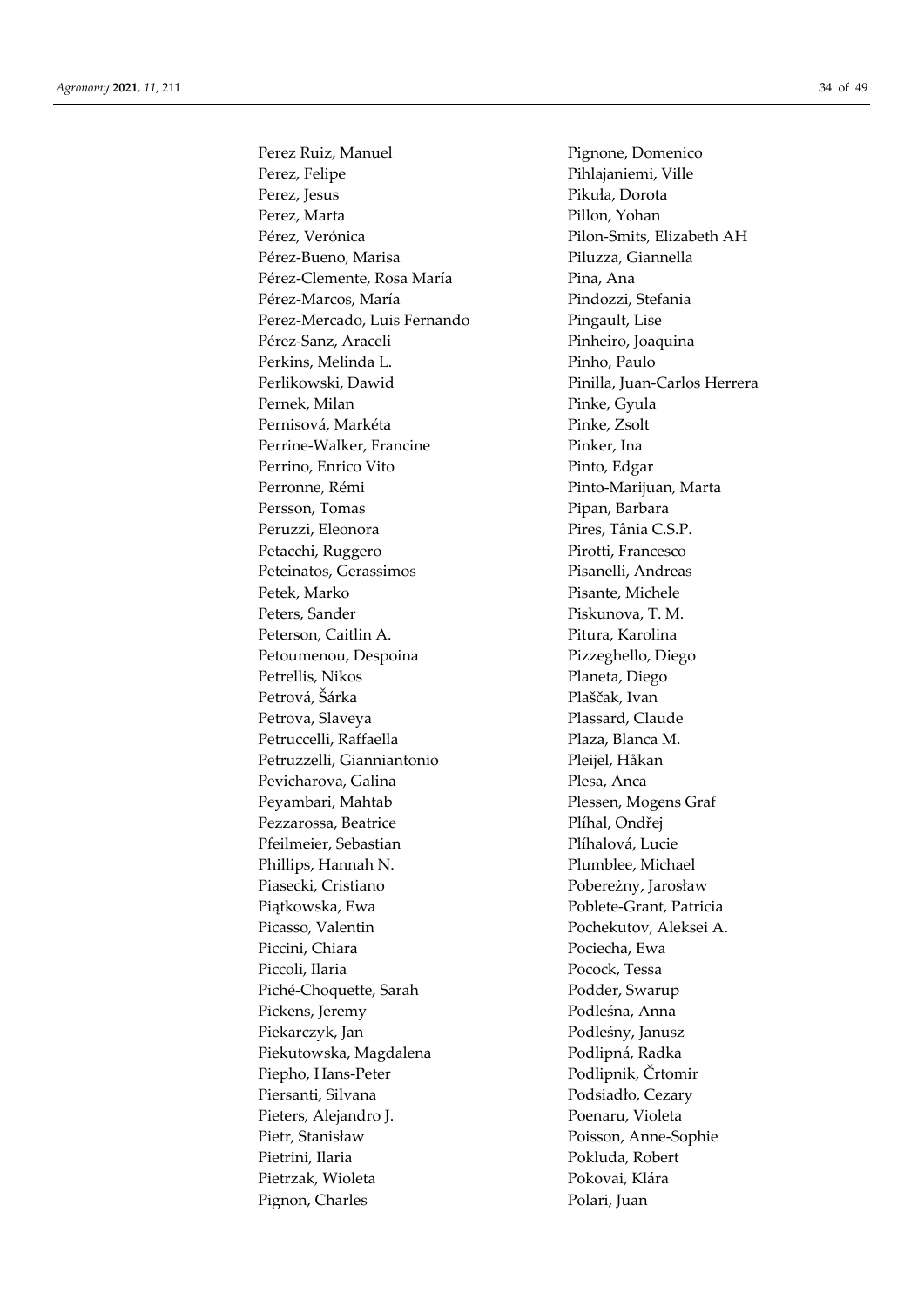Perez Ruiz, Manuel
Perez, Felipe
Perez, Jesus
Perez, Marta
Pérez, Verónica
Pérez-Bueno, Marisa
Pérez-Clemente, Rosa María
Pérez-Marcos, María
Perez-Mercado, Luis Fernando
Pérez-Sanz, Araceli
Perkins, Melinda L.
Perlikowski, Dawid
Pernek, Milan
Pernisová, Markéta
Perrine-Walker, Francine
Perrino, Enrico Vito
Perronne, Rémi
Persson, Tomas
Peruzzi, Eleonora
Petacchi, Ruggero
Peteinatos, Gerassimos
Petek, Marko
Peters, Sander
Peterson, Caitlin A.
Petoumenou, Despoina
Petrellis, Nikos
Petrová, Šárka
Petrova, Slaveya
Petruccelli, Raffaella
Petruzzelli, Gianniantonio
Pevicharova, Galina
Peyambari, Mahtab
Pezzarossa, Beatrice
Pfeilmeier, Sebastian
Phillips, Hannah N.
Piasecki, Cristiano
Piątkowska, Ewa
Picasso, Valentin
Piccini, Chiara
Piccoli, Ilaria
Piché-Choquette, Sarah
Pickens, Jeremy
Piekarczyk, Jan
Piekutowska, Magdalena
Piepho, Hans-Peter
Piersanti, Silvana
Pieters, Alejandro J.
Pietr, Stanisław
Pietrini, Ilaria
Pietrzak, Wioleta
Pignon, Charles
Pignone, Domenico
Pihlajaniemi, Ville
Pikuła, Dorota
Pillon, Yohan
Pilon-Smits, Elizabeth AH
Piluzza, Giannella
Pina, Ana
Pindozzi, Stefania
Pingault, Lise
Pinheiro, Joaquina
Pinho, Paulo
Pinilla, Juan-Carlos Herrera
Pinke, Gyula
Pinke, Zsolt
Pinker, Ina
Pinto, Edgar
Pinto-Marijuan, Marta
Pipan, Barbara
Pires, Tânia C.S.P.
Pirotti, Francesco
Pisanelli, Andreas
Pisante, Michele
Piskunova, T. M.
Pitura, Karolina
Pizzeghello, Diego
Planeta, Diego
Plaščak, Ivan
Plassard, Claude
Plaza, Blanca M.
Pleijel, Håkan
Plesa, Anca
Plessen, Mogens Graf
Plíhal, Ondřej
Plíhalová, Lucie
Plumblee, Michael
Pobereżny, Jarosław
Poblete-Grant, Patricia
Pochekutov, Aleksei A.
Pociecha, Ewa
Pocock, Tessa
Podder, Swarup
Podleśna, Anna
Podleśny, Janusz
Podlipná, Radka
Podlipnik, Črtomir
Podsiadło, Cezary
Poenaru, Violeta
Poisson, Anne-Sophie
Pokluda, Robert
Pokovai, Klára
Polari, Juan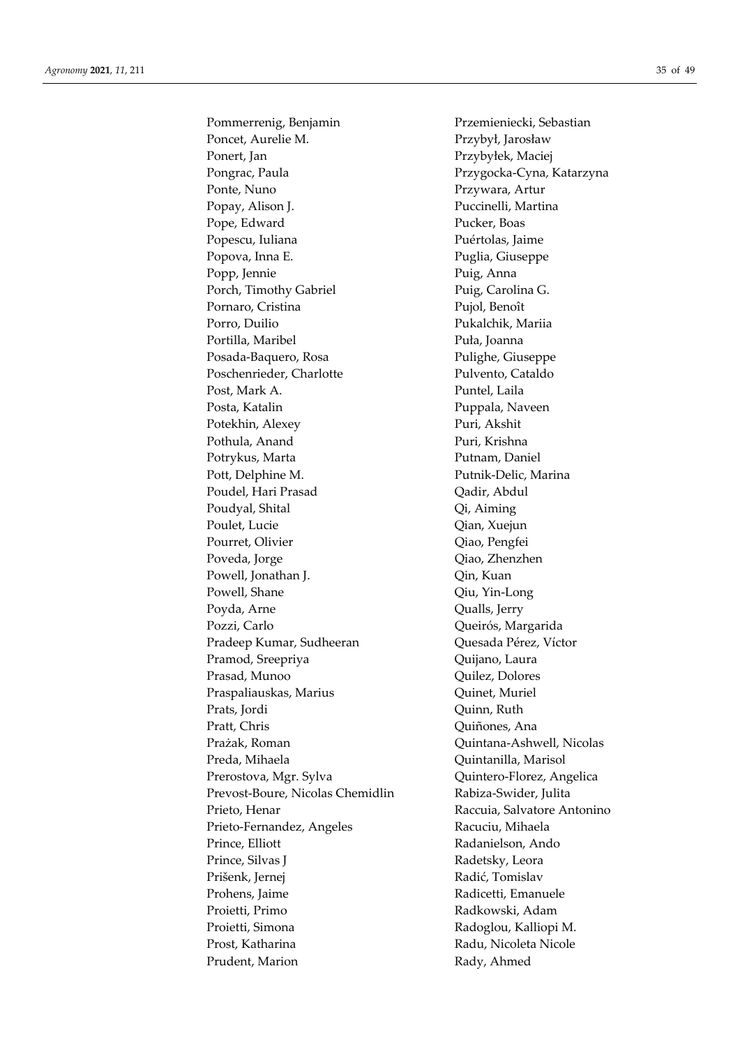Pommerrenig, Benjamin
Poncet, Aurelie M.
Ponert, Jan
Pongrac, Paula
Ponte, Nuno
Popay, Alison J.
Pope, Edward
Popescu, Iuliana
Popova, Inna E.
Popp, Jennie
Porch, Timothy Gabriel
Pornaro, Cristina
Porro, Duilio
Portilla, Maribel
Posada-Baquero, Rosa
Poschenrieder, Charlotte
Post, Mark A.
Posta, Katalin
Potekhin, Alexey
Pothula, Anand
Potrykus, Marta
Pott, Delphine M.
Poudel, Hari Prasad
Poudyal, Shital
Poulet, Lucie
Pourret, Olivier
Poveda, Jorge
Powell, Jonathan J.
Powell, Shane
Poyda, Arne
Pozzi, Carlo
Pradeep Kumar, Sudheeran
Pramod, Sreepriya
Prasad, Munoo
Praspaliauskas, Marius
Prats, Jordi
Pratt, Chris
Prażak, Roman
Preda, Mihaela
Prerostova, Mgr. Sylva
Prevost-Boure, Nicolas Chemidlin
Prieto, Henar
Prieto-Fernandez, Angeles
Prince, Elliott
Prince, Silvas J
Prišenk, Jernej
Prohens, Jaime
Proietti, Primo
Proietti, Simona
Prost, Katharina
Prudent, Marion
Przemieniecki, Sebastian
Przybył, Jarosław
Przybyłek, Maciej
Przygocka-Cyna, Katarzyna
Przywara, Artur
Puccinelli, Martina
Pucker, Boas
Puértolas, Jaime
Puglia, Giuseppe
Puig, Anna
Puig, Carolina G.
Pujol, Benoît
Pukalchik, Mariia
Puła, Joanna
Pulighe, Giuseppe
Pulvento, Cataldo
Puntel, Laila
Puppala, Naveen
Puri, Akshit
Puri, Krishna
Putnam, Daniel
Putnik-Delic, Marina
Qadir, Abdul
Qi, Aiming
Qian, Xuejun
Qiao, Pengfei
Qiao, Zhenzhen
Qin, Kuan
Qiu, Yin-Long
Qualls, Jerry
Queirós, Margarida
Quesada Pérez, Víctor
Quijano, Laura
Quilez, Dolores
Quinet, Muriel
Quinn, Ruth
Quiñones, Ana
Quintana-Ashwell, Nicolas
Quintanilla, Marisol
Quintero-Florez, Angelica
Rabiza-Swider, Julita
Raccuia, Salvatore Antonino
Racuciu, Mihaela
Radanielson, Ando
Radetsky, Leora
Radić, Tomislav
Radicetti, Emanuele
Radkowski, Adam
Radoglou, Kalliopi M.
Radu, Nicoleta Nicole
Rady, Ahmed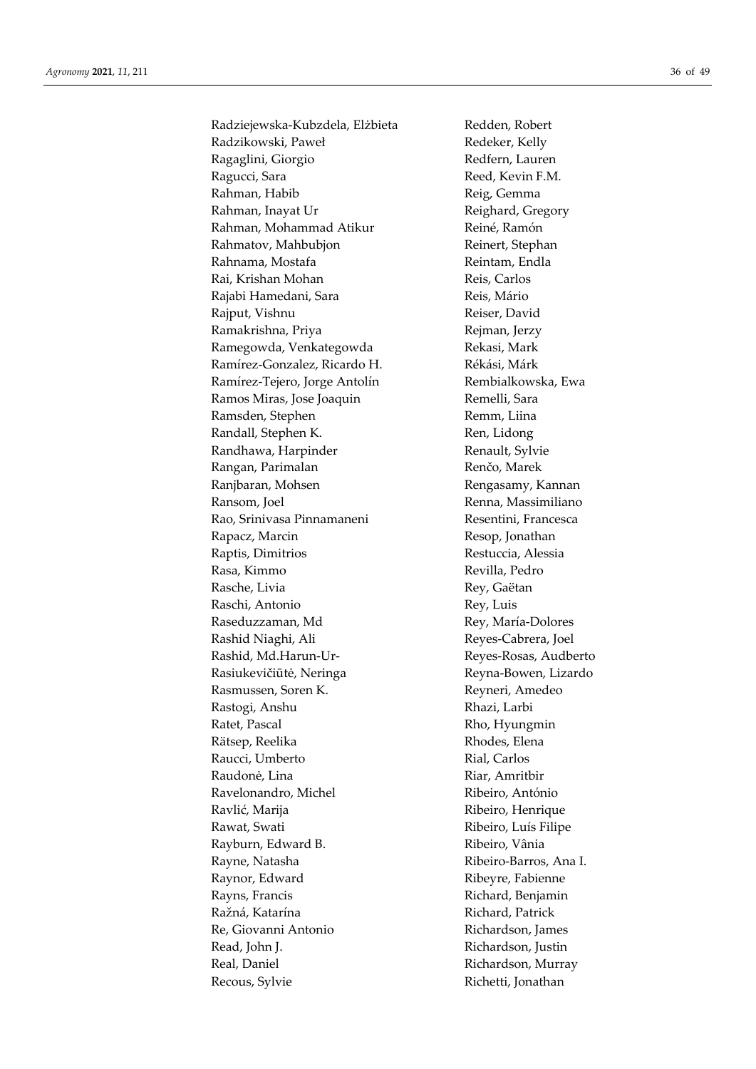Radziejewska-Kubzdela, Elżbieta
Radzikowski, Paweł
Ragaglini, Giorgio
Ragucci, Sara
Rahman, Habib
Rahman, Inayat Ur
Rahman, Mohammad Atikur
Rahmatov, Mahbubjon
Rahnama, Mostafa
Rai, Krishan Mohan
Rajabi Hamedani, Sara
Rajput, Vishnu
Ramakrishna, Priya
Ramegowda, Venkategowda
Ramírez-Gonzalez, Ricardo H.
Ramírez-Tejero, Jorge Antolín
Ramos Miras, Jose Joaquin
Ramsden, Stephen
Randall, Stephen K.
Randhawa, Harpinder
Rangan, Parimalan
Ranjbaran, Mohsen
Ransom, Joel
Rao, Srinivasa Pinnamaneni
Rapacz, Marcin
Raptis, Dimitrios
Rasa, Kimmo
Rasche, Livia
Raschi, Antonio
Raseduzzaman, Md
Rashid Niaghi, Ali
Rashid, Md.Harun-Ur-
Rasiukevičiūtė, Neringa
Rasmussen, Soren K.
Rastogi, Anshu
Ratet, Pascal
Rätsep, Reelika
Raucci, Umberto
Raudonė, Lina
Ravelonandro, Michel
Ravlić, Marija
Rawat, Swati
Rayburn, Edward B.
Rayne, Natasha
Raynor, Edward
Rayns, Francis
Ražná, Katarína
Re, Giovanni Antonio
Read, John J.
Real, Daniel
Recous, Sylvie
Redden, Robert
Redeker, Kelly
Redfern, Lauren
Reed, Kevin F.M.
Reig, Gemma
Reighard, Gregory
Reiné, Ramón
Reinert, Stephan
Reintam, Endla
Reis, Carlos
Reis, Mário
Reiser, David
Rejman, Jerzy
Rekasi, Mark
Rékási, Márk
Rembialkowska, Ewa
Remelli, Sara
Remm, Liina
Ren, Lidong
Renault, Sylvie
Renčo, Marek
Rengasamy, Kannan
Renna, Massimiliano
Resentini, Francesca
Resop, Jonathan
Restuccia, Alessia
Revilla, Pedro
Rey, Gaëtan
Rey, Luis
Rey, María-Dolores
Reyes-Cabrera, Joel
Reyes-Rosas, Audberto
Reyna-Bowen, Lizardo
Reyneri, Amedeo
Rhazi, Larbi
Rho, Hyungmin
Rhodes, Elena
Rial, Carlos
Riar, Amritbir
Ribeiro, António
Ribeiro, Henrique
Ribeiro, Luís Filipe
Ribeiro, Vânia
Ribeiro-Barros, Ana I.
Ribeyre, Fabienne
Richard, Benjamin
Richard, Patrick
Richardson, James
Richardson, Justin
Richardson, Murray
Richetti, Jonathan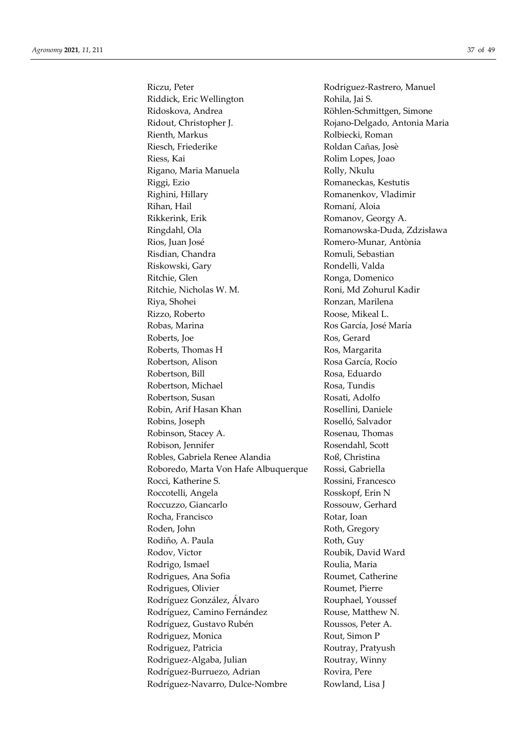Riczu, Peter
Riddick, Eric Wellington
Ridoskova, Andrea
Ridout, Christopher J.
Rienth, Markus
Riesch, Friederike
Riess, Kai
Rigano, Maria Manuela
Riggi, Ezio
Righini, Hillary
Rihan, Hail
Rikkerink, Erik
Ringdahl, Ola
Rios, Juan José
Risdian, Chandra
Riskowski, Gary
Ritchie, Glen
Ritchie, Nicholas W. M.
Riya, Shohei
Rizzo, Roberto
Robas, Marina
Roberts, Joe
Roberts, Thomas H
Robertson, Alison
Robertson, Bill
Robertson, Michael
Robertson, Susan
Robin, Arif Hasan Khan
Robins, Joseph
Robinson, Stacey A.
Robison, Jennifer
Robles, Gabriela Renee Alandia
Roboredo, Marta Von Hafe Albuquerque
Rocci, Katherine S.
Roccotelli, Angela
Roccuzzo, Giancarlo
Rocha, Francisco
Roden, John
Rodiño, A. Paula
Rodov, Victor
Rodrigo, Ismael
Rodrigues, Ana Sofia
Rodrigues, Olivier
Rodríguez González, Álvaro
Rodríguez, Camino Fernández
Rodríguez, Gustavo Rubén
Rodriguez, Monica
Rodriguez, Patricia
Rodriguez-Algaba, Julian
Rodríguez-Burruezo, Adrian
Rodríguez-Navarro, Dulce-Nombre
Rodriguez-Rastrero, Manuel
Rohila, Jai S.
Röhlen-Schmittgen, Simone
Rojano-Delgado, Antonia Maria
Rolbiecki, Roman
Roldan Cañas, Josè
Rolim Lopes, Joao
Rolly, Nkulu
Romaneckas, Kestutis
Romanenkov, Vladimir
Romaní, Aloia
Romanov, Georgy A.
Romanowska-Duda, Zdzisława
Romero-Munar, Antònia
Romuli, Sebastian
Rondelli, Valda
Ronga, Domenico
Roni, Md Zohurul Kadir
Ronzan, Marilena
Roose, Mikeal L.
Ros García, José María
Ros, Gerard
Ros, Margarita
Rosa García, Rocío
Rosa, Eduardo
Rosa, Tundis
Rosati, Adolfo
Rosellini, Daniele
Roselló, Salvador
Rosenau, Thomas
Rosendahl, Scott
Roß, Christina
Rossi, Gabriella
Rossini, Francesco
Rosskopf, Erin N
Rossouw, Gerhard
Rotar, Ioan
Roth, Gregory
Roth, Guy
Roubik, David Ward
Roulia, Maria
Roumet, Catherine
Roumet, Pierre
Rouphael, Youssef
Rouse, Matthew N.
Roussos, Peter A.
Rout, Simon P
Routray, Pratyush
Routray, Winny
Rovira, Pere
Rowland, Lisa J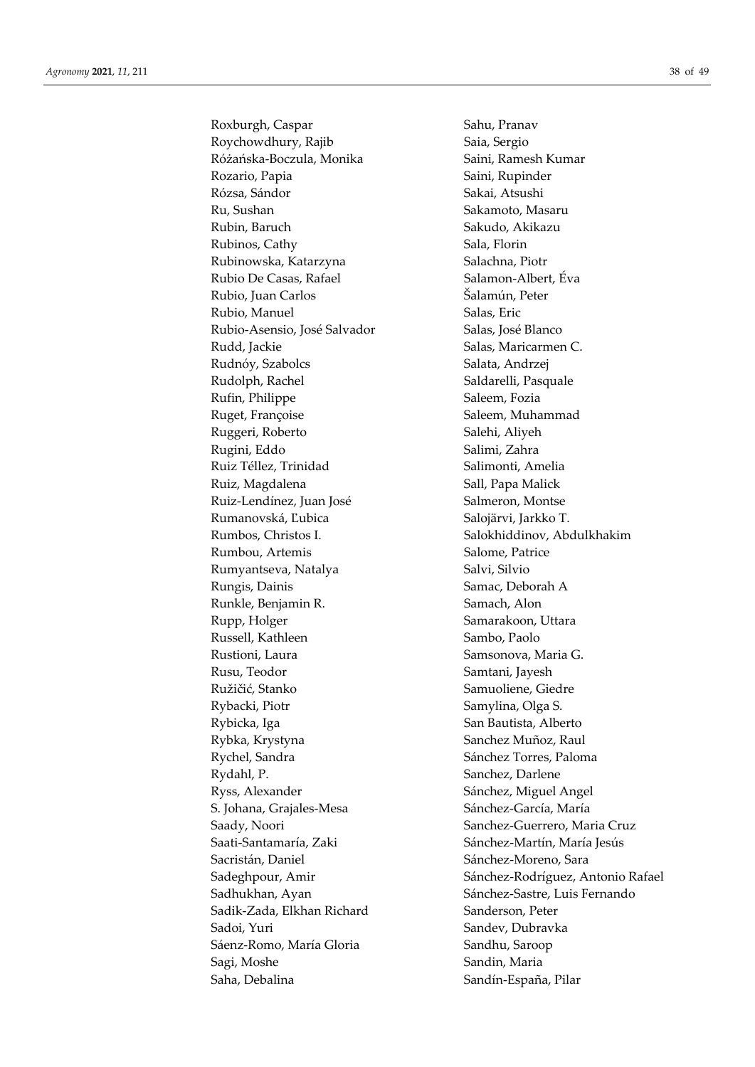Roxburgh, Caspar
Roychowdhury, Rajib
Różańska-Boczula, Monika
Rozario, Papia
Rózsa, Sándor
Ru, Sushan
Rubin, Baruch
Rubinos, Cathy
Rubinowska, Katarzyna
Rubio De Casas, Rafael
Rubio, Juan Carlos
Rubio, Manuel
Rubio-Asensio, José Salvador
Rudd, Jackie
Rudnóy, Szabolcs
Rudolph, Rachel
Rufin, Philippe
Ruget, Françoise
Ruggeri, Roberto
Rugini, Eddo
Ruiz Téllez, Trinidad
Ruiz, Magdalena
Ruiz-Lendínez, Juan José
Rumanovská, Ľubica
Rumbos, Christos I.
Rumbou, Artemis
Rumyantseva, Natalya
Rungis, Dainis
Runkle, Benjamin R.
Rupp, Holger
Russell, Kathleen
Rustioni, Laura
Rusu, Teodor
Ružičić, Stanko
Rybacki, Piotr
Rybicka, Iga
Rybka, Krystyna
Rychel, Sandra
Rydahl, P.
Ryss, Alexander
S. Johana, Grajales-Mesa
Saady, Noori
Saati-Santamaría, Zaki
Sacristán, Daniel
Sadeghpour, Amir
Sadhukhan, Ayan
Sadik-Zada, Elkhan Richard
Sadoi, Yuri
Sáenz-Romo, María Gloria
Sagi, Moshe
Saha, Debalina
Sahu, Pranav
Saia, Sergio
Saini, Ramesh Kumar
Saini, Rupinder
Sakai, Atsushi
Sakamoto, Masaru
Sakudo, Akikazu
Sala, Florin
Salachna, Piotr
Salamon-Albert, Éva
Šalamún, Peter
Salas, Eric
Salas, José Blanco
Salas, Maricarmen C.
Salata, Andrzej
Saldarelli, Pasquale
Saleem, Fozia
Saleem, Muhammad
Salehi, Aliyeh
Salimi, Zahra
Salimonti, Amelia
Sall, Papa Malick
Salmeron, Montse
Salojärvi, Jarkko T.
Salokhiddinov, Abdulkhakim
Salome, Patrice
Salvi, Silvio
Samac, Deborah A
Samach, Alon
Samarakoon, Uttara
Sambo, Paolo
Samsonova, Maria G.
Samtani, Jayesh
Samuoliene, Giedre
Samylina, Olga S.
San Bautista, Alberto
Sanchez Muñoz, Raul
Sánchez Torres, Paloma
Sanchez, Darlene
Sánchez, Miguel Angel
Sánchez-García, María
Sanchez-Guerrero, Maria Cruz
Sánchez-Martín, María Jesús
Sánchez-Moreno, Sara
Sánchez-Rodríguez, Antonio Rafael
Sánchez-Sastre, Luis Fernando
Sanderson, Peter
Sandev, Dubravka
Sandhu, Saroop
Sandin, Maria
Sandín-España, Pilar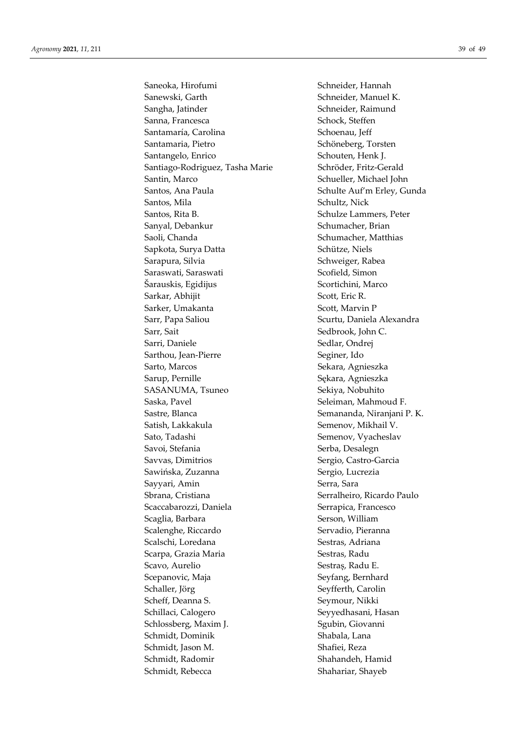Saneoka, Hirofumi
Sanewski, Garth
Sangha, Jatinder
Sanna, Francesca
Santamaría, Carolina
Santamaria, Pietro
Santangelo, Enrico
Santiago-Rodriguez, Tasha Marie
Santin, Marco
Santos, Ana Paula
Santos, Mila
Santos, Rita B.
Sanyal, Debankur
Saoli, Chanda
Sapkota, Surya Datta
Sarapura, Silvia
Saraswati, Saraswati
Šarauskis, Egidijus
Sarkar, Abhijit
Sarker, Umakanta
Sarr, Papa Saliou
Sarr, Sait
Sarri, Daniele
Sarthou, Jean-Pierre
Sarto, Marcos
Sarup, Pernille
SASANUMA, Tsuneo
Saska, Pavel
Sastre, Blanca
Satish, Lakkakula
Sato, Tadashi
Savoi, Stefania
Savvas, Dimitrios
Sawińska, Zuzanna
Sayyari, Amin
Sbrana, Cristiana
Scaccabarozzi, Daniela
Scaglia, Barbara
Scalenghe, Riccardo
Scalschi, Loredana
Scarpa, Grazia Maria
Scavo, Aurelio
Scepanovic, Maja
Schaller, Jörg
Scheff, Deanna S.
Schillaci, Calogero
Schlossberg, Maxim J.
Schmidt, Dominik
Schmidt, Jason M.
Schmidt, Radomir
Schmidt, Rebecca
Schneider, Hannah
Schneider, Manuel K.
Schneider, Raimund
Schock, Steffen
Schoenau, Jeff
Schöneberg, Torsten
Schouten, Henk J.
Schröder, Fritz-Gerald
Schueller, Michael John
Schulte Auf'm Erley, Gunda
Schultz, Nick
Schulze Lammers, Peter
Schumacher, Brian
Schumacher, Matthias
Schütze, Niels
Schweiger, Rabea
Scofield, Simon
Scortichini, Marco
Scott, Eric R.
Scott, Marvin P
Scurtu, Daniela Alexandra
Sedbrook, John C.
Sedlar, Ondrej
Seginer, Ido
Sekara, Agnieszka
Sękara, Agnieszka
Sekiya, Nobuhito
Seleiman, Mahmoud F.
Semananda, Niranjani P. K.
Semenov, Mikhail V.
Semenov, Vyacheslav
Serba, Desalegn
Sergio, Castro-Garcia
Sergio, Lucrezia
Serra, Sara
Serralheiro, Ricardo Paulo
Serrapica, Francesco
Serson, William
Servadio, Pieranna
Sestras, Adriana
Sestras, Radu
Sestraș, Radu E.
Seyfang, Bernhard
Seyfferth, Carolin
Seymour, Nikki
Seyyedhasani, Hasan
Sgubin, Giovanni
Shabala, Lana
Shafiei, Reza
Shahandeh, Hamid
Shahariar, Shayeb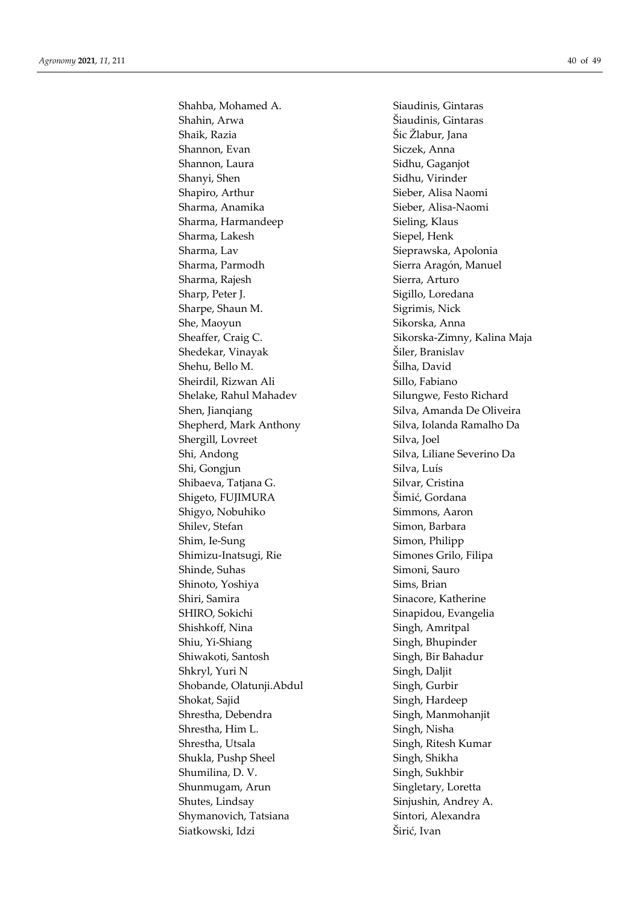Shahba, Mohamed A.
Shahin, Arwa
Shaik, Razia
Shannon, Evan
Shannon, Laura
Shanyi, Shen
Shapiro, Arthur
Sharma, Anamika
Sharma, Harmandeep
Sharma, Lakesh
Sharma, Lav
Sharma, Parmodh
Sharma, Rajesh
Sharp, Peter J.
Sharpe, Shaun M.
She, Maoyun
Sheaffer, Craig C.
Shedekar, Vinayak
Shehu, Bello M.
Sheirdil, Rizwan Ali
Shelake, Rahul Mahadev
Shen, Jianqiang
Shepherd, Mark Anthony
Shergill, Lovreet
Shi, Andong
Shi, Gongjun
Shibaeva, Tatjana G.
Shigeto, FUJIMURA
Shigyo, Nobuhiko
Shilev, Stefan
Shim, Ie-Sung
Shimizu-Inatsugi, Rie
Shinde, Suhas
Shinoto, Yoshiya
Shiri, Samira
SHIRO, Sokichi
Shishkoff, Nina
Shiu, Yi-Shiang
Shiwakoti, Santosh
Shkryl, Yuri N
Shobande, Olatunji.Abdul
Shokat, Sajid
Shrestha, Debendra
Shrestha, Him L.
Shrestha, Utsala
Shukla, Pushp Sheel
Shumilina, D. V.
Shunmugam, Arun
Shutes, Lindsay
Shymanovich, Tatsiana
Siatkowski, Idzi
Siaudinis, Gintaras
Šiaudinis, Gintaras
Šic Žlabur, Jana
Siczek, Anna
Sidhu, Gaganjot
Sidhu, Virinder
Sieber, Alisa Naomi
Sieber, Alisa-Naomi
Sieling, Klaus
Siepel, Henk
Sieprawska, Apolonia
Sierra Aragón, Manuel
Sierra, Arturo
Sigillo, Loredana
Sigrimis, Nick
Sikorska, Anna
Sikorska-Zimny, Kalina Maja
Šiler, Branislav
Šilha, David
Sillo, Fabiano
Silungwe, Festo Richard
Silva, Amanda De Oliveira
Silva, Iolanda Ramalho Da
Silva, Joel
Silva, Liliane Severino Da
Silva, Luís
Silvar, Cristina
Šimić, Gordana
Simmons, Aaron
Simon, Barbara
Simon, Philipp
Simones Grilo, Filipa
Simoni, Sauro
Sims, Brian
Sinacore, Katherine
Sinapidou, Evangelia
Singh, Amritpal
Singh, Bhupinder
Singh, Bir Bahadur
Singh, Daljit
Singh, Gurbir
Singh, Hardeep
Singh, Manmohanjit
Singh, Nisha
Singh, Ritesh Kumar
Singh, Shikha
Singh, Sukhbir
Singletary, Loretta
Sinjushin, Andrey A.
Sintori, Alexandra
Širić, Ivan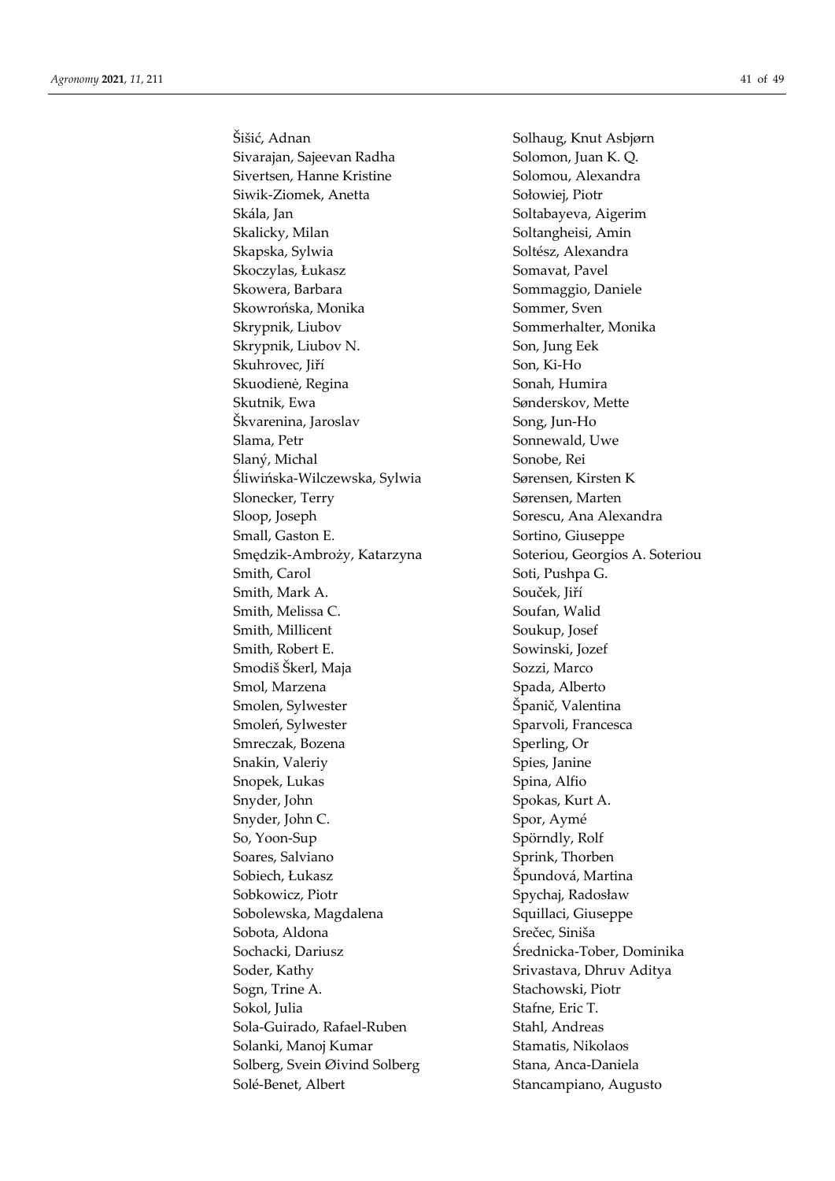Šišić, Adnan
Sivarajan, Sajeevan Radha
Sivertsen, Hanne Kristine
Siwik-Ziomek, Anetta
Skála, Jan
Skalicky, Milan
Skapska, Sylwia
Skoczylas, Łukasz
Skowera, Barbara
Skowrońska, Monika
Skrypnik, Liubov
Skrypnik, Liubov N.
Skuhrovec, Jiří
Skuodienė, Regina
Skutnik, Ewa
Škvarenina, Jaroslav
Slama, Petr
Slaný, Michal
Śliwińska-Wilczewska, Sylwia
Slonecker, Terry
Sloop, Joseph
Small, Gaston E.
Smędzik-Ambroży, Katarzyna
Smith, Carol
Smith, Mark A.
Smith, Melissa C.
Smith, Millicent
Smith, Robert E.
Smodiš Škerl, Maja
Smol, Marzena
Smolen, Sylwester
Smoleń, Sylwester
Smreczak, Bozena
Snakin, Valeriy
Snopek, Lukas
Snyder, John
Snyder, John C.
So, Yoon-Sup
Soares, Salviano
Sobiech, Łukasz
Sobkowicz, Piotr
Sobolewska, Magdalena
Sobota, Aldona
Sochacki, Dariusz
Soder, Kathy
Sogn, Trine A.
Sokol, Julia
Sola-Guirado, Rafael-Ruben
Solanki, Manoj Kumar
Solberg, Svein Øivind Solberg
Solé-Benet, Albert
Solhaug, Knut Asbjørn
Solomon, Juan K. Q.
Solomou, Alexandra
Sołowiej, Piotr
Soltabayeva, Aigerim
Soltangheisi, Amin
Soltész, Alexandra
Somavat, Pavel
Sommaggio, Daniele
Sommer, Sven
Sommerhalter, Monika
Son, Jung Eek
Son, Ki-Ho
Sonah, Humira
Sønderskov, Mette
Song, Jun-Ho
Sonnewald, Uwe
Sonobe, Rei
Sørensen, Kirsten K
Sørensen, Marten
Sorescu, Ana Alexandra
Sortino, Giuseppe
Soteriou, Georgios A. Soteriou
Soti, Pushpa G.
Souček, Jiří
Soufan, Walid
Soukup, Josef
Sowinski, Jozef
Sozzi, Marco
Spada, Alberto
Španič, Valentina
Sparvoli, Francesca
Sperling, Or
Spies, Janine
Spina, Alfio
Spokas, Kurt A.
Spor, Aymé
Spörndly, Rolf
Sprink, Thorben
Špundová, Martina
Spychaj, Radosław
Squillaci, Giuseppe
Srečec, Siniša
Średnicka-Tober, Dominika
Srivastava, Dhruv Aditya
Stachowski, Piotr
Stafne, Eric T.
Stahl, Andreas
Stamatis, Nikolaos
Stana, Anca-Daniela
Stancampiano, Augusto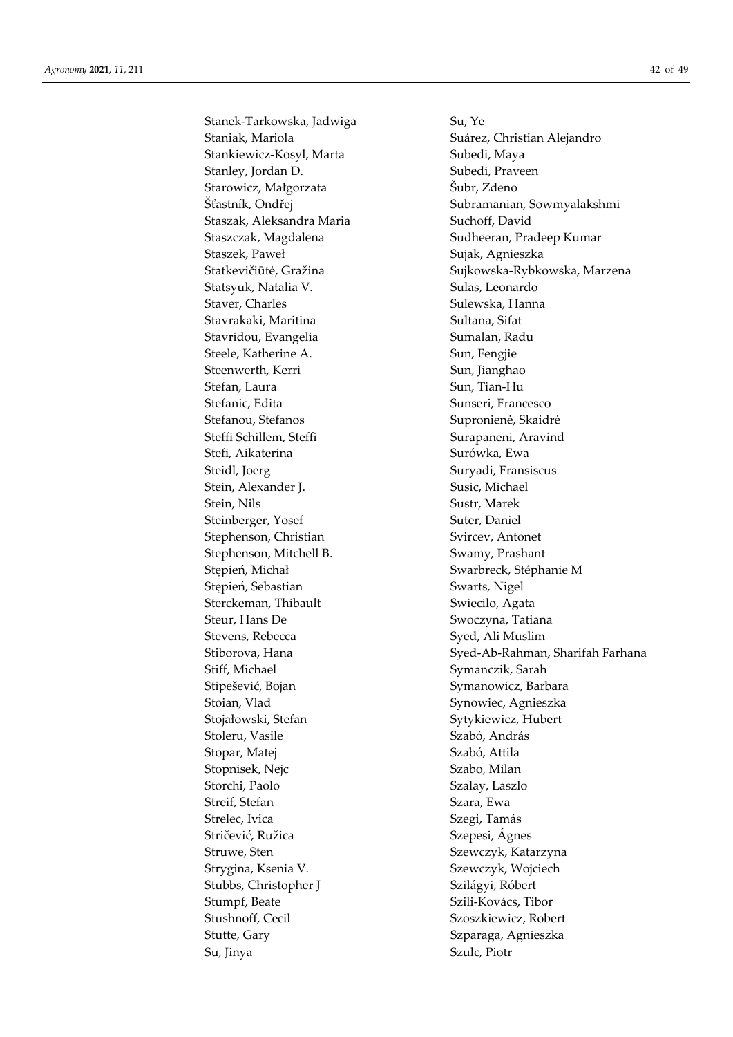Stanek-Tarkowska, Jadwiga
Staniak, Mariola
Stankiewicz-Kosyl, Marta
Stanley, Jordan D.
Starowicz, Małgorzata
Šťastník, Ondřej
Staszak, Aleksandra Maria
Staszczak, Magdalena
Staszek, Paweł
Statkevičiūtė, Gražina
Statsyuk, Natalia V.
Staver, Charles
Stavrakaki, Maritina
Stavridou, Evangelia
Steele, Katherine A.
Steenwerth, Kerri
Stefan, Laura
Stefanic, Edita
Stefanou, Stefanos
Steffi Schillem, Steffi
Stefi, Aikaterina
Steidl, Joerg
Stein, Alexander J.
Stein, Nils
Steinberger, Yosef
Stephenson, Christian
Stephenson, Mitchell B.
Stępień, Michał
Stępień, Sebastian
Sterckeman, Thibault
Steur, Hans De
Stevens, Rebecca
Stiborova, Hana
Stiff, Michael
Stipešević, Bojan
Stoian, Vlad
Stojałowski, Stefan
Stoleru, Vasile
Stopar, Matej
Stopnisek, Nejc
Storchi, Paolo
Streif, Stefan
Strelec, Ivica
Stričević, Ružica
Struwe, Sten
Strygina, Ksenia V.
Stubbs, Christopher J
Stumpf, Beate
Stushnoff, Cecil
Stutte, Gary
Su, Jinya
Su, Ye
Suárez, Christian Alejandro
Subedi, Maya
Subedi, Praveen
Šubr, Zdeno
Subramanian, Sowmyalakshmi
Suchoff, David
Sudheeran, Pradeep Kumar
Sujak, Agnieszka
Sujkowska-Rybkowska, Marzena
Sulas, Leonardo
Sulewska, Hanna
Sultana, Sifat
Sumalan, Radu
Sun, Fengjie
Sun, Jianghao
Sun, Tian-Hu
Sunseri, Francesco
Supronienė, Skaidrė
Surapaneni, Aravind
Surówka, Ewa
Suryadi, Fransiscus
Susic, Michael
Sustr, Marek
Suter, Daniel
Svircev, Antonet
Swamy, Prashant
Swarbreck, Stéphanie M
Swarts, Nigel
Swiecilo, Agata
Swoczyna, Tatiana
Syed, Ali Muslim
Syed-Ab-Rahman, Sharifah Farhana
Symanczik, Sarah
Symanowicz, Barbara
Synowiec, Agnieszka
Sytykiewicz, Hubert
Szabó, András
Szabó, Attila
Szabo, Milan
Szalay, Laszlo
Szara, Ewa
Szegi, Tamás
Szepesi, Ágnes
Szewczyk, Katarzyna
Szewczyk, Wojciech
Szilágyi, Róbert
Szili-Kovács, Tibor
Szoszkiewicz, Robert
Szparaga, Agnieszka
Szulc, Piotr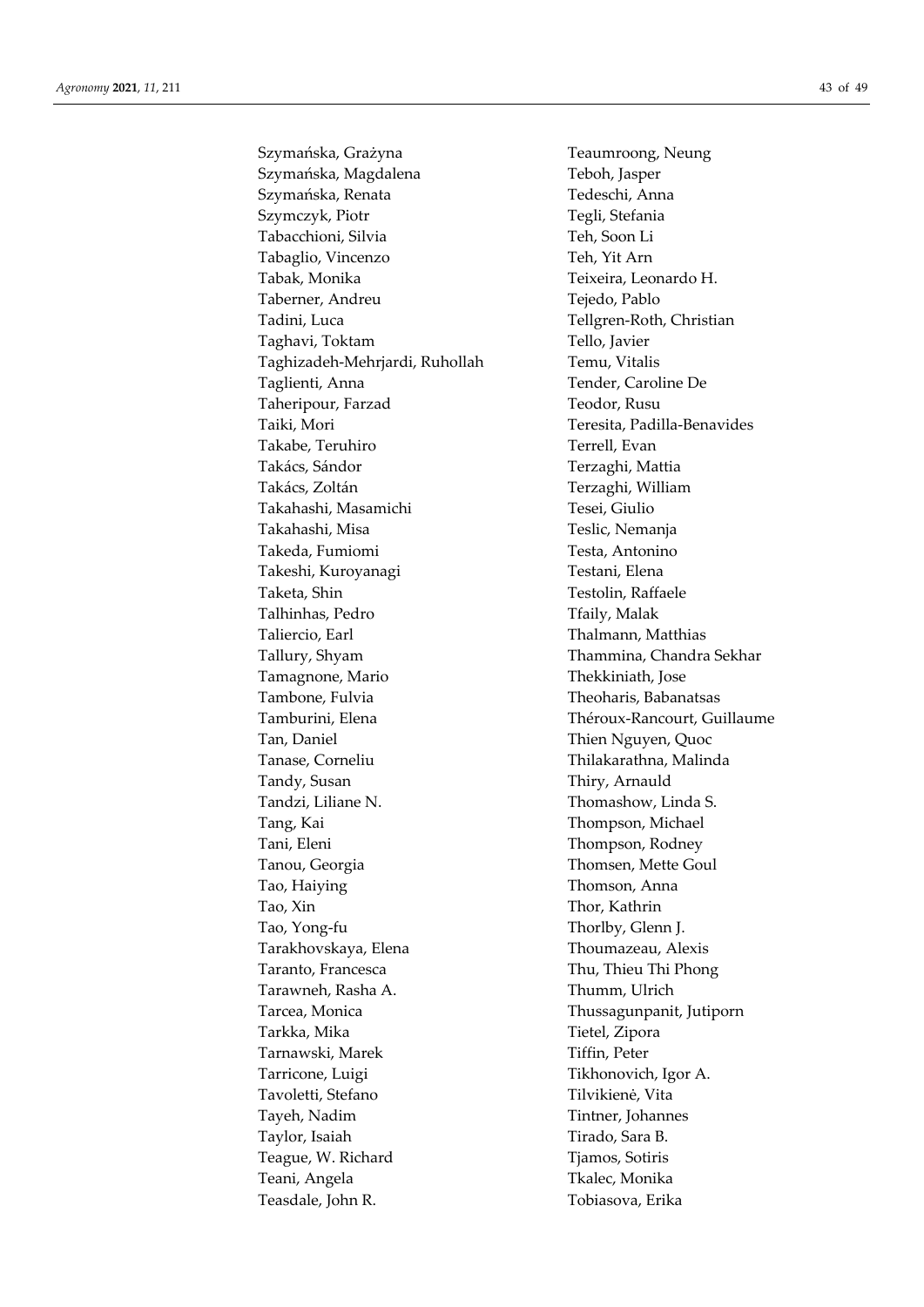Szymańska, Grażyna
Szymańska, Magdalena
Szymańska, Renata
Szymczyk, Piotr
Tabacchioni, Silvia
Tabaglio, Vincenzo
Tabak, Monika
Taberner, Andreu
Tadini, Luca
Taghavi, Toktam
Taghizadeh-Mehrjardi, Ruhollah
Taglienti, Anna
Taheripour, Farzad
Taiki, Mori
Takabe, Teruhiro
Takács, Sándor
Takács, Zoltán
Takahashi, Masamichi
Takahashi, Misa
Takeda, Fumiomi
Takeshi, Kuroyanagi
Taketa, Shin
Talhinhas, Pedro
Taliercio, Earl
Tallury, Shyam
Tamagnone, Mario
Tambone, Fulvia
Tamburini, Elena
Tan, Daniel
Tanase, Corneliu
Tandy, Susan
Tandzi, Liliane N.
Tang, Kai
Tani, Eleni
Tanou, Georgia
Tao, Haiying
Tao, Xin
Tao, Yong-fu
Tarakhovskaya, Elena
Taranto, Francesca
Tarawneh, Rasha A.
Tarcea, Monica
Tarkka, Mika
Tarnawski, Marek
Tarricone, Luigi
Tavoletti, Stefano
Tayeh, Nadim
Taylor, Isaiah
Teague, W. Richard
Teani, Angela
Teasdale, John R.
Teaumroong, Neung
Teboh, Jasper
Tedeschi, Anna
Tegli, Stefania
Teh, Soon Li
Teh, Yit Arn
Teixeira, Leonardo H.
Tejedo, Pablo
Tellgren-Roth, Christian
Tello, Javier
Temu, Vitalis
Tender, Caroline De
Teodor, Rusu
Teresita, Padilla-Benavides
Terrell, Evan
Terzaghi, Mattia
Terzaghi, William
Tesei, Giulio
Teslic, Nemanja
Testa, Antonino
Testani, Elena
Testolin, Raffaele
Tfaily, Malak
Thalmann, Matthias
Thammina, Chandra Sekhar
Thekkiniath, Jose
Theoharis, Babanatsas
Théroux-Rancourt, Guillaume
Thien Nguyen, Quoc
Thilakarathna, Malinda
Thiry, Arnauld
Thomashow, Linda S.
Thompson, Michael
Thompson, Rodney
Thomsen, Mette Goul
Thomson, Anna
Thor, Kathrin
Thorlby, Glenn J.
Thoumazeau, Alexis
Thu, Thieu Thi Phong
Thumm, Ulrich
Thussagunpanit, Jutiporn
Tietel, Zipora
Tiffin, Peter
Tikhonovich, Igor A.
Tilvikienė, Vita
Tintner, Johannes
Tirado, Sara B.
Tjamos, Sotiris
Tkalec, Monika
Tobiasova, Erika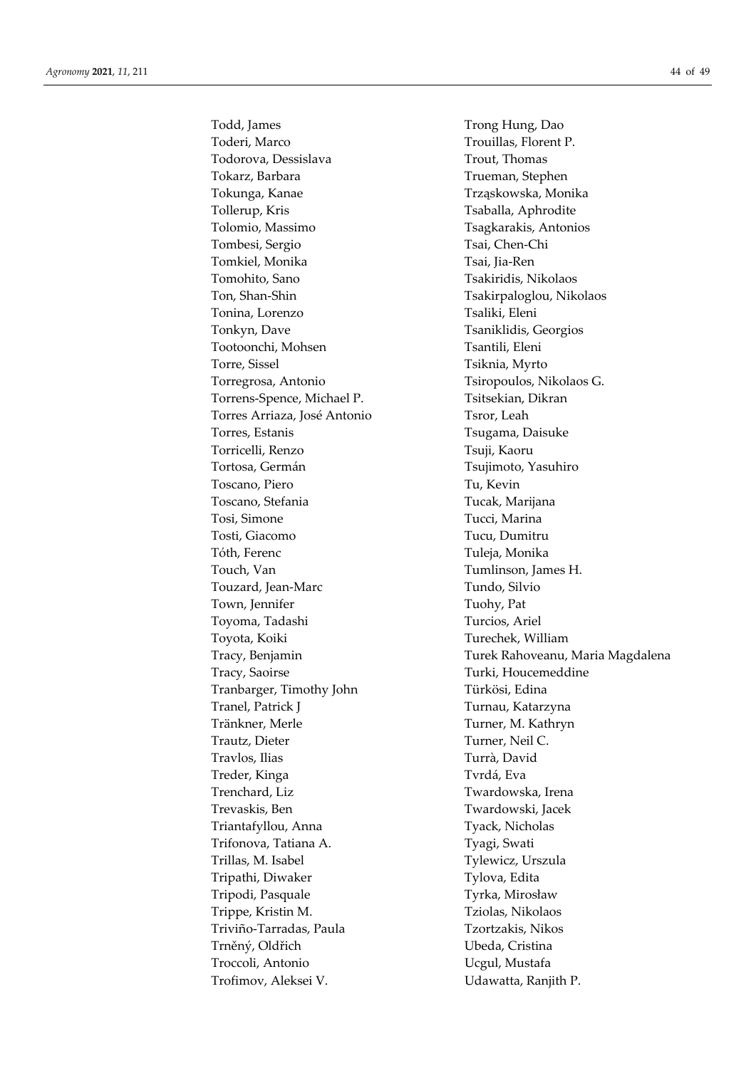Todd, James
Toderi, Marco
Todorova, Dessislava
Tokarz, Barbara
Tokunga, Kanae
Tollerup, Kris
Tolomio, Massimo
Tombesi, Sergio
Tomkiel, Monika
Tomohito, Sano
Ton, Shan-Shin
Tonina, Lorenzo
Tonkyn, Dave
Tootoonchi, Mohsen
Torre, Sissel
Torregrosa, Antonio
Torrens-Spence, Michael P.
Torres Arriaza, José Antonio
Torres, Estanis
Torricelli, Renzo
Tortosa, Germán
Toscano, Piero
Toscano, Stefania
Tosi, Simone
Tosti, Giacomo
Tóth, Ferenc
Touch, Van
Touzard, Jean-Marc
Town, Jennifer
Toyoma, Tadashi
Toyota, Koiki
Tracy, Benjamin
Tracy, Saoirse
Tranbarger, Timothy John
Tranel, Patrick J
Tränkner, Merle
Trautz, Dieter
Travlos, Ilias
Treder, Kinga
Trenchard, Liz
Trevaskis, Ben
Triantafyllou, Anna
Trifonova, Tatiana A.
Trillas, M. Isabel
Tripathi, Diwaker
Tripodi, Pasquale
Trippe, Kristin M.
Triviño-Tarradas, Paula
Trněný, Oldřich
Troccoli, Antonio
Trofimov, Aleksei V.
Trong Hung, Dao
Trouillas, Florent P.
Trout, Thomas
Trueman, Stephen
Trząskowska, Monika
Tsaballa, Aphrodite
Tsagkarakis, Antonios
Tsai, Chen-Chi
Tsai, Jia-Ren
Tsakiridis, Nikolaos
Tsakirpaloglou, Nikolaos
Tsaliki, Eleni
Tsaniklidis, Georgios
Tsantili, Eleni
Tsiknia, Myrto
Tsiropoulos, Nikolaos G.
Tsitsekian, Dikran
Tsror, Leah
Tsugama, Daisuke
Tsuji, Kaoru
Tsujimoto, Yasuhiro
Tu, Kevin
Tucak, Marijana
Tucci, Marina
Tucu, Dumitru
Tuleja, Monika
Tumlinson, James H.
Tundo, Silvio
Tuohy, Pat
Turcios, Ariel
Turechek, William
Turek Rahoveanu, Maria Magdalena
Turki, Houcemeddine
Türkösi, Edina
Turnau, Katarzyna
Turner, M. Kathryn
Turner, Neil C.
Turrà, David
Tvrdá, Eva
Twardowska, Irena
Twardowski, Jacek
Tyack, Nicholas
Tyagi, Swati
Tylewicz, Urszula
Tylova, Edita
Tyrka, Mirosław
Tziolas, Nikolaos
Tzortzakis, Nikos
Ubeda, Cristina
Ucgul, Mustafa
Udawatta, Ranjith P.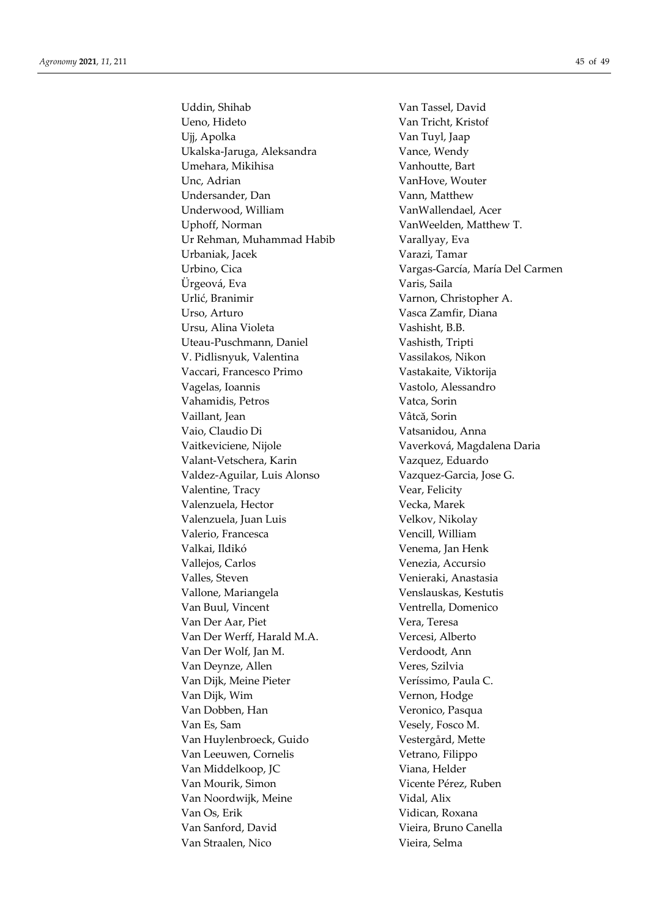Uddin, Shihab
Ueno, Hideto
Ujj, Apolka
Ukalska-Jaruga, Aleksandra
Umehara, Mikihisa
Unc, Adrian
Undersander, Dan
Underwood, William
Uphoff, Norman
Ur Rehman, Muhammad Habib
Urbaniak, Jacek
Urbino, Cica
Ürgeová, Eva
Urlić, Branimir
Urso, Arturo
Ursu, Alina Violeta
Uteau-Puschmann, Daniel
V. Pidlisnyuk, Valentina
Vaccari, Francesco Primo
Vagelas, Ioannis
Vahamidis, Petros
Vaillant, Jean
Vaio, Claudio Di
Vaitkeviciene, Nijole
Valant-Vetschera, Karin
Valdez-Aguilar, Luis Alonso
Valentine, Tracy
Valenzuela, Hector
Valenzuela, Juan Luis
Valerio, Francesca
Valkai, Ildikó
Vallejos, Carlos
Valles, Steven
Vallone, Mariangela
Van Buul, Vincent
Van Der Aar, Piet
Van Der Werff, Harald M.A.
Van Der Wolf, Jan M.
Van Deynze, Allen
Van Dijk, Meine Pieter
Van Dijk, Wim
Van Dobben, Han
Van Es, Sam
Van Huylenbroeck, Guido
Van Leeuwen, Cornelis
Van Middelkoop, JC
Van Mourik, Simon
Van Noordwijk, Meine
Van Os, Erik
Van Sanford, David
Van Straalen, Nico
Van Tassel, David
Van Tricht, Kristof
Van Tuyl, Jaap
Vance, Wendy
Vanhoutte, Bart
VanHove, Wouter
Vann, Matthew
VanWallendael, Acer
VanWeelden, Matthew T.
Varallyay, Eva
Varazi, Tamar
Vargas-García, María Del Carmen
Varis, Saila
Varnon, Christopher A.
Vasca Zamfir, Diana
Vashisht, B.B.
Vashisth, Tripti
Vassilakos, Nikon
Vastakaite, Viktorija
Vastolo, Alessandro
Vatca, Sorin
Vâtcă, Sorin
Vatsanidou, Anna
Vaverková, Magdalena Daria
Vazquez, Eduardo
Vazquez-Garcia, Jose G.
Vear, Felicity
Vecka, Marek
Velkov, Nikolay
Vencill, William
Venema, Jan Henk
Venezia, Accursio
Venieraki, Anastasia
Venslauskas, Kestutis
Ventrella, Domenico
Vera, Teresa
Vercesi, Alberto
Verdoodt, Ann
Veres, Szilvia
Veríssimo, Paula C.
Vernon, Hodge
Veronico, Pasqua
Vesely, Fosco M.
Vestergård, Mette
Vetrano, Filippo
Viana, Helder
Vicente Pérez, Ruben
Vidal, Alix
Vidican, Roxana
Vieira, Bruno Canella
Vieira, Selma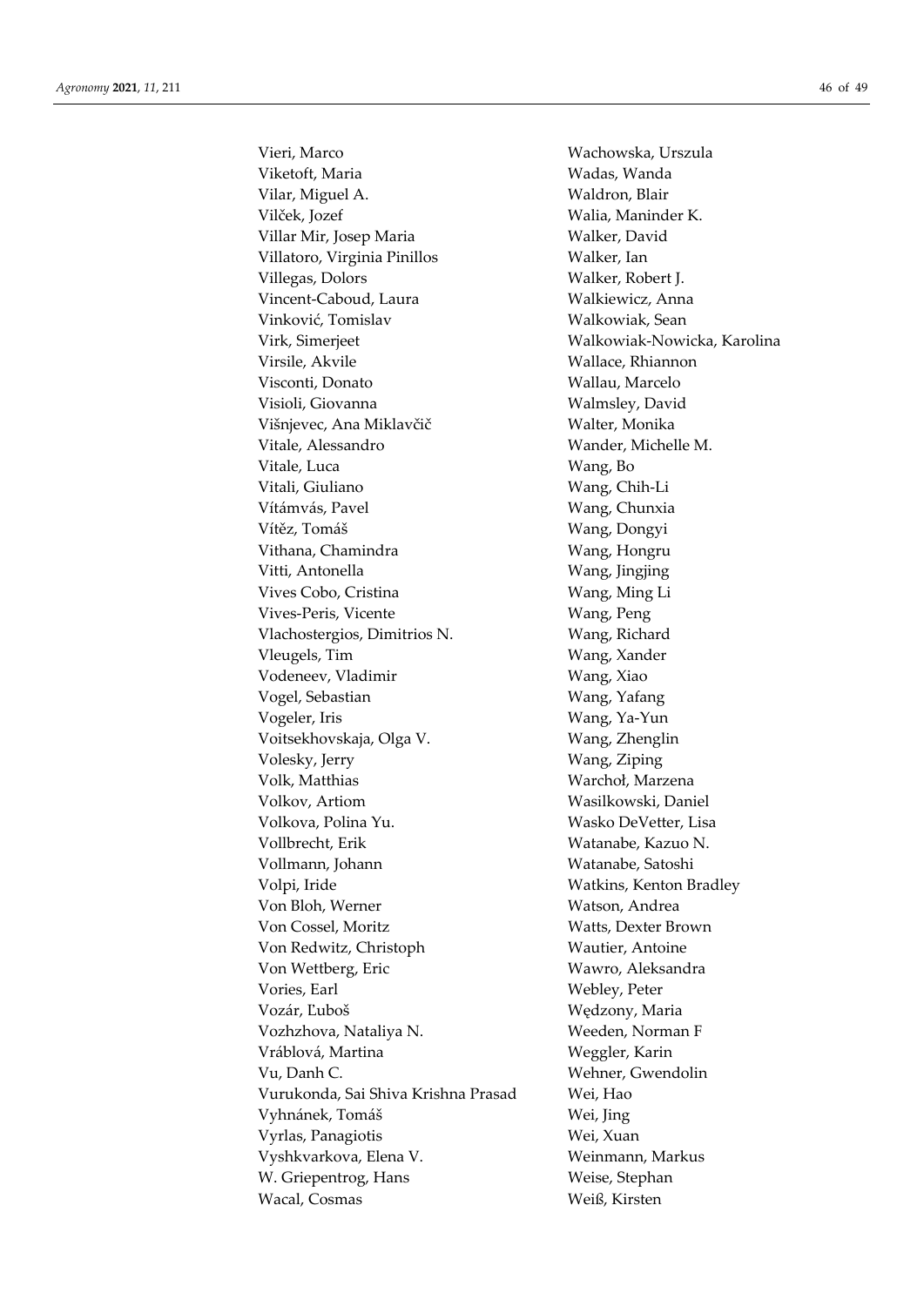Vieri, Marco
Viketoft, Maria
Vilar, Miguel A.
Vilček, Jozef
Villar Mir, Josep Maria
Villatoro, Virginia Pinillos
Villegas, Dolors
Vincent-Caboud, Laura
Vinković, Tomislav
Virk, Simerjeet
Virsile, Akvile
Visconti, Donato
Visioli, Giovanna
Višnjevec, Ana Miklavčič
Vitale, Alessandro
Vitale, Luca
Vitali, Giuliano
Vítámvás, Pavel
Vítěz, Tomáš
Vithana, Chamindra
Vitti, Antonella
Vives Cobo, Cristina
Vives-Peris, Vicente
Vlachostergios, Dimitrios N.
Vleugels, Tim
Vodeneev, Vladimir
Vogel, Sebastian
Vogeler, Iris
Voitsekhovskaja, Olga V.
Volesky, Jerry
Volk, Matthias
Volkov, Artiom
Volkova, Polina Yu.
Vollbrecht, Erik
Vollmann, Johann
Volpi, Iride
Von Bloh, Werner
Von Cossel, Moritz
Von Redwitz, Christoph
Von Wettberg, Eric
Vories, Earl
Vozár, Ľuboš
Vozhzhova, Nataliya N.
Vráblová, Martina
Vu, Danh C.
Vurukonda, Sai Shiva Krishna Prasad
Vyhnánek, Tomáš
Vyrlas, Panagiotis
Vyshkvarkova, Elena V.
W. Griepentrog, Hans
Wacal, Cosmas
Wachowska, Urszula
Wadas, Wanda
Waldron, Blair
Walia, Maninder K.
Walker, David
Walker, Ian
Walker, Robert J.
Walkiewicz, Anna
Walkowiak, Sean
Walkowiak-Nowicka, Karolina
Wallace, Rhiannon
Wallau, Marcelo
Walmsley, David
Walter, Monika
Wander, Michelle M.
Wang, Bo
Wang, Chih-Li
Wang, Chunxia
Wang, Dongyi
Wang, Hongru
Wang, Jingjing
Wang, Ming Li
Wang, Peng
Wang, Richard
Wang, Xander
Wang, Xiao
Wang, Yafang
Wang, Ya-Yun
Wang, Zhenglin
Wang, Ziping
Warchoł, Marzena
Wasilkowski, Daniel
Wasko DeVetter, Lisa
Watanabe, Kazuo N.
Watanabe, Satoshi
Watkins, Kenton Bradley
Watson, Andrea
Watts, Dexter Brown
Wautier, Antoine
Wawro, Aleksandra
Webley, Peter
Wędzony, Maria
Weeden, Norman F
Weggler, Karin
Wehner, Gwendolin
Wei, Hao
Wei, Jing
Wei, Xuan
Weinmann, Markus
Weise, Stephan
Weiß, Kirsten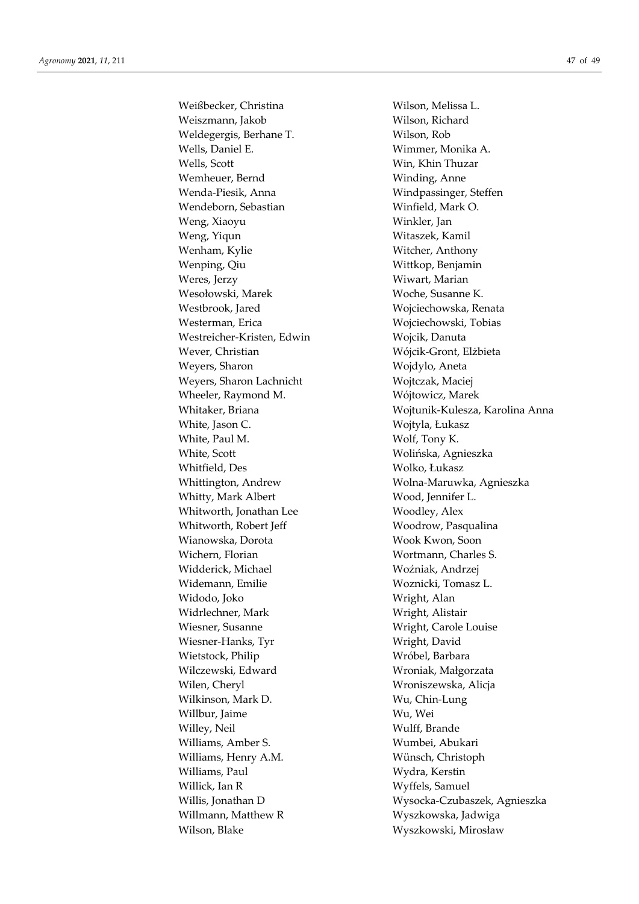Weißbecker, Christina
Weiszmann, Jakob
Weldegergis, Berhane T.
Wells, Daniel E.
Wells, Scott
Wemheuer, Bernd
Wenda-Piesik, Anna
Wendeborn, Sebastian
Weng, Xiaoyu
Weng, Yiqun
Wenham, Kylie
Wenping, Qiu
Weres, Jerzy
Wesołowski, Marek
Westbrook, Jared
Westerman, Erica
Westreicher-Kristen, Edwin
Wever, Christian
Weyers, Sharon
Weyers, Sharon Lachnicht
Wheeler, Raymond M.
Whitaker, Briana
White, Jason C.
White, Paul M.
White, Scott
Whitfield, Des
Whittington, Andrew
Whitty, Mark Albert
Whitworth, Jonathan Lee
Whitworth, Robert Jeff
Wianowska, Dorota
Wichern, Florian
Widderick, Michael
Widemann, Emilie
Widodo, Joko
Widrlechner, Mark
Wiesner, Susanne
Wiesner-Hanks, Tyr
Wietstock, Philip
Wilczewski, Edward
Wilen, Cheryl
Wilkinson, Mark D.
Willbur, Jaime
Willey, Neil
Williams, Amber S.
Williams, Henry A.M.
Williams, Paul
Willick, Ian R
Willis, Jonathan D
Willmann, Matthew R
Wilson, Blake
Wilson, Melissa L.
Wilson, Richard
Wilson, Rob
Wimmer, Monika A.
Win, Khin Thuzar
Winding, Anne
Windpassinger, Steffen
Winfield, Mark O.
Winkler, Jan
Witaszek, Kamil
Witcher, Anthony
Wittkop, Benjamin
Wiwart, Marian
Woche, Susanne K.
Wojciechowska, Renata
Wojciechowski, Tobias
Wojcik, Danuta
Wójcik-Gront, Elżbieta
Wojdylo, Aneta
Wojtczak, Maciej
Wójtowicz, Marek
Wojtunik-Kulesza, Karolina Anna
Wojtyla, Łukasz
Wolf, Tony K.
Wolińska, Agnieszka
Wolko, Łukasz
Wolna-Maruwka, Agnieszka
Wood, Jennifer L.
Woodley, Alex
Woodrow, Pasqualina
Wook Kwon, Soon
Wortmann, Charles S.
Woźniak, Andrzej
Woznicki, Tomasz L.
Wright, Alan
Wright, Alistair
Wright, Carole Louise
Wright, David
Wróbel, Barbara
Wroniak, Małgorzata
Wroniszewska, Alicja
Wu, Chin-Lung
Wu, Wei
Wulff, Brande
Wumbei, Abukari
Wünsch, Christoph
Wydra, Kerstin
Wyffels, Samuel
Wysocka-Czubaszek, Agnieszka
Wyszkowska, Jadwiga
Wyszkowski, Mirosław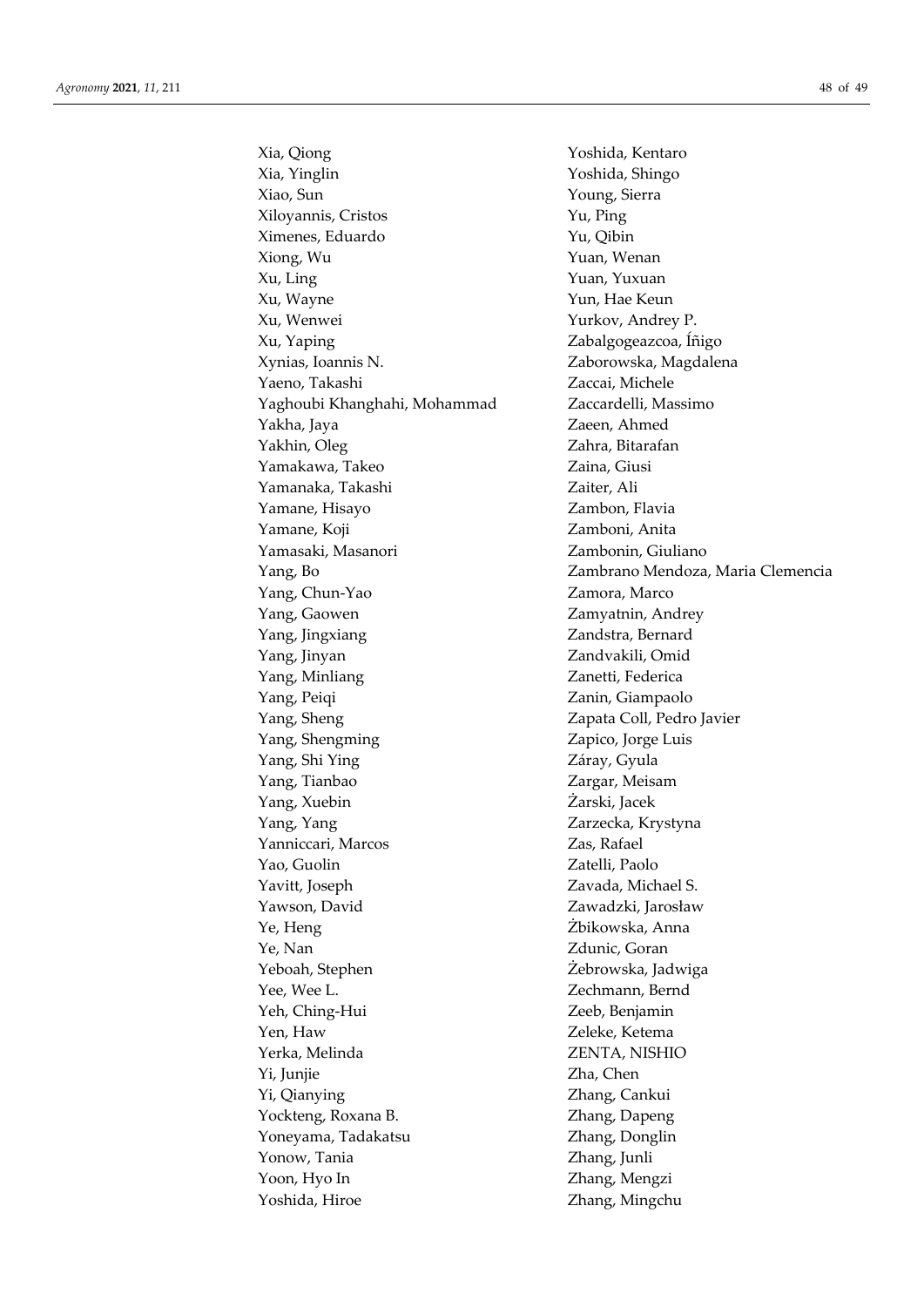Xia, Qiong
Xia, Yinglin
Xiao, Sun
Xiloyannis, Cristos
Ximenes, Eduardo
Xiong, Wu
Xu, Ling
Xu, Wayne
Xu, Wenwei
Xu, Yaping
Xynias, Ioannis N.
Yaeno, Takashi
Yaghoubi Khanghahi, Mohammad
Yakha, Jaya
Yakhin, Oleg
Yamakawa, Takeo
Yamanaka, Takashi
Yamane, Hisayo
Yamane, Koji
Yamasaki, Masanori
Yang, Bo
Yang, Chun-Yao
Yang, Gaowen
Yang, Jingxiang
Yang, Jinyan
Yang, Minliang
Yang, Peiqi
Yang, Sheng
Yang, Shengming
Yang, Shi Ying
Yang, Tianbao
Yang, Xuebin
Yang, Yang
Yanniccari, Marcos
Yao, Guolin
Yavitt, Joseph
Yawson, David
Ye, Heng
Ye, Nan
Yeboah, Stephen
Yee, Wee L.
Yeh, Ching-Hui
Yen, Haw
Yerka, Melinda
Yi, Junjie
Yi, Qianying
Yockteng, Roxana B.
Yoneyama, Tadakatsu
Yonow, Tania
Yoon, Hyo In
Yoshida, Hiroe
Yoshida, Kentaro
Yoshida, Shingo
Young, Sierra
Yu, Ping
Yu, Qibin
Yuan, Wenan
Yuan, Yuxuan
Yun, Hae Keun
Yurkov, Andrey P.
Zabalgogeazcoa, Íñigo
Zaborowska, Magdalena
Zaccai, Michele
Zaccardelli, Massimo
Zaeen, Ahmed
Zahra, Bitarafan
Zaina, Giusi
Zaiter, Ali
Zambon, Flavia
Zamboni, Anita
Zambonin, Giuliano
Zambrano Mendoza, Maria Clemencia
Zamora, Marco
Zamyatnin, Andrey
Zandstra, Bernard
Zandvakili, Omid
Zanetti, Federica
Zanin, Giampaolo
Zapata Coll, Pedro Javier
Zapico, Jorge Luis
Záray, Gyula
Zargar, Meisam
Żarski, Jacek
Zarzecka, Krystyna
Zas, Rafael
Zatelli, Paolo
Zavada, Michael S.
Zawadzki, Jarosław
Żbikowska, Anna
Zdunic, Goran
Żebrowska, Jadwiga
Zechmann, Bernd
Zeeb, Benjamin
Zeleke, Ketema
ZENTA, NISHIO
Zha, Chen
Zhang, Cankui
Zhang, Dapeng
Zhang, Donglin
Zhang, Junli
Zhang, Mengzi
Zhang, Mingchu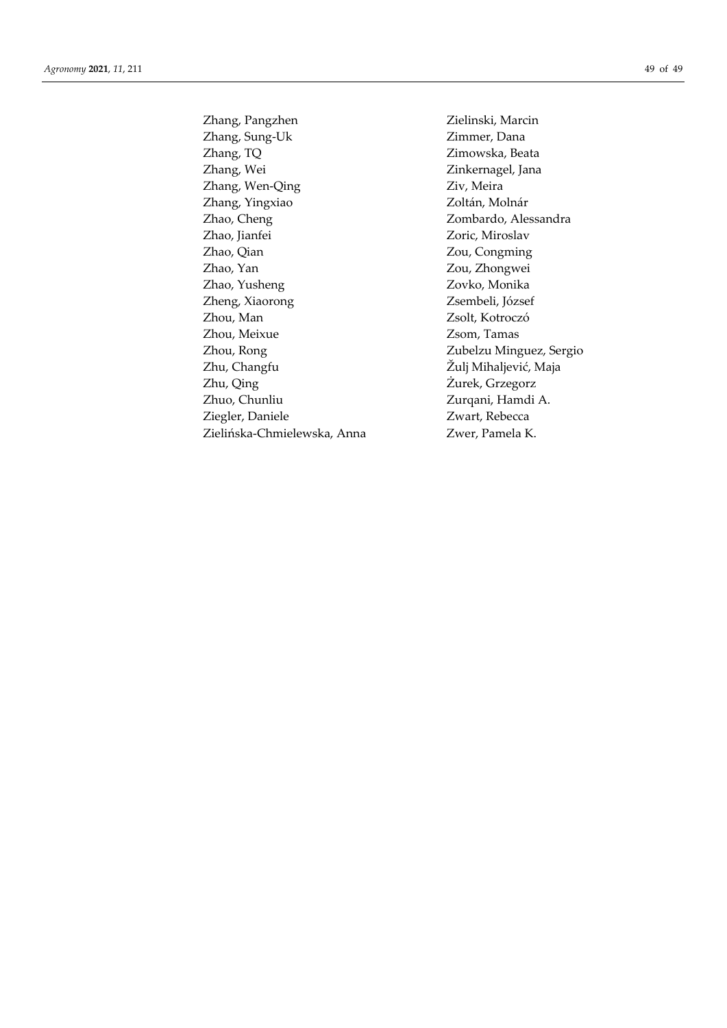Zhang, Pangzhen
Zhang, Sung-Uk
Zhang, TQ
Zhang, Wei
Zhang, Wen-Qing
Zhang, Yingxiao
Zhao, Cheng
Zhao, Jianfei
Zhao, Qian
Zhao, Yan
Zhao, Yusheng
Zheng, Xiaorong
Zhou, Man
Zhou, Meixue
Zhou, Rong
Zhu, Changfu
Zhu, Qing
Zhuo, Chunliu
Ziegler, Daniele
Zielińska-Chmielewska, Anna
Zielinski, Marcin
Zimmer, Dana
Zimowska, Beata
Zinkernagel, Jana
Ziv, Meira
Zoltán, Molnár
Zombardo, Alessandra
Zoric, Miroslav
Zou, Congming
Zou, Zhongwei
Zovko, Monika
Zsembeli, József
Zsolt, Kotroczó
Zsom, Tamas
Zubelzu Minguez, Sergio
Žulj Mihaljević, Maja
Żurek, Grzegorz
Zurqani, Hamdi A.
Zwart, Rebecca
Zwer, Pamela K.